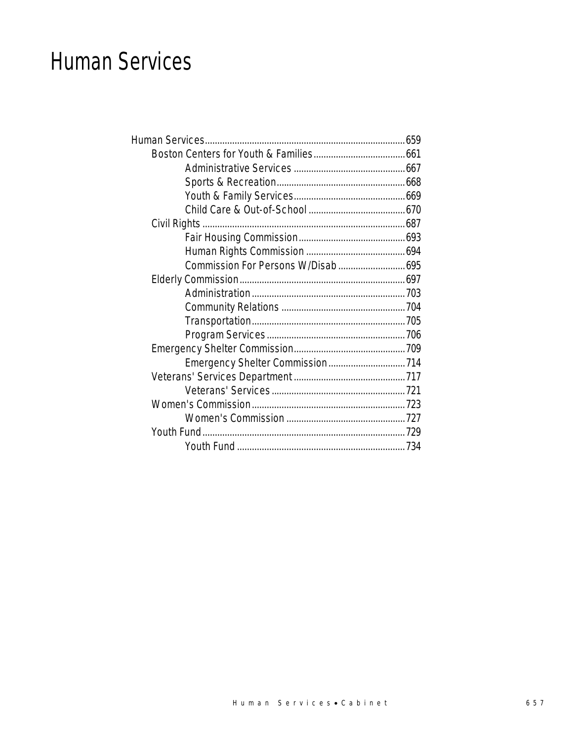# Human Services

- Human Services ........ 659
  - Boston Centers for Youth & Families ........ 661
    - Administrative Services ........ 667
    - Sports & Recreation ........ 668
    - Youth & Family Services ........ 669
    - Child Care & Out-of-School ........ 670
  - Civil Rights ........ 687
    - Fair Housing Commission ........ 693
    - Human Rights Commission ........ 694
    - Commission For Persons W/Disab ........ 695
  - Elderly Commission ........ 697
    - Administration ........ 703
    - Community Relations ........ 704
    - Transportation ........ 705
    - Program Services ........ 706
  - Emergency Shelter Commission ........ 709
    - Emergency Shelter Commission ........ 714
  - Veterans' Services Department ........ 717
    - Veterans' Services ........ 721
  - Women's Commission ........ 723
    - Women's Commission ........ 727
  - Youth Fund ........ 729
    - Youth Fund ........ 734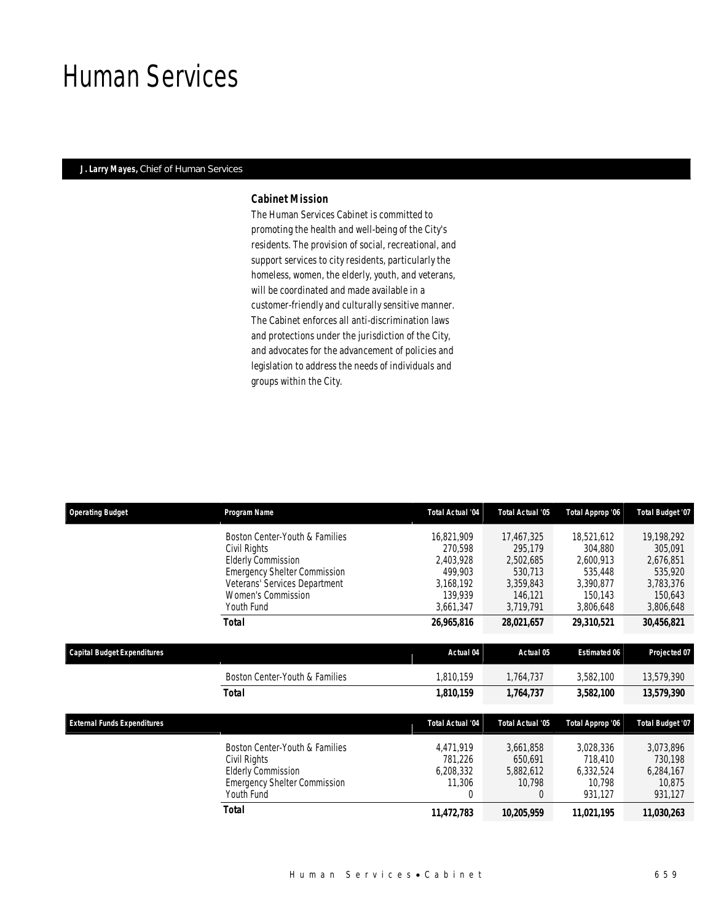# Human Services

**J. Larry Mayes,** Chief of Human Services

### Cabinet Mission

The Human Services Cabinet is committed to promoting the health and well-being of the City's residents. The provision of social, recreational, and support services to city residents, particularly the homeless, women, the elderly, youth, and veterans, will be coordinated and made available in a customer-friendly and culturally sensitive manner. The Cabinet enforces all anti-discrimination laws and protections under the jurisdiction of the City, and advocates for the advancement of policies and legislation to address the needs of individuals and groups within the City.

| Operating Budget | Program Name | Total Actual '04 | Total Actual '05 | Total Approp '06 | Total Budget '07 |
|---|---|---|---|---|---|
| | Boston Center-Youth & Families | 16,821,909 | 17,467,325 | 18,521,612 | 19,198,292 |
| | Civil Rights | 270,598 | 295,179 | 304,880 | 305,091 |
| | Elderly Commission | 2,403,928 | 2,502,685 | 2,600,913 | 2,676,851 |
| | Emergency Shelter Commission | 499,903 | 530,713 | 535,448 | 535,920 |
| | Veterans' Services Department | 3,168,192 | 3,359,843 | 3,390,877 | 3,783,376 |
| | Women's Commission | 139,939 | 146,121 | 150,143 | 150,643 |
| | Youth Fund | 3,661,347 | 3,719,791 | 3,806,648 | 3,806,648 |
| | **Total** | **26,965,816** | **28,021,657** | **29,310,521** | **30,456,821** |

| Capital Budget Expenditures | | Actual 04 | Actual 05 | Estimated 06 | Projected 07 |
|---|---|---|---|---|---|
| | Boston Center-Youth & Families | 1,810,159 | 1,764,737 | 3,582,100 | 13,579,390 |
| | **Total** | **1,810,159** | **1,764,737** | **3,582,100** | **13,579,390** |

| External Funds Expenditures | | Total Actual '04 | Total Actual '05 | Total Approp '06 | Total Budget '07 |
|---|---|---|---|---|---|
| | Boston Center-Youth & Families | 4,471,919 | 3,661,858 | 3,028,336 | 3,073,896 |
| | Civil Rights | 781,226 | 650,691 | 718,410 | 730,198 |
| | Elderly Commission | 6,208,332 | 5,882,612 | 6,332,524 | 6,284,167 |
| | Emergency Shelter Commission | 11,306 | 10,798 | 10,798 | 10,875 |
| | Youth Fund | 0 | 0 | 931,127 | 931,127 |
| | **Total** | **11,472,783** | **10,205,959** | **11,021,195** | **11,030,263** |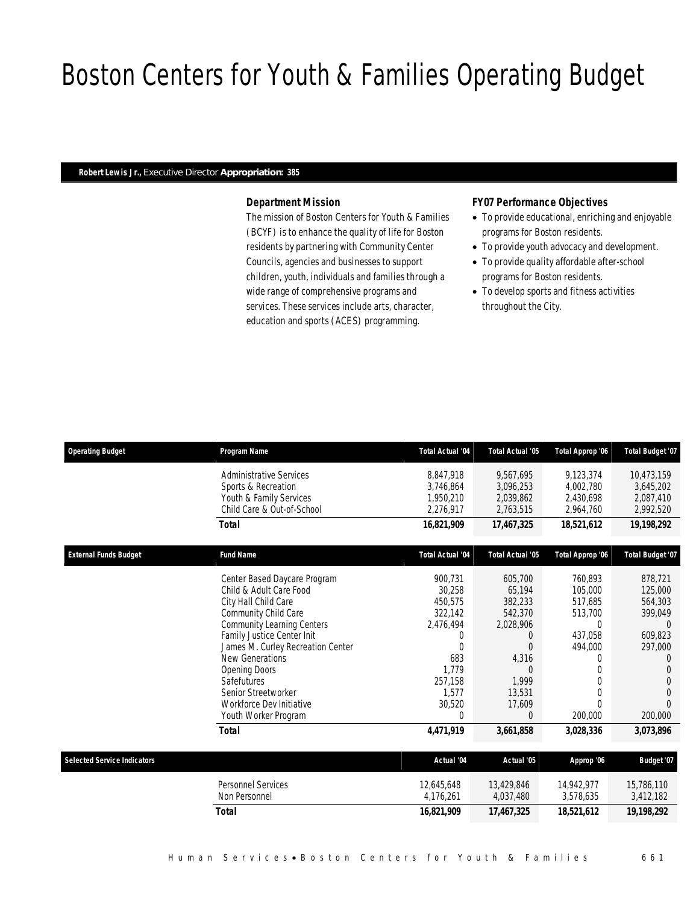# Boston Centers for Youth & Families Operating Budget

**Robert Lewis Jr.,** Executive Director **Appropriation: 385**

### Department Mission

The mission of Boston Centers for Youth & Families (BCYF) is to enhance the quality of life for Boston residents by partnering with Community Center Councils, agencies and businesses to support children, youth, individuals and families through a wide range of comprehensive programs and services. These services include arts, character, education and sports (ACES) programming.

### FY07 Performance Objectives

- To provide educational, enriching and enjoyable programs for Boston residents.
- To provide youth advocacy and development.
- To provide quality affordable after-school programs for Boston residents.
- To develop sports and fitness activities throughout the City.

| Operating Budget | Program Name | Total Actual '04 | Total Actual '05 | Total Approp '06 | Total Budget '07 |
|---|---|---|---|---|---|
| | Administrative Services | 8,847,918 | 9,567,695 | 9,123,374 | 10,473,159 |
| | Sports & Recreation | 3,746,864 | 3,096,253 | 4,002,780 | 3,645,202 |
| | Youth & Family Services | 1,950,210 | 2,039,862 | 2,430,698 | 2,087,410 |
| | Child Care & Out-of-School | 2,276,917 | 2,763,515 | 2,964,760 | 2,992,520 |
| | ***Total*** | ***16,821,909*** | ***17,467,325*** | ***18,521,612*** | ***19,198,292*** |

| External Funds Budget | Fund Name | Total Actual '04 | Total Actual '05 | Total Approp '06 | Total Budget '07 |
|---|---|---|---|---|---|
| | Center Based Daycare Program | 900,731 | 605,700 | 760,893 | 878,721 |
| | Child & Adult Care Food | 30,258 | 65,194 | 105,000 | 125,000 |
| | City Hall Child Care | 450,575 | 382,233 | 517,685 | 564,303 |
| | Community Child Care | 322,142 | 542,370 | 513,700 | 399,049 |
| | Community Learning Centers | 2,476,494 | 2,028,906 | 0 | 0 |
| | Family Justice Center Init | 0 | 0 | 437,058 | 609,823 |
| | James M. Curley Recreation Center | 0 | 0 | 494,000 | 297,000 |
| | New Generations | 683 | 4,316 | 0 | 0 |
| | Opening Doors | 1,779 | 0 | 0 | 0 |
| | Safefutures | 257,158 | 1,999 | 0 | 0 |
| | Senior Streetworker | 1,577 | 13,531 | 0 | 0 |
| | Workforce Dev Initiative | 30,520 | 17,609 | 0 | 0 |
| | Youth Worker Program | 0 | 0 | 200,000 | 200,000 |
| | ***Total*** | ***4,471,919*** | ***3,661,858*** | ***3,028,336*** | ***3,073,896*** |

| Selected Service Indicators | | Actual '04 | Actual '05 | Approp '06 | Budget '07 |
|---|---|---|---|---|---|
| | Personnel Services | 12,645,648 | 13,429,846 | 14,942,977 | 15,786,110 |
| | Non Personnel | 4,176,261 | 4,037,480 | 3,578,635 | 3,412,182 |
| | ***Total*** | ***16,821,909*** | ***17,467,325*** | ***18,521,612*** | ***19,198,292*** |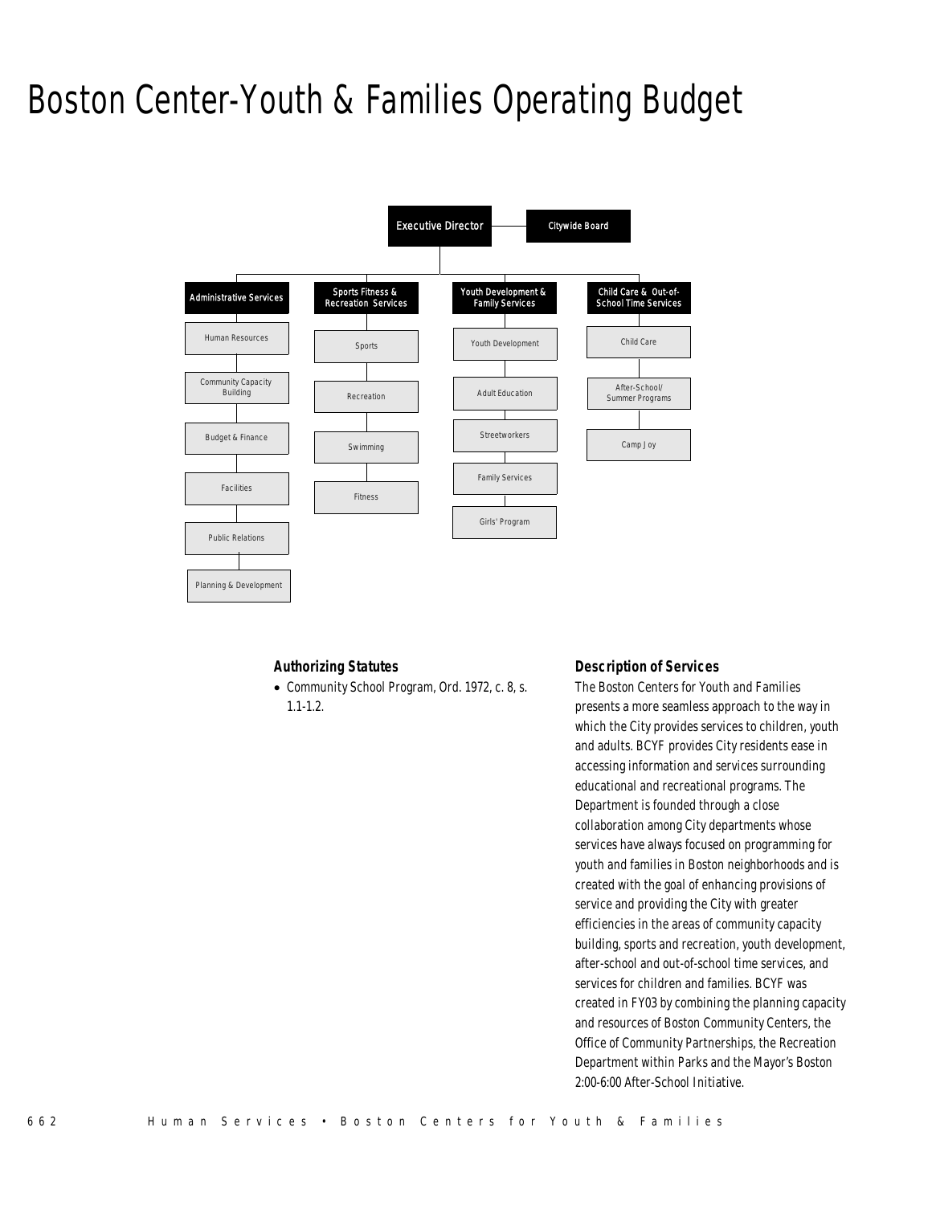# Boston Center-Youth & Families Operating Budget

- Executive Director
  - Citywide Board
  - Administrative Services
    - Human Resources
    - Community Capacity Building
    - Budget & Finance
    - Facilities
    - Public Relations
    - Planning & Development
  - Sports Fitness & Recreation Services
    - Sports
    - Recreation
    - Swimming
    - Fitness
  - Youth Development & Family Services
    - Youth Development
    - Adult Education
    - Streetworkers
    - Family Services
    - Girls' Program
  - Child Care & Out-of-School Time Services
    - Child Care
    - After-School/ Summer Programs
    - Camp Joy

### Authorizing Statutes

- Community School Program, Ord. 1972, c. 8, s. 1.1-1.2.

### Description of Services

The Boston Centers for Youth and Families presents a more seamless approach to the way in which the City provides services to children, youth and adults. BCYF provides City residents ease in accessing information and services surrounding educational and recreational programs. The Department is founded through a close collaboration among City departments whose services have always focused on programming for youth and families in Boston neighborhoods and is created with the goal of enhancing provisions of service and providing the City with greater efficiencies in the areas of community capacity building, sports and recreation, youth development, after-school and out-of-school time services, and services for children and families. BCYF was created in FY03 by combining the planning capacity and resources of Boston Community Centers, the Office of Community Partnerships, the Recreation Department within Parks and the Mayor's Boston 2:00-6:00 After-School Initiative.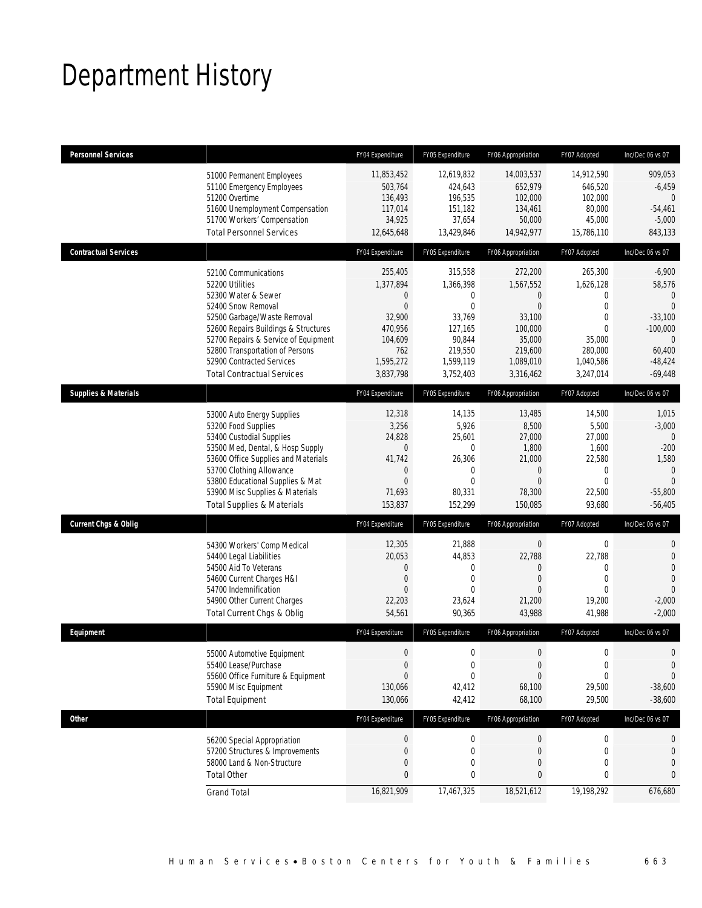# Department History

| Personnel Services | | FY04 Expenditure | FY05 Expenditure | FY06 Appropriation | FY07 Adopted | Inc/Dec 06 vs 07 |
|---|---|---|---|---|---|---|
| | 51000 Permanent Employees | 11,853,452 | 12,619,832 | 14,003,537 | 14,912,590 | 909,053 |
| | 51100 Emergency Employees | 503,764 | 424,643 | 652,979 | 646,520 | -6,459 |
| | 51200 Overtime | 136,493 | 196,535 | 102,000 | 102,000 | 0 |
| | 51600 Unemployment Compensation | 117,014 | 151,182 | 134,461 | 80,000 | -54,461 |
| | 51700 Workers' Compensation | 34,925 | 37,654 | 50,000 | 45,000 | -5,000 |
| | Total Personnel Services | 12,645,648 | 13,429,846 | 14,942,977 | 15,786,110 | 843,133 |
| **Contractual Services** | | FY04 Expenditure | FY05 Expenditure | FY06 Appropriation | FY07 Adopted | Inc/Dec 06 vs 07 |
| | 52100 Communications | 255,405 | 315,558 | 272,200 | 265,300 | -6,900 |
| | 52200 Utilities | 1,377,894 | 1,366,398 | 1,567,552 | 1,626,128 | 58,576 |
| | 52300 Water & Sewer | 0 | 0 | 0 | 0 | 0 |
| | 52400 Snow Removal | 0 | 0 | 0 | 0 | 0 |
| | 52500 Garbage/Waste Removal | 32,900 | 33,769 | 33,100 | 0 | -33,100 |
| | 52600 Repairs Buildings & Structures | 470,956 | 127,165 | 100,000 | 0 | -100,000 |
| | 52700 Repairs & Service of Equipment | 104,609 | 90,844 | 35,000 | 35,000 | 0 |
| | 52800 Transportation of Persons | 762 | 219,550 | 219,600 | 280,000 | 60,400 |
| | 52900 Contracted Services | 1,595,272 | 1,599,119 | 1,089,010 | 1,040,586 | -48,424 |
| | Total Contractual Services | 3,837,798 | 3,752,403 | 3,316,462 | 3,247,014 | -69,448 |
| **Supplies & Materials** | | FY04 Expenditure | FY05 Expenditure | FY06 Appropriation | FY07 Adopted | Inc/Dec 06 vs 07 |
| | 53000 Auto Energy Supplies | 12,318 | 14,135 | 13,485 | 14,500 | 1,015 |
| | 53200 Food Supplies | 3,256 | 5,926 | 8,500 | 5,500 | -3,000 |
| | 53400 Custodial Supplies | 24,828 | 25,601 | 27,000 | 27,000 | 0 |
| | 53500 Med, Dental, & Hosp Supply | 0 | 0 | 1,800 | 1,600 | -200 |
| | 53600 Office Supplies and Materials | 41,742 | 26,306 | 21,000 | 22,580 | 1,580 |
| | 53700 Clothing Allowance | 0 | 0 | 0 | 0 | 0 |
| | 53800 Educational Supplies & Mat | 0 | 0 | 0 | 0 | 0 |
| | 53900 Misc Supplies & Materials | 71,693 | 80,331 | 78,300 | 22,500 | -55,800 |
| | Total Supplies & Materials | 153,837 | 152,299 | 150,085 | 93,680 | -56,405 |
| **Current Chgs & Oblig** | | FY04 Expenditure | FY05 Expenditure | FY06 Appropriation | FY07 Adopted | Inc/Dec 06 vs 07 |
| | 54300 Workers' Comp Medical | 12,305 | 21,888 | 0 | 0 | 0 |
| | 54400 Legal Liabilities | 20,053 | 44,853 | 22,788 | 22,788 | 0 |
| | 54500 Aid To Veterans | 0 | 0 | 0 | 0 | 0 |
| | 54600 Current Charges H&I | 0 | 0 | 0 | 0 | 0 |
| | 54700 Indemnification | 0 | 0 | 0 | 0 | 0 |
| | 54900 Other Current Charges | 22,203 | 23,624 | 21,200 | 19,200 | -2,000 |
| | Total Current Chgs & Oblig | 54,561 | 90,365 | 43,988 | 41,988 | -2,000 |
| **Equipment** | | FY04 Expenditure | FY05 Expenditure | FY06 Appropriation | FY07 Adopted | Inc/Dec 06 vs 07 |
| | 55000 Automotive Equipment | 0 | 0 | 0 | 0 | 0 |
| | 55400 Lease/Purchase | 0 | 0 | 0 | 0 | 0 |
| | 55600 Office Furniture & Equipment | 0 | 0 | 0 | 0 | 0 |
| | 55900 Misc Equipment | 130,066 | 42,412 | 68,100 | 29,500 | -38,600 |
| | Total Equipment | 130,066 | 42,412 | 68,100 | 29,500 | -38,600 |
| **Other** | | FY04 Expenditure | FY05 Expenditure | FY06 Appropriation | FY07 Adopted | Inc/Dec 06 vs 07 |
| | 56200 Special Appropriation | 0 | 0 | 0 | 0 | 0 |
| | 57200 Structures & Improvements | 0 | 0 | 0 | 0 | 0 |
| | 58000 Land & Non-Structure | 0 | 0 | 0 | 0 | 0 |
| | Total Other | 0 | 0 | 0 | 0 | 0 |
| | Grand Total | 16,821,909 | 17,467,325 | 18,521,612 | 19,198,292 | 676,680 |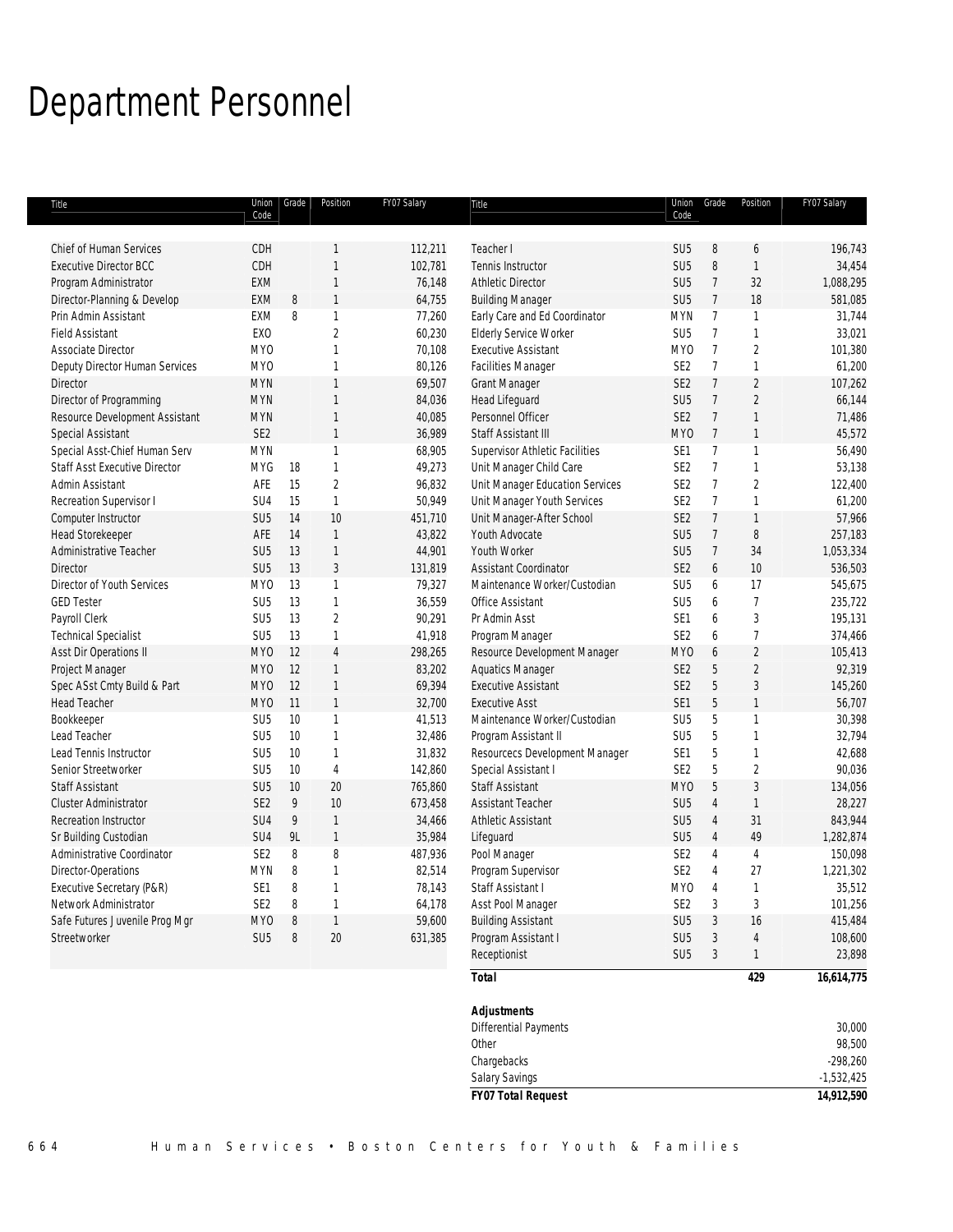# Department Personnel

| Title | Union Code | Grade | Position | FY07 Salary |
|---|---|---|---|---|
| Chief of Human Services | CDH | | 1 | 112,211 |
| Executive Director BCC | CDH | | 1 | 102,781 |
| Program Administrator | EXM | | 1 | 76,148 |
| Director-Planning & Develop | EXM | 8 | 1 | 64,755 |
| Prin Admin Assistant | EXM | 8 | 1 | 77,260 |
| Field Assistant | EXO | | 2 | 60,230 |
| Associate Director | MYO | | 1 | 70,108 |
| Deputy Director Human Services | MYO | | 1 | 80,126 |
| Director | MYN | | 1 | 69,507 |
| Director of Programming | MYN | | 1 | 84,036 |
| Resource Development Assistant | MYN | | 1 | 40,085 |
| Special Assistant | SE2 | | 1 | 36,989 |
| Special Asst-Chief Human Serv | MYN | | 1 | 68,905 |
| Staff Asst Executive Director | MYG | 18 | 1 | 49,273 |
| Admin Assistant | AFE | 15 | 2 | 96,832 |
| Recreation Supervisor I | SU4 | 15 | 1 | 50,949 |
| Computer Instructor | SU5 | 14 | 10 | 451,710 |
| Head Storekeeper | AFE | 14 | 1 | 43,822 |
| Administrative Teacher | SU5 | 13 | 1 | 44,901 |
| Director | SU5 | 13 | 3 | 131,819 |
| Director of Youth Services | MYO | 13 | 1 | 79,327 |
| GED Tester | SU5 | 13 | 1 | 36,559 |
| Payroll Clerk | SU5 | 13 | 2 | 90,291 |
| Technical Specialist | SU5 | 13 | 1 | 41,918 |
| Asst Dir Operations II | MYO | 12 | 4 | 298,265 |
| Project Manager | MYO | 12 | 1 | 83,202 |
| Spec ASst Cmty Build & Part | MYO | 12 | 1 | 69,394 |
| Head Teacher | MYO | 11 | 1 | 32,700 |
| Bookkeeper | SU5 | 10 | 1 | 41,513 |
| Lead Teacher | SU5 | 10 | 1 | 32,486 |
| Lead Tennis Instructor | SU5 | 10 | 1 | 31,832 |
| Senior Streetworker | SU5 | 10 | 4 | 142,860 |
| Staff Assistant | SU5 | 10 | 20 | 765,860 |
| Cluster Administrator | SE2 | 9 | 10 | 673,458 |
| Recreation Instructor | SU4 | 9 | 1 | 34,466 |
| Sr Building Custodian | SU4 | 9L | 1 | 35,984 |
| Administrative Coordinator | SE2 | 8 | 8 | 487,936 |
| Director-Operations | MYN | 8 | 1 | 82,514 |
| Executive Secretary (P&R) | SE1 | 8 | 1 | 78,143 |
| Network Administrator | SE2 | 8 | 1 | 64,178 |
| Safe Futures Juvenile Prog Mgr | MYO | 8 | 1 | 59,600 |
| Streetworker | SU5 | 8 | 20 | 631,385 |
| Teacher I | SU5 | 8 | 6 | 196,743 |
| Tennis Instructor | SU5 | 8 | 1 | 34,454 |
| Athletic Director | SU5 | 7 | 32 | 1,088,295 |
| Building Manager | SU5 | 7 | 18 | 581,085 |
| Early Care and Ed Coordinator | MYN | 7 | 1 | 31,744 |
| Elderly Service Worker | SU5 | 7 | 1 | 33,021 |
| Executive Assistant | MYO | 7 | 2 | 101,380 |
| Facilities Manager | SE2 | 7 | 1 | 61,200 |
| Grant Manager | SE2 | 7 | 2 | 107,262 |
| Head Lifeguard | SU5 | 7 | 2 | 66,144 |
| Personnel Officer | SE2 | 7 | 1 | 71,486 |
| Staff Assistant III | MYO | 7 | 1 | 45,572 |
| Supervisor Athletic Facilities | SE1 | 7 | 1 | 56,490 |
| Unit Manager Child Care | SE2 | 7 | 1 | 53,138 |
| Unit Manager Education Services | SE2 | 7 | 2 | 122,400 |
| Unit Manager Youth Services | SE2 | 7 | 1 | 61,200 |
| Unit Manager-After School | SE2 | 7 | 1 | 57,966 |
| Youth Advocate | SU5 | 7 | 8 | 257,183 |
| Youth Worker | SU5 | 7 | 34 | 1,053,334 |
| Assistant Coordinator | SE2 | 6 | 10 | 536,503 |
| Maintenance Worker/Custodian | SU5 | 6 | 17 | 545,675 |
| Office Assistant | SU5 | 6 | 7 | 235,722 |
| Pr Admin Asst | SE1 | 6 | 3 | 195,131 |
| Program Manager | SE2 | 6 | 7 | 374,466 |
| Resource Development Manager | MYO | 6 | 2 | 105,413 |
| Aquatics Manager | SE2 | 5 | 2 | 92,319 |
| Executive Assistant | SE2 | 5 | 3 | 145,260 |
| Executive Asst | SE1 | 5 | 1 | 56,707 |
| Maintenance Worker/Custodian | SU5 | 5 | 1 | 30,398 |
| Program Assistant II | SU5 | 5 | 1 | 32,794 |
| Resourcecs Development Manager | SE1 | 5 | 1 | 42,688 |
| Special Assistant I | SE2 | 5 | 2 | 90,036 |
| Staff Assistant | MYO | 5 | 3 | 134,056 |
| Assistant Teacher | SU5 | 4 | 1 | 28,227 |
| Athletic Assistant | SU5 | 4 | 31 | 843,944 |
| Lifeguard | SU5 | 4 | 49 | 1,282,874 |
| Pool Manager | SE2 | 4 | 4 | 150,098 |
| Program Supervisor | SE2 | 4 | 27 | 1,221,302 |
| Staff Assistant I | MYO | 4 | 1 | 35,512 |
| Asst Pool Manager | SE2 | 3 | 3 | 101,256 |
| Building Assistant | SU5 | 3 | 16 | 415,484 |
| Program Assistant I | SU5 | 3 | 4 | 108,600 |
| Receptionist | SU5 | 3 | 1 | 23,898 |
| **Total** | | | **429** | **16,614,775** |

| **Adjustments** | |
|---|---|
| Differential Payments | 30,000 |
| Other | 98,500 |
| Chargebacks | -298,260 |
| Salary Savings | -1,532,425 |
| ***FY07 Total Request*** | **14,912,590** |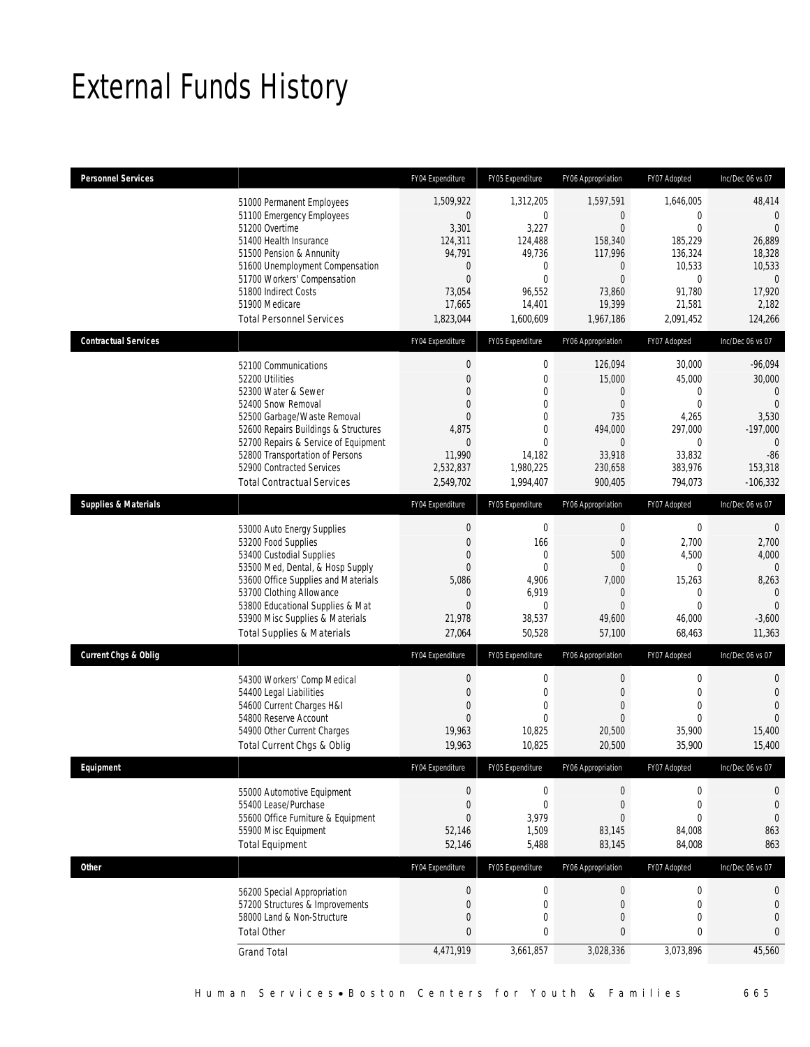# External Funds History

| Personnel Services | FY04 Expenditure | FY05 Expenditure | FY06 Appropriation | FY07 Adopted | Inc/Dec 06 vs 07 |
|---|---|---|---|---|---|
| 51000 Permanent Employees | 1,509,922 | 1,312,205 | 1,597,591 | 1,646,005 | 48,414 |
| 51100 Emergency Employees | 0 | 0 | 0 | 0 | 0 |
| 51200 Overtime | 3,301 | 3,227 | 0 | 0 | 0 |
| 51400 Health Insurance | 124,311 | 124,488 | 158,340 | 185,229 | 26,889 |
| 51500 Pension & Annunity | 94,791 | 49,736 | 117,996 | 136,324 | 18,328 |
| 51600 Unemployment Compensation | 0 | 0 | 0 | 10,533 | 10,533 |
| 51700 Workers' Compensation | 0 | 0 | 0 | 0 | 0 |
| 51800 Indirect Costs | 73,054 | 96,552 | 73,860 | 91,780 | 17,920 |
| 51900 Medicare | 17,665 | 14,401 | 19,399 | 21,581 | 2,182 |
| Total Personnel Services | 1,823,044 | 1,600,609 | 1,967,186 | 2,091,452 | 124,266 |

| Contractual Services | FY04 Expenditure | FY05 Expenditure | FY06 Appropriation | FY07 Adopted | Inc/Dec 06 vs 07 |
|---|---|---|---|---|---|
| 52100 Communications | 0 | 0 | 126,094 | 30,000 | -96,094 |
| 52200 Utilities | 0 | 0 | 15,000 | 45,000 | 30,000 |
| 52300 Water & Sewer | 0 | 0 | 0 | 0 | 0 |
| 52400 Snow Removal | 0 | 0 | 0 | 0 | 0 |
| 52500 Garbage/Waste Removal | 0 | 0 | 735 | 4,265 | 3,530 |
| 52600 Repairs Buildings & Structures | 4,875 | 0 | 494,000 | 297,000 | -197,000 |
| 52700 Repairs & Service of Equipment | 0 | 0 | 0 | 0 | 0 |
| 52800 Transportation of Persons | 11,990 | 14,182 | 33,918 | 33,832 | -86 |
| 52900 Contracted Services | 2,532,837 | 1,980,225 | 230,658 | 383,976 | 153,318 |
| Total Contractual Services | 2,549,702 | 1,994,407 | 900,405 | 794,073 | -106,332 |

| Supplies & Materials | FY04 Expenditure | FY05 Expenditure | FY06 Appropriation | FY07 Adopted | Inc/Dec 06 vs 07 |
|---|---|---|---|---|---|
| 53000 Auto Energy Supplies | 0 | 0 | 0 | 0 | 0 |
| 53200 Food Supplies | 0 | 166 | 0 | 2,700 | 2,700 |
| 53400 Custodial Supplies | 0 | 0 | 500 | 4,500 | 4,000 |
| 53500 Med, Dental, & Hosp Supply | 0 | 0 | 0 | 0 | 0 |
| 53600 Office Supplies and Materials | 5,086 | 4,906 | 7,000 | 15,263 | 8,263 |
| 53700 Clothing Allowance | 0 | 6,919 | 0 | 0 | 0 |
| 53800 Educational Supplies & Mat | 0 | 0 | 0 | 0 | 0 |
| 53900 Misc Supplies & Materials | 21,978 | 38,537 | 49,600 | 46,000 | -3,600 |
| Total Supplies & Materials | 27,064 | 50,528 | 57,100 | 68,463 | 11,363 |

| Current Chgs & Oblig | FY04 Expenditure | FY05 Expenditure | FY06 Appropriation | FY07 Adopted | Inc/Dec 06 vs 07 |
|---|---|---|---|---|---|
| 54300 Workers' Comp Medical | 0 | 0 | 0 | 0 | 0 |
| 54400 Legal Liabilities | 0 | 0 | 0 | 0 | 0 |
| 54600 Current Charges H&I | 0 | 0 | 0 | 0 | 0 |
| 54800 Reserve Account | 0 | 0 | 0 | 0 | 0 |
| 54900 Other Current Charges | 19,963 | 10,825 | 20,500 | 35,900 | 15,400 |
| Total Current Chgs & Oblig | 19,963 | 10,825 | 20,500 | 35,900 | 15,400 |

| Equipment | FY04 Expenditure | FY05 Expenditure | FY06 Appropriation | FY07 Adopted | Inc/Dec 06 vs 07 |
|---|---|---|---|---|---|
| 55000 Automotive Equipment | 0 | 0 | 0 | 0 | 0 |
| 55400 Lease/Purchase | 0 | 0 | 0 | 0 | 0 |
| 55600 Office Furniture & Equipment | 0 | 3,979 | 0 | 0 | 0 |
| 55900 Misc Equipment | 52,146 | 1,509 | 83,145 | 84,008 | 863 |
| Total Equipment | 52,146 | 5,488 | 83,145 | 84,008 | 863 |

| Other | FY04 Expenditure | FY05 Expenditure | FY06 Appropriation | FY07 Adopted | Inc/Dec 06 vs 07 |
|---|---|---|---|---|---|
| 56200 Special Appropriation | 0 | 0 | 0 | 0 | 0 |
| 57200 Structures & Improvements | 0 | 0 | 0 | 0 | 0 |
| 58000 Land & Non-Structure | 0 | 0 | 0 | 0 | 0 |
| Total Other | 0 | 0 | 0 | 0 | 0 |
| Grand Total | 4,471,919 | 3,661,857 | 3,028,336 | 3,073,896 | 45,560 |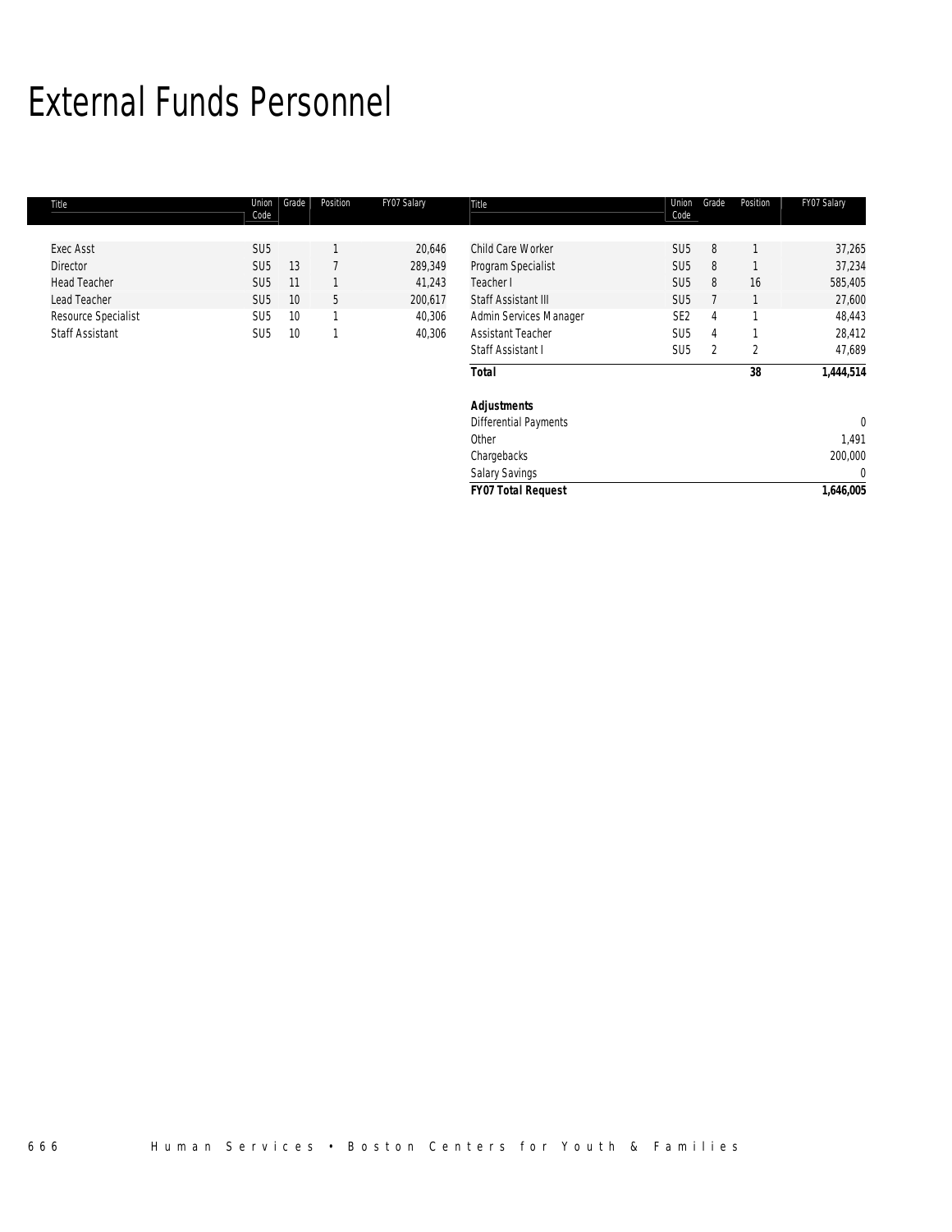# External Funds Personnel

| Title | Union Code | Grade | Position | FY07 Salary |
|---|---|---|---|---|
| Exec Asst | SU5 | | 1 | 20,646 |
| Director | SU5 | 13 | 7 | 289,349 |
| Head Teacher | SU5 | 11 | 1 | 41,243 |
| Lead Teacher | SU5 | 10 | 5 | 200,617 |
| Resource Specialist | SU5 | 10 | 1 | 40,306 |
| Staff Assistant | SU5 | 10 | 1 | 40,306 |
| Child Care Worker | SU5 | 8 | 1 | 37,265 |
| Program Specialist | SU5 | 8 | 1 | 37,234 |
| Teacher I | SU5 | 8 | 16 | 585,405 |
| Staff Assistant III | SU5 | 7 | 1 | 27,600 |
| Admin Services Manager | SE2 | 4 | 1 | 48,443 |
| Assistant Teacher | SU5 | 4 | 1 | 28,412 |
| Staff Assistant I | SU5 | 2 | 2 | 47,689 |
| **Total** | | | **38** | **1,444,514** |
| **Adjustments** | | | | |
| Differential Payments | | | | 0 |
| Other | | | | 1,491 |
| Chargebacks | | | | 200,000 |
| Salary Savings | | | | 0 |
| **FY07 Total Request** | | | | **1,646,005** |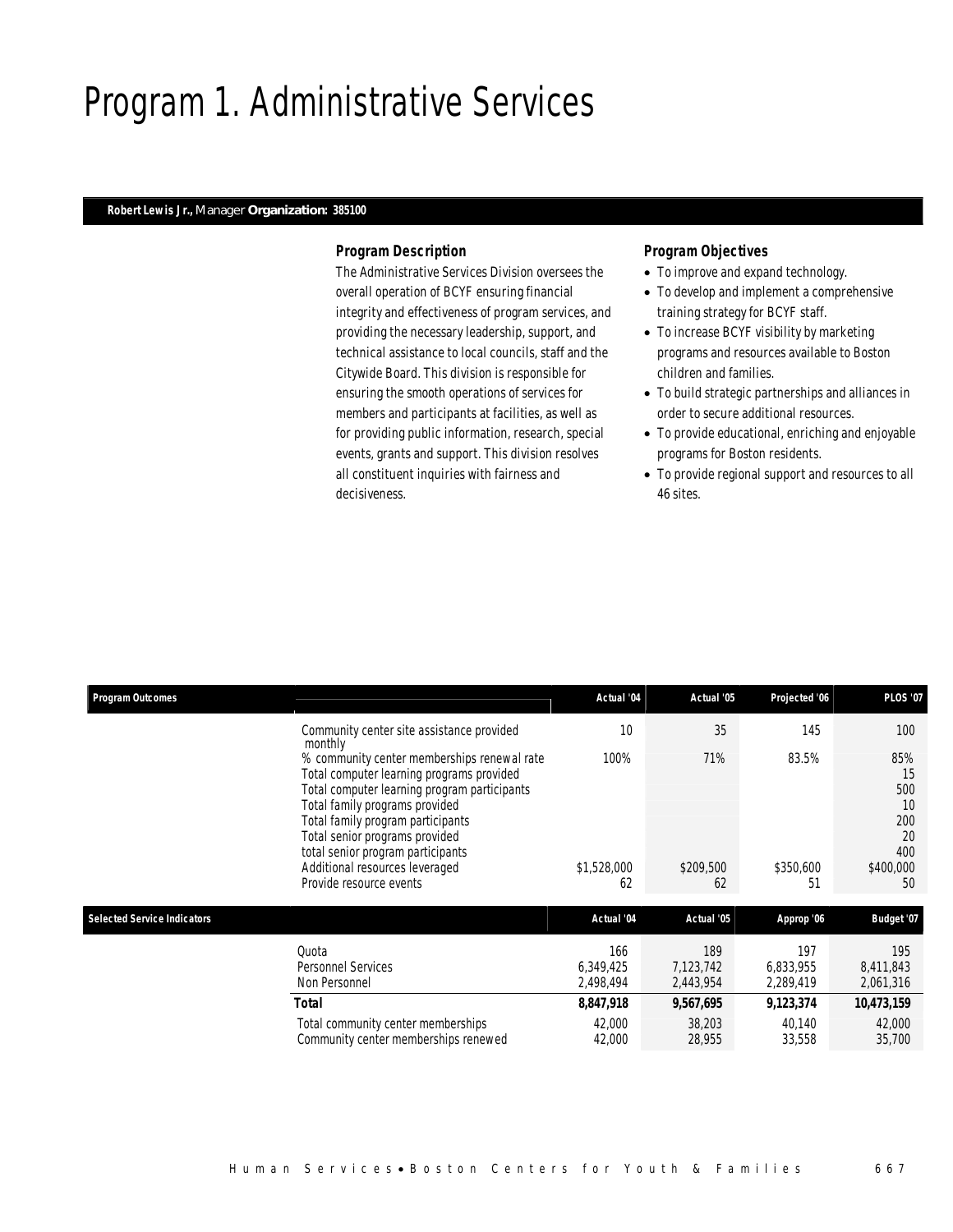# Program 1. Administrative Services

**Robert Lewis Jr.,** Manager **Organization: 385100**

### *Program Description*

The Administrative Services Division oversees the overall operation of BCYF ensuring financial integrity and effectiveness of program services, and providing the necessary leadership, support, and technical assistance to local councils, staff and the Citywide Board. This division is responsible for ensuring the smooth operations of services for members and participants at facilities, as well as for providing public information, research, special events, grants and support. This division resolves all constituent inquiries with fairness and decisiveness.

### *Program Objectives*

- To improve and expand technology.
- To develop and implement a comprehensive training strategy for BCYF staff.
- To increase BCYF visibility by marketing programs and resources available to Boston children and families.
- To build strategic partnerships and alliances in order to secure additional resources.
- To provide educational, enriching and enjoyable programs for Boston residents.
- To provide regional support and resources to all 46 sites.

| Program Outcomes | Actual '04 | Actual '05 | Projected '06 | PLOS '07 |
|---|---|---|---|---|
| Community center site assistance provided monthly | 10 | 35 | 145 | 100 |
| % community center memberships renewal rate | 100% | 71% | 83.5% | 85% |
| Total computer learning programs provided | | | | 15 |
| Total computer learning program participants | | | | 500 |
| Total family programs provided | | | | 10 |
| Total family program participants | | | | 200 |
| Total senior programs provided | | | | 20 |
| total senior program participants | | | | 400 |
| Additional resources leveraged | $1,528,000 | $209,500 | $350,600 | $400,000 |
| Provide resource events | 62 | 62 | 51 | 50 |

| Selected Service Indicators | Actual '04 | Actual '05 | Approp '06 | Budget '07 |
|---|---|---|---|---|
| Quota | 166 | 189 | 197 | 195 |
| Personnel Services | 6,349,425 | 7,123,742 | 6,833,955 | 8,411,843 |
| Non Personnel | 2,498,494 | 2,443,954 | 2,289,419 | 2,061,316 |
| **Total** | **8,847,918** | **9,567,695** | **9,123,374** | **10,473,159** |
| Total community center memberships | 42,000 | 38,203 | 40,140 | 42,000 |
| Community center memberships renewed | 42,000 | 28,955 | 33,558 | 35,700 |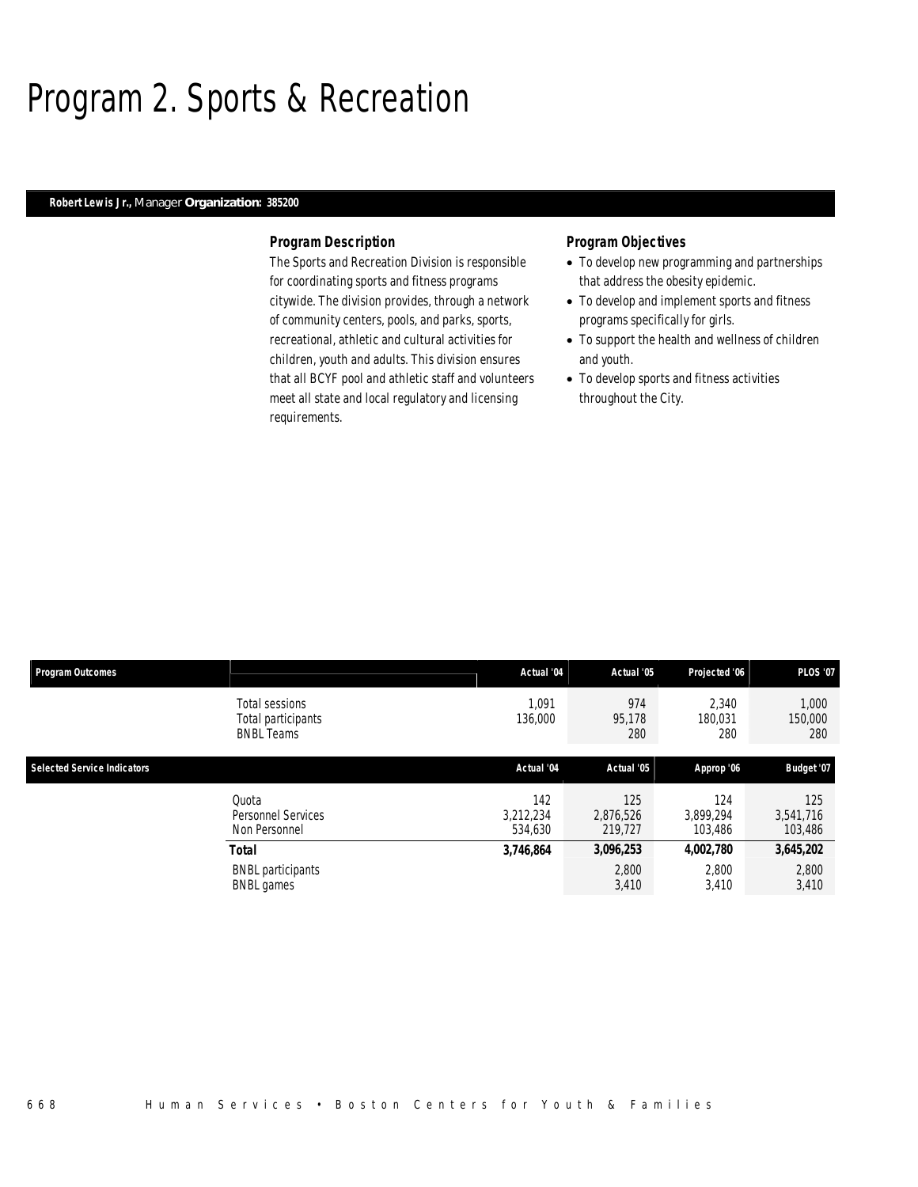# Program 2. Sports & Recreation

**Robert Lewis Jr.,** Manager **Organization: 385200**

### Program Description

The Sports and Recreation Division is responsible for coordinating sports and fitness programs citywide. The division provides, through a network of community centers, pools, and parks, sports, recreational, athletic and cultural activities for children, youth and adults. This division ensures that all BCYF pool and athletic staff and volunteers meet all state and local regulatory and licensing requirements.

### Program Objectives

- To develop new programming and partnerships that address the obesity epidemic.
- To develop and implement sports and fitness programs specifically for girls.
- To support the health and wellness of children and youth.
- To develop sports and fitness activities throughout the City.

| Program Outcomes | | Actual '04 | Actual '05 | Projected '06 | PLOS '07 |
|---|---|---|---|---|---|
| | Total sessions | 1,091 | 974 | 2,340 | 1,000 |
| | Total participants | 136,000 | 95,178 | 180,031 | 150,000 |
| | BNBL Teams | | 280 | 280 | 280 |

| Selected Service Indicators | | Actual '04 | Actual '05 | Approp '06 | Budget '07 |
|---|---|---|---|---|---|
| | Quota | 142 | 125 | 124 | 125 |
| | Personnel Services | 3,212,234 | 2,876,526 | 3,899,294 | 3,541,716 |
| | Non Personnel | 534,630 | 219,727 | 103,486 | 103,486 |
| | **Total** | **3,746,864** | **3,096,253** | **4,002,780** | **3,645,202** |
| | BNBL participants | | 2,800 | 2,800 | 2,800 |
| | BNBL games | | 3,410 | 3,410 | 3,410 |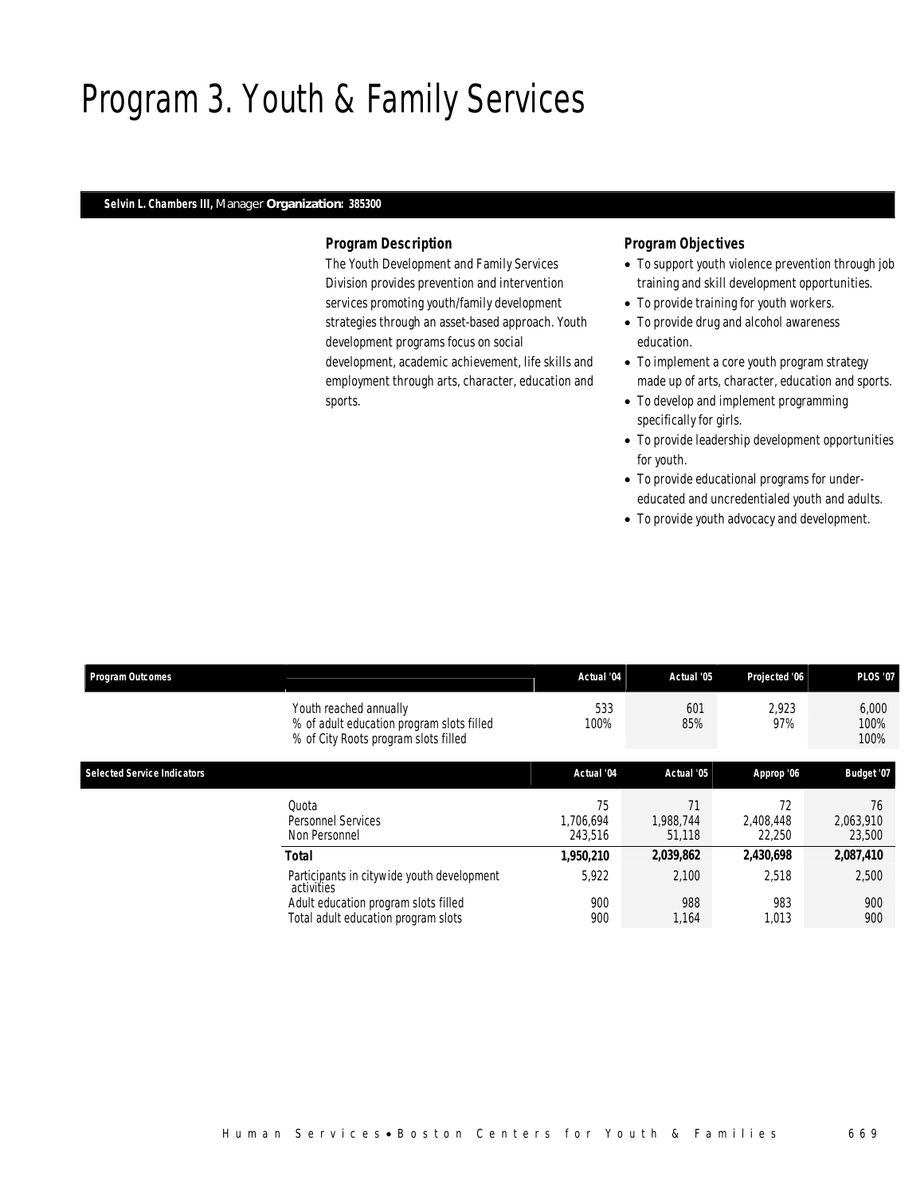# Program 3. Youth & Family Services

**Selvin L. Chambers III,** Manager **Organization: 385300**

### Program Description

The Youth Development and Family Services Division provides prevention and intervention services promoting youth/family development strategies through an asset-based approach. Youth development programs focus on social development, academic achievement, life skills and employment through arts, character, education and sports.

### Program Objectives

- To support youth violence prevention through job training and skill development opportunities.
- To provide training for youth workers.
- To provide drug and alcohol awareness education.
- To implement a core youth program strategy made up of arts, character, education and sports.
- To develop and implement programming specifically for girls.
- To provide leadership development opportunities for youth.
- To provide educational programs for under-educated and uncredentialed youth and adults.
- To provide youth advocacy and development.

| Program Outcomes | | Actual '04 | Actual '05 | Projected '06 | PLOS '07 |
|---|---|---|---|---|---|
| | Youth reached annually | 533 | 601 | 2,923 | 6,000 |
| | % of adult education program slots filled | 100% | 85% | 97% | 100% |
| | % of City Roots program slots filled | | | | 100% |

| Selected Service Indicators | | Actual '04 | Actual '05 | Approp '06 | Budget '07 |
|---|---|---|---|---|---|
| | Quota | 75 | 71 | 72 | 76 |
| | Personnel Services | 1,706,694 | 1,988,744 | 2,408,448 | 2,063,910 |
| | Non Personnel | 243,516 | 51,118 | 22,250 | 23,500 |
| | **Total** | **1,950,210** | **2,039,862** | **2,430,698** | **2,087,410** |
| | Participants in citywide youth development activities | 5,922 | 2,100 | 2,518 | 2,500 |
| | Adult education program slots filled | 900 | 988 | 983 | 900 |
| | Total adult education program slots | 900 | 1,164 | 1,013 | 900 |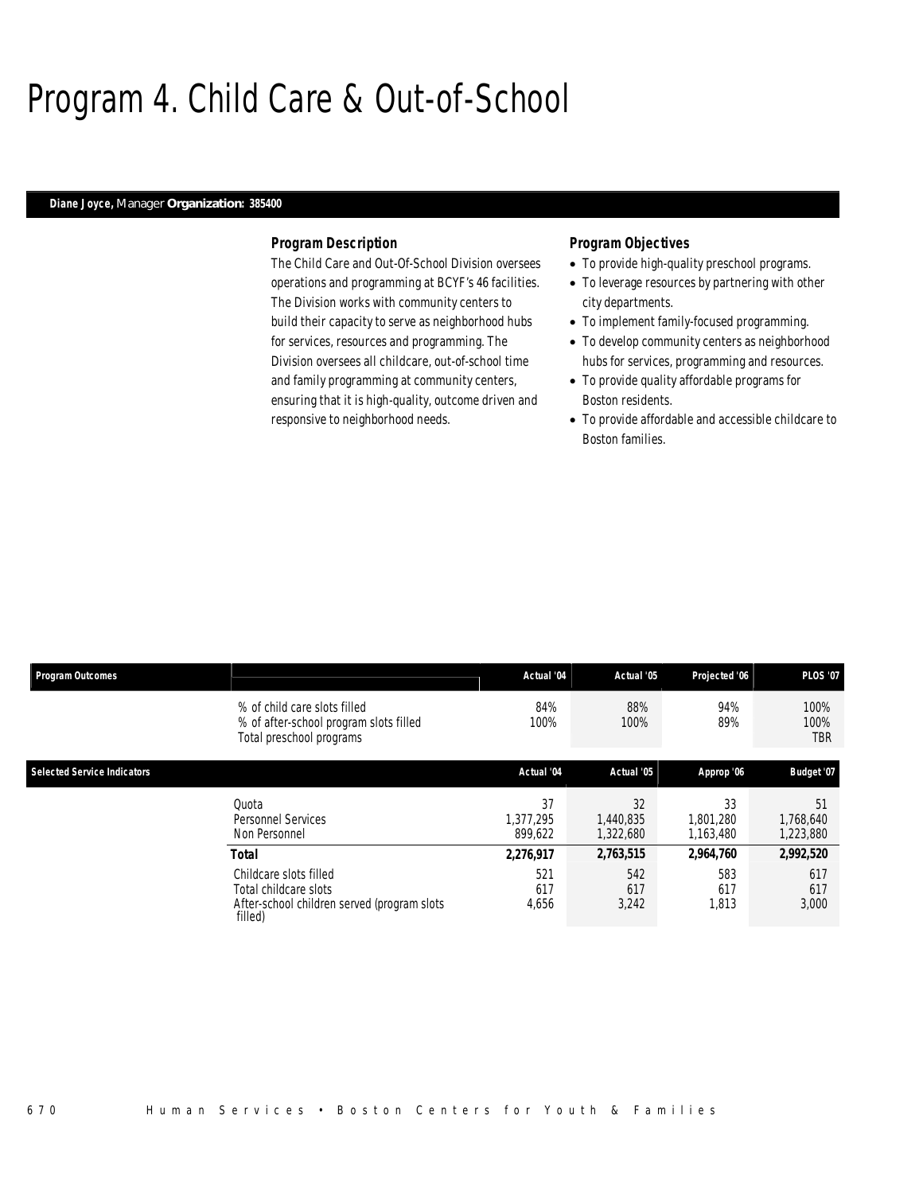# Program 4. Child Care & Out-of-School

**Diane Joyce,** Manager **Organization: 385400**

### Program Description

The Child Care and Out-Of-School Division oversees operations and programming at BCYF's 46 facilities. The Division works with community centers to build their capacity to serve as neighborhood hubs for services, resources and programming. The Division oversees all childcare, out-of-school time and family programming at community centers, ensuring that it is high-quality, outcome driven and responsive to neighborhood needs.

### Program Objectives

- To provide high-quality preschool programs.
- To leverage resources by partnering with other city departments.
- To implement family-focused programming.
- To develop community centers as neighborhood hubs for services, programming and resources.
- To provide quality affordable programs for Boston residents.
- To provide affordable and accessible childcare to Boston families.

| Program Outcomes | Actual '04 | Actual '05 | Projected '06 | PLOS '07 |
|---|---|---|---|---|
| % of child care slots filled | 84% | 88% | 94% | 100% |
| % of after-school program slots filled | 100% | 100% | 89% | 100% |
| Total preschool programs | | | | TBR |

| Selected Service Indicators | Actual '04 | Actual '05 | Approp '06 | Budget '07 |
|---|---|---|---|---|
| Quota | 37 | 32 | 33 | 51 |
| Personnel Services | 1,377,295 | 1,440,835 | 1,801,280 | 1,768,640 |
| Non Personnel | 899,622 | 1,322,680 | 1,163,480 | 1,223,880 |
| **Total** | **2,276,917** | **2,763,515** | **2,964,760** | **2,992,520** |
| Childcare slots filled | 521 | 542 | 583 | 617 |
| Total childcare slots | 617 | 617 | 617 | 617 |
| After-school children served (program slots filled) | 4,656 | 3,242 | 1,813 | 3,000 |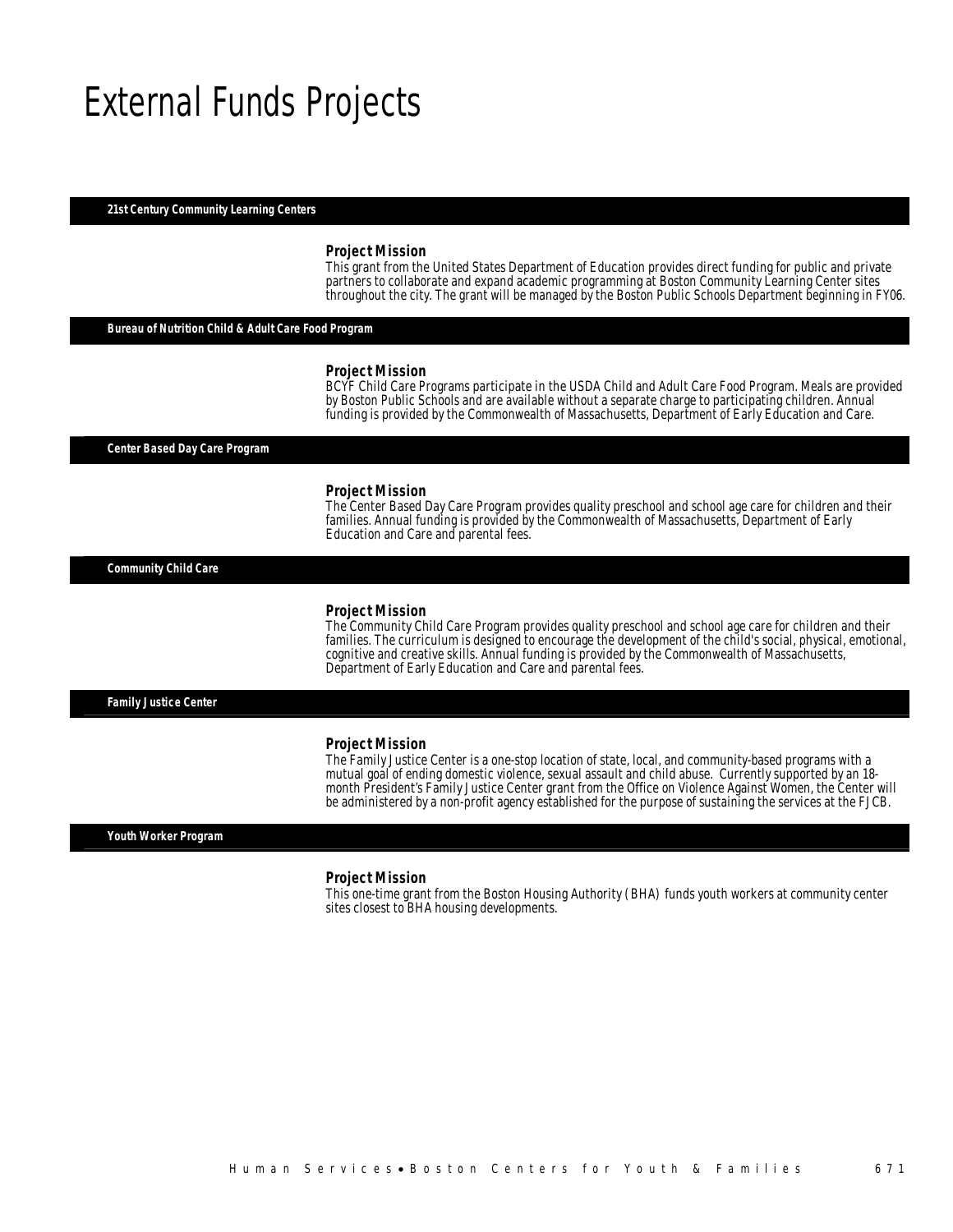# External Funds Projects

### 21st Century Community Learning Centers

**Project Mission**

This grant from the United States Department of Education provides direct funding for public and private partners to collaborate and expand academic programming at Boston Community Learning Center sites throughout the city. The grant will be managed by the Boston Public Schools Department beginning in FY06.

### Bureau of Nutrition Child & Adult Care Food Program

**Project Mission**

BCYF Child Care Programs participate in the USDA Child and Adult Care Food Program. Meals are provided by Boston Public Schools and are available without a separate charge to participating children. Annual funding is provided by the Commonwealth of Massachusetts, Department of Early Education and Care.

### Center Based Day Care Program

**Project Mission**

The Center Based Day Care Program provides quality preschool and school age care for children and their families. Annual funding is provided by the Commonwealth of Massachusetts, Department of Early Education and Care and parental fees.

### Community Child Care

**Project Mission**

The Community Child Care Program provides quality preschool and school age care for children and their families. The curriculum is designed to encourage the development of the child's social, physical, emotional, cognitive and creative skills. Annual funding is provided by the Commonwealth of Massachusetts, Department of Early Education and Care and parental fees.

### Family Justice Center

**Project Mission**

The Family Justice Center is a one-stop location of state, local, and community-based programs with a mutual goal of ending domestic violence, sexual assault and child abuse. Currently supported by an 18-month President's Family Justice Center grant from the Office on Violence Against Women, the Center will be administered by a non-profit agency established for the purpose of sustaining the services at the FJCB.

### Youth Worker Program

**Project Mission**

This one-time grant from the Boston Housing Authority (BHA) funds youth workers at community center sites closest to BHA housing developments.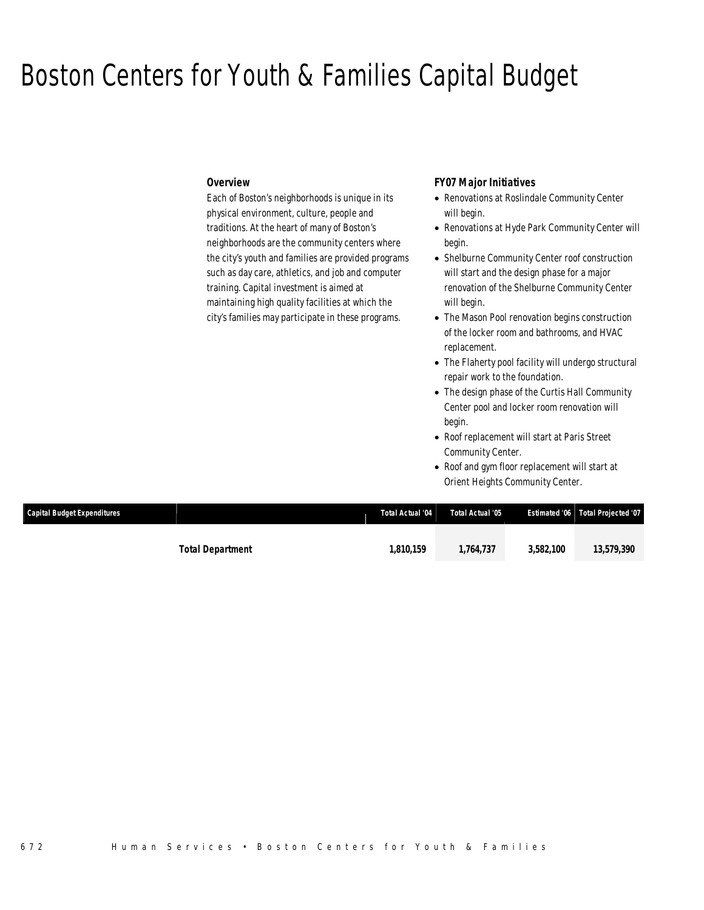# Boston Centers for Youth & Families Capital Budget

### Overview

Each of Boston's neighborhoods is unique in its physical environment, culture, people and traditions. At the heart of many of Boston's neighborhoods are the community centers where the city's youth and families are provided programs such as day care, athletics, and job and computer training. Capital investment is aimed at maintaining high quality facilities at which the city's families may participate in these programs.

### FY07 Major Initiatives

- Renovations at Roslindale Community Center will begin.
- Renovations at Hyde Park Community Center will begin.
- Shelburne Community Center roof construction will start and the design phase for a major renovation of the Shelburne Community Center will begin.
- The Mason Pool renovation begins construction of the locker room and bathrooms, and HVAC replacement.
- The Flaherty pool facility will undergo structural repair work to the foundation.
- The design phase of the Curtis Hall Community Center pool and locker room renovation will begin.
- Roof replacement will start at Paris Street Community Center.
- Roof and gym floor replacement will start at Orient Heights Community Center.

| Capital Budget Expenditures | | Total Actual '04 | Total Actual '05 | Estimated '06 | Total Projected '07 |
|---|---|---|---|---|---|
| | **Total Department** | **1,810,159** | **1,764,737** | **3,582,100** | **13,579,390** |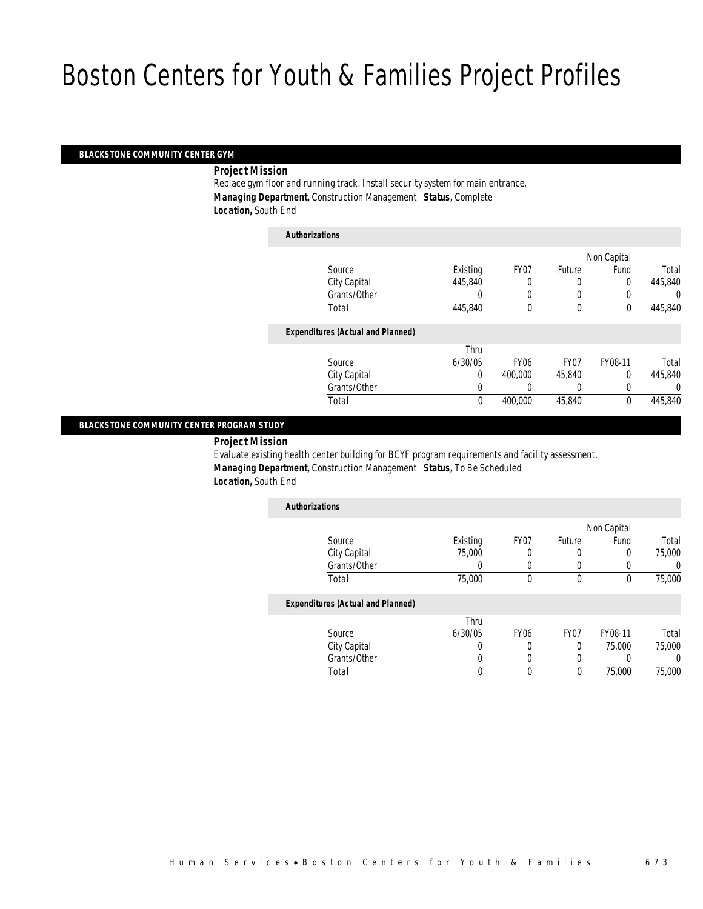# Boston Centers for Youth & Families Project Profiles

## BLACKSTONE COMMUNITY CENTER GYM

**Project Mission**

Replace gym floor and running track. Install security system for main entrance.

***Managing Department,*** Construction Management ***Status,*** Complete

***Location,*** South End

**Authorizations**

| Source | Existing | FY07 | Future | Non Capital Fund | Total |
|---|---|---|---|---|---|
| City Capital | 445,840 | 0 | 0 | 0 | 445,840 |
| Grants/Other | 0 | 0 | 0 | 0 | 0 |
| Total | 445,840 | 0 | 0 | 0 | 445,840 |

**Expenditures (Actual and Planned)**

| Source | Thru 6/30/05 | FY06 | FY07 | FY08-11 | Total |
|---|---|---|---|---|---|
| City Capital | 0 | 400,000 | 45,840 | 0 | 445,840 |
| Grants/Other | 0 | 0 | 0 | 0 | 0 |
| Total | 0 | 400,000 | 45,840 | 0 | 445,840 |

## BLACKSTONE COMMUNITY CENTER PROGRAM STUDY

**Project Mission**

Evaluate existing health center building for BCYF program requirements and facility assessment.

***Managing Department,*** Construction Management ***Status,*** To Be Scheduled

***Location,*** South End

**Authorizations**

| Source | Existing | FY07 | Future | Non Capital Fund | Total |
|---|---|---|---|---|---|
| City Capital | 75,000 | 0 | 0 | 0 | 75,000 |
| Grants/Other | 0 | 0 | 0 | 0 | 0 |
| Total | 75,000 | 0 | 0 | 0 | 75,000 |

**Expenditures (Actual and Planned)**

| Source | Thru 6/30/05 | FY06 | FY07 | FY08-11 | Total |
|---|---|---|---|---|---|
| City Capital | 0 | 0 | 0 | 75,000 | 75,000 |
| Grants/Other | 0 | 0 | 0 | 0 | 0 |
| Total | 0 | 0 | 0 | 75,000 | 75,000 |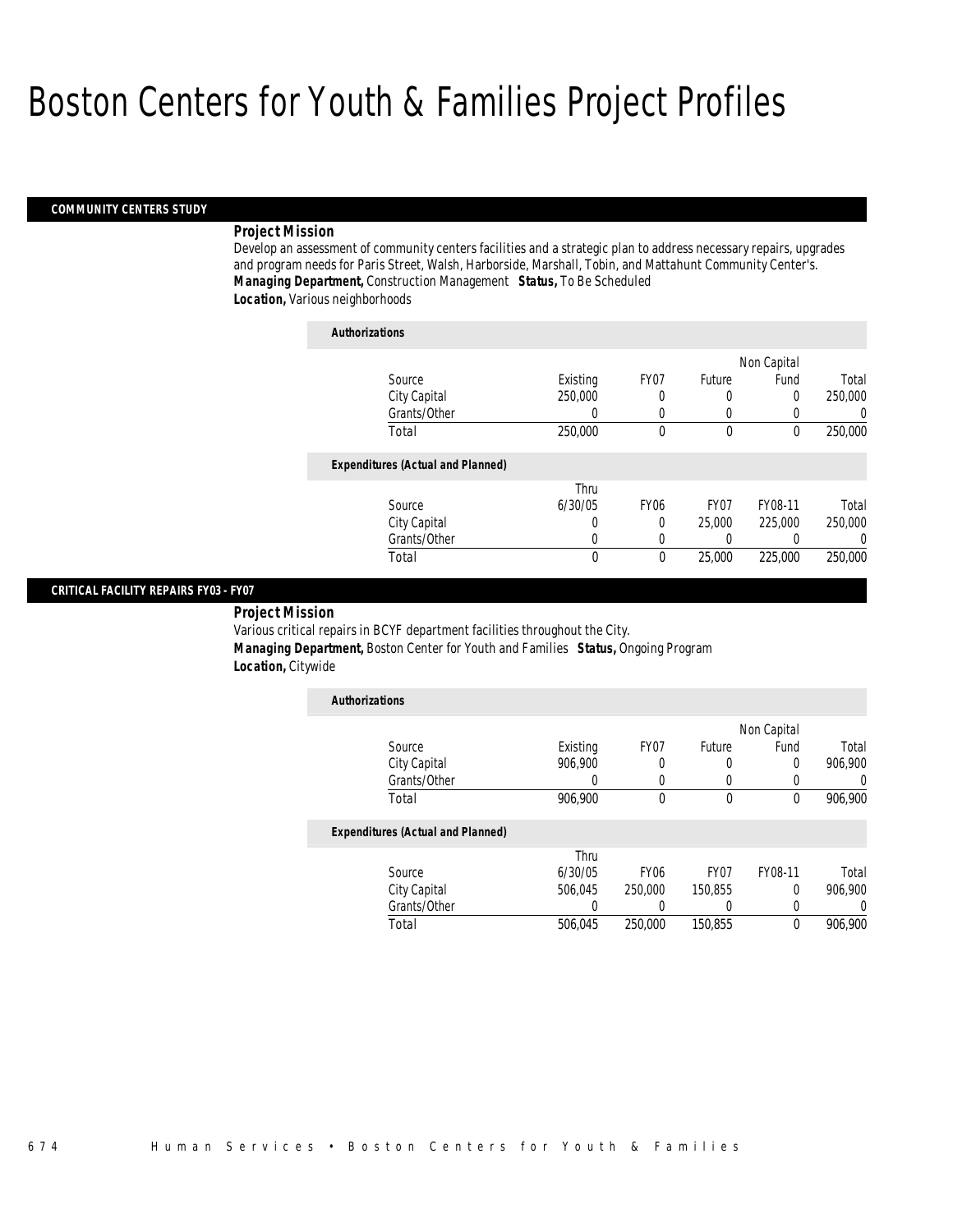# Boston Centers for Youth & Families Project Profiles

## COMMUNITY CENTERS STUDY

***Project Mission***

Develop an assessment of community centers facilities and a strategic plan to address necessary repairs, upgrades and program needs for Paris Street, Walsh, Harborside, Marshall, Tobin, and Mattahunt Community Center's.

***Managing Department,*** Construction Management ***Status,*** To Be Scheduled

***Location,*** Various neighborhoods

***Authorizations***

| Source | Existing | FY07 | Future | Non Capital Fund | Total |
|---|---|---|---|---|---|
| City Capital | 250,000 | 0 | 0 | 0 | 250,000 |
| Grants/Other | 0 | 0 | 0 | 0 | 0 |
| Total | 250,000 | 0 | 0 | 0 | 250,000 |

***Expenditures (Actual and Planned)***

| Source | Thru 6/30/05 | FY06 | FY07 | FY08-11 | Total |
|---|---|---|---|---|---|
| City Capital | 0 | 0 | 25,000 | 225,000 | 250,000 |
| Grants/Other | 0 | 0 | 0 | 0 | 0 |
| Total | 0 | 0 | 25,000 | 225,000 | 250,000 |

## CRITICAL FACILITY REPAIRS FY03 - FY07

***Project Mission***

Various critical repairs in BCYF department facilities throughout the City.

***Managing Department,*** Boston Center for Youth and Families ***Status,*** Ongoing Program

***Location,*** Citywide

***Authorizations***

| Source | Existing | FY07 | Future | Non Capital Fund | Total |
|---|---|---|---|---|---|
| City Capital | 906,900 | 0 | 0 | 0 | 906,900 |
| Grants/Other | 0 | 0 | 0 | 0 | 0 |
| Total | 906,900 | 0 | 0 | 0 | 906,900 |

***Expenditures (Actual and Planned)***

| Source | Thru 6/30/05 | FY06 | FY07 | FY08-11 | Total |
|---|---|---|---|---|---|
| City Capital | 506,045 | 250,000 | 150,855 | 0 | 906,900 |
| Grants/Other | 0 | 0 | 0 | 0 | 0 |
| Total | 506,045 | 250,000 | 150,855 | 0 | 906,900 |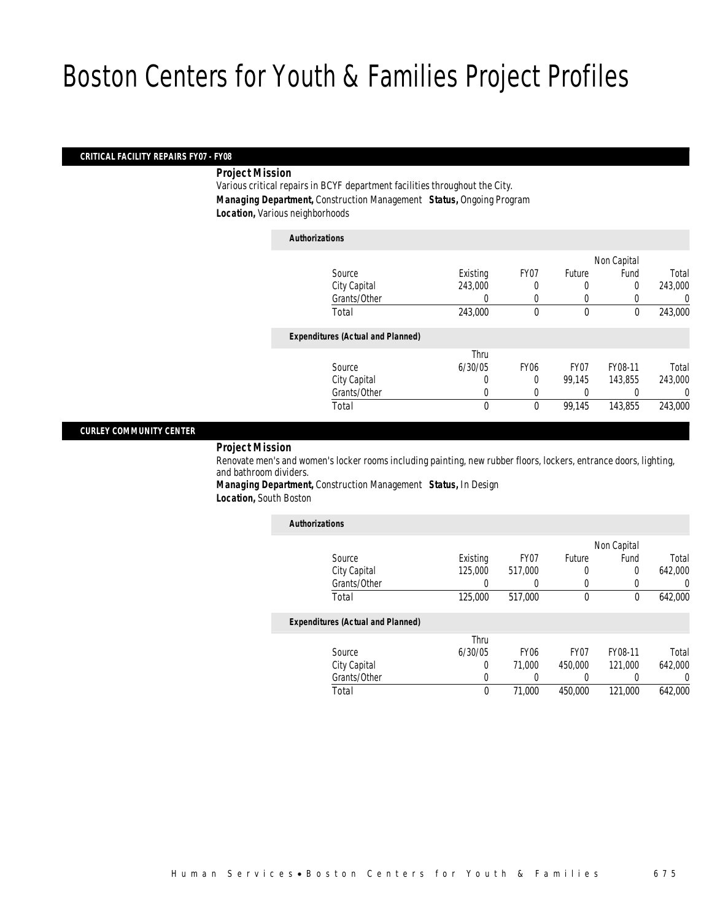# Boston Centers for Youth & Families Project Profiles

## CRITICAL FACILITY REPAIRS FY07 - FY08

***Project Mission***

Various critical repairs in BCYF department facilities throughout the City.

***Managing Department,*** Construction Management ***Status,*** Ongoing Program

***Location,*** Various neighborhoods

***Authorizations***

| Source | Existing | FY07 | Future | Non Capital Fund | Total |
|---|---|---|---|---|---|
| City Capital | 243,000 | 0 | 0 | 0 | 243,000 |
| Grants/Other | 0 | 0 | 0 | 0 | 0 |
| Total | 243,000 | 0 | 0 | 0 | 243,000 |

***Expenditures (Actual and Planned)***

| Source | Thru 6/30/05 | FY06 | FY07 | FY08-11 | Total |
|---|---|---|---|---|---|
| City Capital | 0 | 0 | 99,145 | 143,855 | 243,000 |
| Grants/Other | 0 | 0 | 0 | 0 | 0 |
| Total | 0 | 0 | 99,145 | 143,855 | 243,000 |

## CURLEY COMMUNITY CENTER

***Project Mission***

Renovate men's and women's locker rooms including painting, new rubber floors, lockers, entrance doors, lighting, and bathroom dividers.

***Managing Department,*** Construction Management ***Status,*** In Design

***Location,*** South Boston

***Authorizations***

| Source | Existing | FY07 | Future | Non Capital Fund | Total |
|---|---|---|---|---|---|
| City Capital | 125,000 | 517,000 | 0 | 0 | 642,000 |
| Grants/Other | 0 | 0 | 0 | 0 | 0 |
| Total | 125,000 | 517,000 | 0 | 0 | 642,000 |

***Expenditures (Actual and Planned)***

| Source | Thru 6/30/05 | FY06 | FY07 | FY08-11 | Total |
|---|---|---|---|---|---|
| City Capital | 0 | 71,000 | 450,000 | 121,000 | 642,000 |
| Grants/Other | 0 | 0 | 0 | 0 | 0 |
| Total | 0 | 71,000 | 450,000 | 121,000 | 642,000 |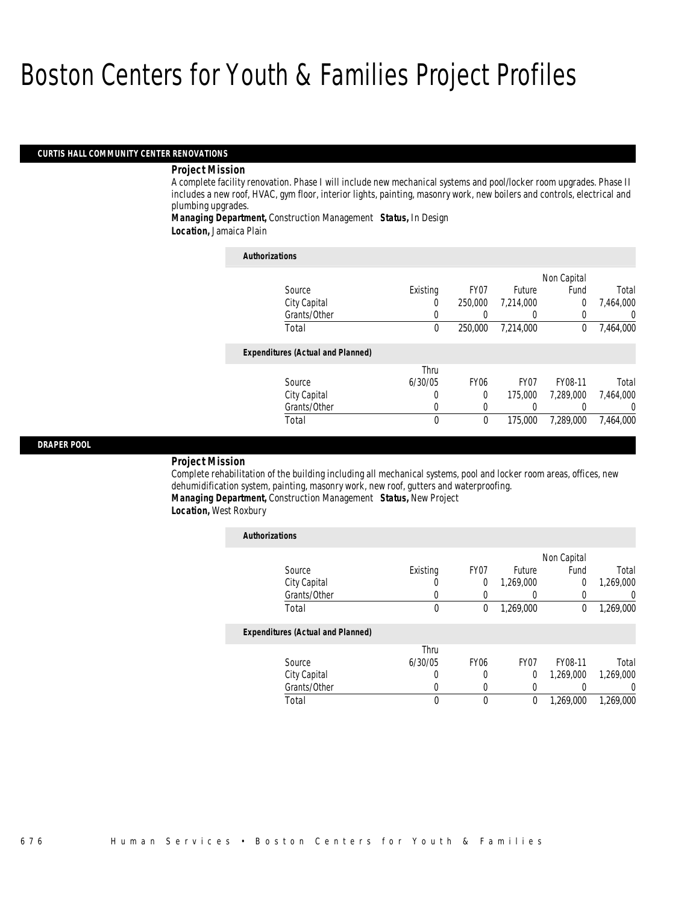# Boston Centers for Youth & Families Project Profiles

## CURTIS HALL COMMUNITY CENTER RENOVATIONS

***Project Mission***

A complete facility renovation. Phase I will include new mechanical systems and pool/locker room upgrades. Phase II includes a new roof, HVAC, gym floor, interior lights, painting, masonry work, new boilers and controls, electrical and plumbing upgrades.

***Managing Department,*** Construction Management ***Status,*** In Design

***Location,*** Jamaica Plain

***Authorizations***

| Source | Existing | FY07 | Future | Non Capital Fund | Total |
|---|---|---|---|---|---|
| City Capital | 0 | 250,000 | 7,214,000 | 0 | 7,464,000 |
| Grants/Other | 0 | 0 | 0 | 0 | 0 |
| Total | 0 | 250,000 | 7,214,000 | 0 | 7,464,000 |

***Expenditures (Actual and Planned)***

| Source | Thru 6/30/05 | FY06 | FY07 | FY08-11 | Total |
|---|---|---|---|---|---|
| City Capital | 0 | 0 | 175,000 | 7,289,000 | 7,464,000 |
| Grants/Other | 0 | 0 | 0 | 0 | 0 |
| Total | 0 | 0 | 175,000 | 7,289,000 | 7,464,000 |

## DRAPER POOL

***Project Mission***

Complete rehabilitation of the building including all mechanical systems, pool and locker room areas, offices, new dehumidification system, painting, masonry work, new roof, gutters and waterproofing.

***Managing Department,*** Construction Management ***Status,*** New Project

***Location,*** West Roxbury

***Authorizations***

| Source | Existing | FY07 | Future | Non Capital Fund | Total |
|---|---|---|---|---|---|
| City Capital | 0 | 0 | 1,269,000 | 0 | 1,269,000 |
| Grants/Other | 0 | 0 | 0 | 0 | 0 |
| Total | 0 | 0 | 1,269,000 | 0 | 1,269,000 |

***Expenditures (Actual and Planned)***

| Source | Thru 6/30/05 | FY06 | FY07 | FY08-11 | Total |
|---|---|---|---|---|---|
| City Capital | 0 | 0 | 0 | 1,269,000 | 1,269,000 |
| Grants/Other | 0 | 0 | 0 | 0 | 0 |
| Total | 0 | 0 | 0 | 1,269,000 | 1,269,000 |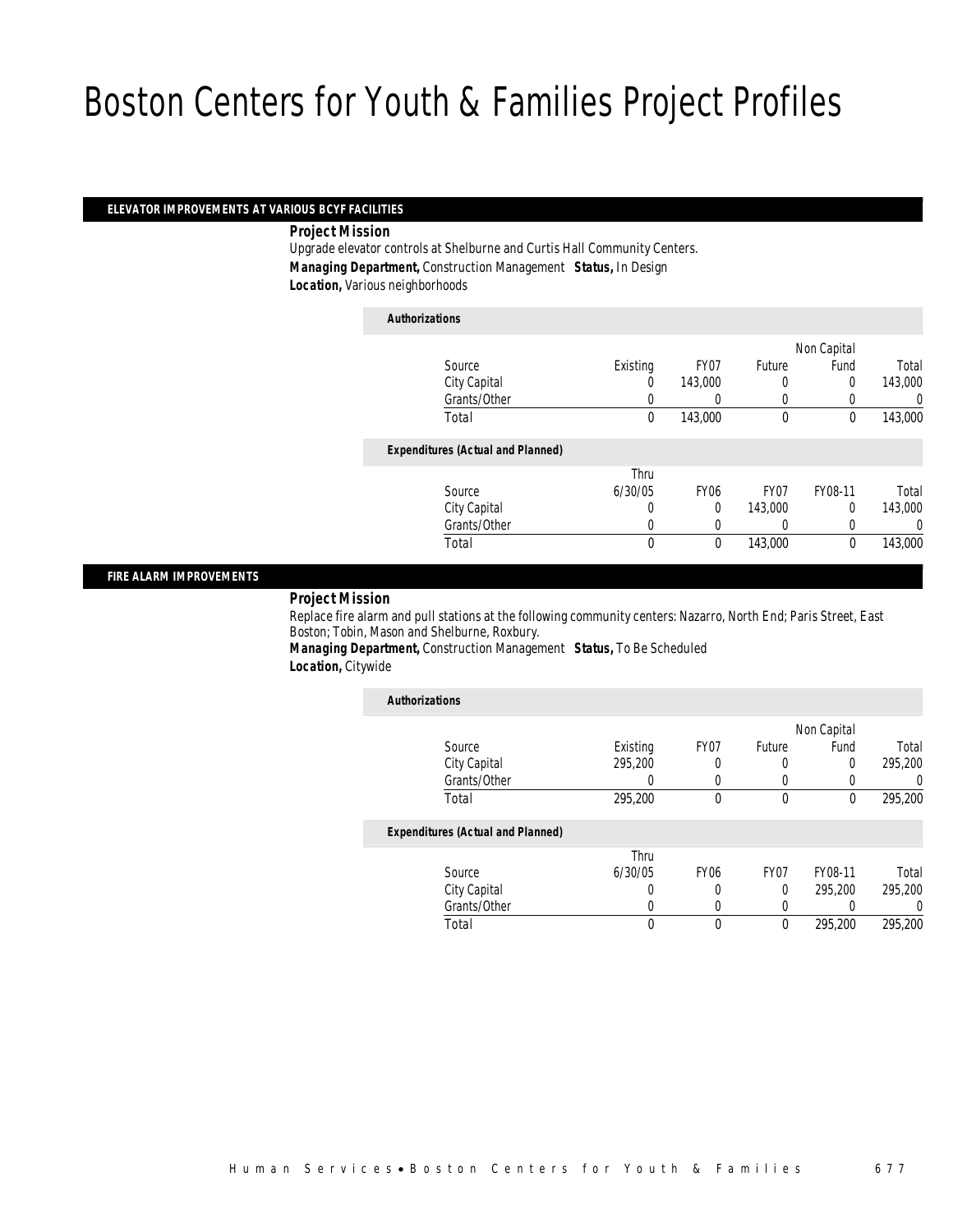# Boston Centers for Youth & Families Project Profiles

## ELEVATOR IMPROVEMENTS AT VARIOUS BCYF FACILITIES

***Project Mission***

Upgrade elevator controls at Shelburne and Curtis Hall Community Centers.

***Managing Department,*** Construction Management ***Status,*** In Design

***Location,*** Various neighborhoods

***Authorizations***

| Source | Existing | FY07 | Future | Non Capital Fund | Total |
|---|---|---|---|---|---|
| City Capital | 0 | 143,000 | 0 | 0 | 143,000 |
| Grants/Other | 0 | 0 | 0 | 0 | 0 |
| Total | 0 | 143,000 | 0 | 0 | 143,000 |

***Expenditures (Actual and Planned)***

| Source | Thru 6/30/05 | FY06 | FY07 | FY08-11 | Total |
|---|---|---|---|---|---|
| City Capital | 0 | 0 | 143,000 | 0 | 143,000 |
| Grants/Other | 0 | 0 | 0 | 0 | 0 |
| Total | 0 | 0 | 143,000 | 0 | 143,000 |

## FIRE ALARM IMPROVEMENTS

***Project Mission***

Replace fire alarm and pull stations at the following community centers: Nazarro, North End; Paris Street, East Boston; Tobin, Mason and Shelburne, Roxbury.

***Managing Department,*** Construction Management ***Status,*** To Be Scheduled

***Location,*** Citywide

***Authorizations***

| Source | Existing | FY07 | Future | Non Capital Fund | Total |
|---|---|---|---|---|---|
| City Capital | 295,200 | 0 | 0 | 0 | 295,200 |
| Grants/Other | 0 | 0 | 0 | 0 | 0 |
| Total | 295,200 | 0 | 0 | 0 | 295,200 |

***Expenditures (Actual and Planned)***

| Source | Thru 6/30/05 | FY06 | FY07 | FY08-11 | Total |
|---|---|---|---|---|---|
| City Capital | 0 | 0 | 0 | 295,200 | 295,200 |
| Grants/Other | 0 | 0 | 0 | 0 | 0 |
| Total | 0 | 0 | 0 | 295,200 | 295,200 |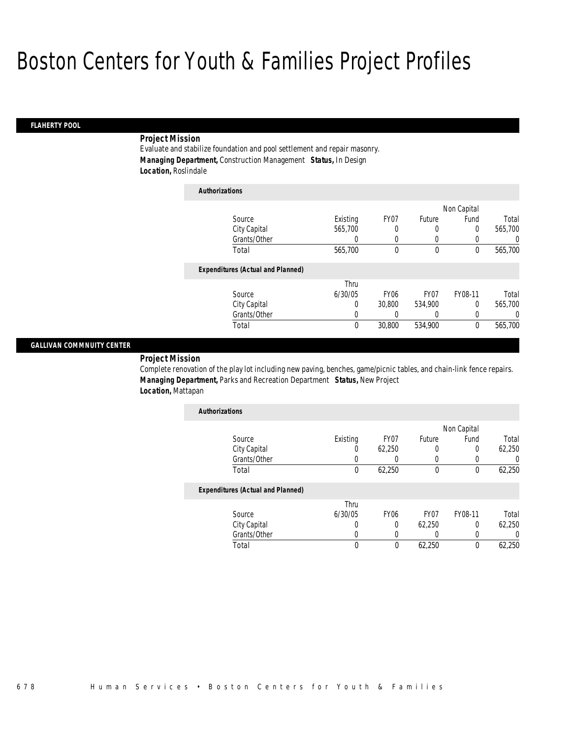# Boston Centers for Youth & Families Project Profiles

## FLAHERTY POOL

**Project Mission**

Evaluate and stabilize foundation and pool settlement and repair masonry.

***Managing Department,*** Construction Management ***Status,*** In Design

***Location,*** Roslindale

**Authorizations**

| Source | Existing | FY07 | Future | Non Capital Fund | Total |
|---|---|---|---|---|---|
| City Capital | 565,700 | 0 | 0 | 0 | 565,700 |
| Grants/Other | 0 | 0 | 0 | 0 | 0 |
| Total | 565,700 | 0 | 0 | 0 | 565,700 |

**Expenditures (Actual and Planned)**

| Source | Thru 6/30/05 | FY06 | FY07 | FY08-11 | Total |
|---|---|---|---|---|---|
| City Capital | 0 | 30,800 | 534,900 | 0 | 565,700 |
| Grants/Other | 0 | 0 | 0 | 0 | 0 |
| Total | 0 | 30,800 | 534,900 | 0 | 565,700 |

## GALLIVAN COMMNUITY CENTER

**Project Mission**

Complete renovation of the play lot including new paving, benches, game/picnic tables, and chain-link fence repairs.

***Managing Department,*** Parks and Recreation Department ***Status,*** New Project

***Location,*** Mattapan

**Authorizations**

| Source | Existing | FY07 | Future | Non Capital Fund | Total |
|---|---|---|---|---|---|
| City Capital | 0 | 62,250 | 0 | 0 | 62,250 |
| Grants/Other | 0 | 0 | 0 | 0 | 0 |
| Total | 0 | 62,250 | 0 | 0 | 62,250 |

**Expenditures (Actual and Planned)**

| Source | Thru 6/30/05 | FY06 | FY07 | FY08-11 | Total |
|---|---|---|---|---|---|
| City Capital | 0 | 0 | 62,250 | 0 | 62,250 |
| Grants/Other | 0 | 0 | 0 | 0 | 0 |
| Total | 0 | 0 | 62,250 | 0 | 62,250 |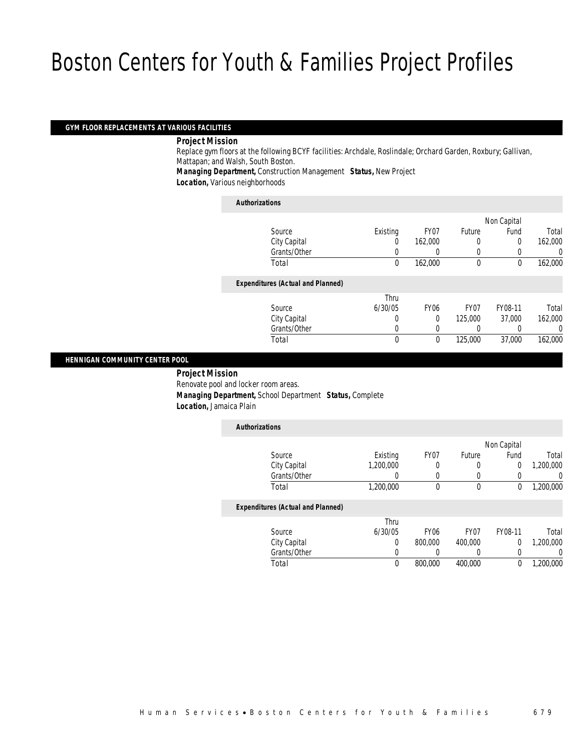# Boston Centers for Youth & Families Project Profiles

## GYM FLOOR REPLACEMENTS AT VARIOUS FACILITIES

**Project Mission**

Replace gym floors at the following BCYF facilities: Archdale, Roslindale; Orchard Garden, Roxbury; Gallivan, Mattapan; and Walsh, South Boston.

**Managing Department,** Construction Management **Status,** New Project

**Location,** Various neighborhoods

***Authorizations***

| Source | Existing | FY07 | Future | Non Capital Fund | Total |
|---|---|---|---|---|---|
| City Capital | 0 | 162,000 | 0 | 0 | 162,000 |
| Grants/Other | 0 | 0 | 0 | 0 | 0 |
| Total | 0 | 162,000 | 0 | 0 | 162,000 |

***Expenditures (Actual and Planned)***

| Source | Thru 6/30/05 | FY06 | FY07 | FY08-11 | Total |
|---|---|---|---|---|---|
| City Capital | 0 | 0 | 125,000 | 37,000 | 162,000 |
| Grants/Other | 0 | 0 | 0 | 0 | 0 |
| Total | 0 | 0 | 125,000 | 37,000 | 162,000 |

## HENNIGAN COMMUNITY CENTER POOL

**Project Mission**

Renovate pool and locker room areas.

**Managing Department,** School Department **Status,** Complete

**Location,** Jamaica Plain

***Authorizations***

| Source | Existing | FY07 | Future | Non Capital Fund | Total |
|---|---|---|---|---|---|
| City Capital | 1,200,000 | 0 | 0 | 0 | 1,200,000 |
| Grants/Other | 0 | 0 | 0 | 0 | 0 |
| Total | 1,200,000 | 0 | 0 | 0 | 1,200,000 |

***Expenditures (Actual and Planned)***

| Source | Thru 6/30/05 | FY06 | FY07 | FY08-11 | Total |
|---|---|---|---|---|---|
| City Capital | 0 | 800,000 | 400,000 | 0 | 1,200,000 |
| Grants/Other | 0 | 0 | 0 | 0 | 0 |
| Total | 0 | 800,000 | 400,000 | 0 | 1,200,000 |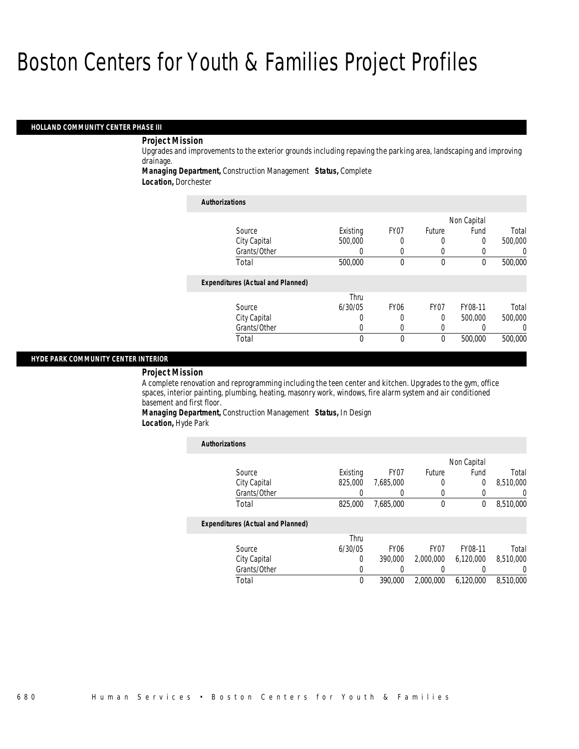# Boston Centers for Youth & Families Project Profiles

### HOLLAND COMMUNITY CENTER PHASE III

***Project Mission***

Upgrades and improvements to the exterior grounds including repaving the parking area, landscaping and improving drainage.

***Managing Department,*** Construction Management ***Status,*** Complete
***Location,*** Dorchester

***Authorizations***

| Source | Existing | FY07 | Future | Non Capital Fund | Total |
|---|---|---|---|---|---|
| City Capital | 500,000 | 0 | 0 | 0 | 500,000 |
| Grants/Other | 0 | 0 | 0 | 0 | 0 |
| Total | 500,000 | 0 | 0 | 0 | 500,000 |

***Expenditures (Actual and Planned)***

| Source | Thru 6/30/05 | FY06 | FY07 | FY08-11 | Total |
|---|---|---|---|---|---|
| City Capital | 0 | 0 | 0 | 500,000 | 500,000 |
| Grants/Other | 0 | 0 | 0 | 0 | 0 |
| Total | 0 | 0 | 0 | 500,000 | 500,000 |

### HYDE PARK COMMUNITY CENTER INTERIOR

***Project Mission***

A complete renovation and reprogramming including the teen center and kitchen. Upgrades to the gym, office spaces, interior painting, plumbing, heating, masonry work, windows, fire alarm system and air conditioned basement and first floor.

***Managing Department,*** Construction Management ***Status,*** In Design
***Location,*** Hyde Park

***Authorizations***

| Source | Existing | FY07 | Future | Non Capital Fund | Total |
|---|---|---|---|---|---|
| City Capital | 825,000 | 7,685,000 | 0 | 0 | 8,510,000 |
| Grants/Other | 0 | 0 | 0 | 0 | 0 |
| Total | 825,000 | 7,685,000 | 0 | 0 | 8,510,000 |

***Expenditures (Actual and Planned)***

| Source | Thru 6/30/05 | FY06 | FY07 | FY08-11 | Total |
|---|---|---|---|---|---|
| City Capital | 0 | 390,000 | 2,000,000 | 6,120,000 | 8,510,000 |
| Grants/Other | 0 | 0 | 0 | 0 | 0 |
| Total | 0 | 390,000 | 2,000,000 | 6,120,000 | 8,510,000 |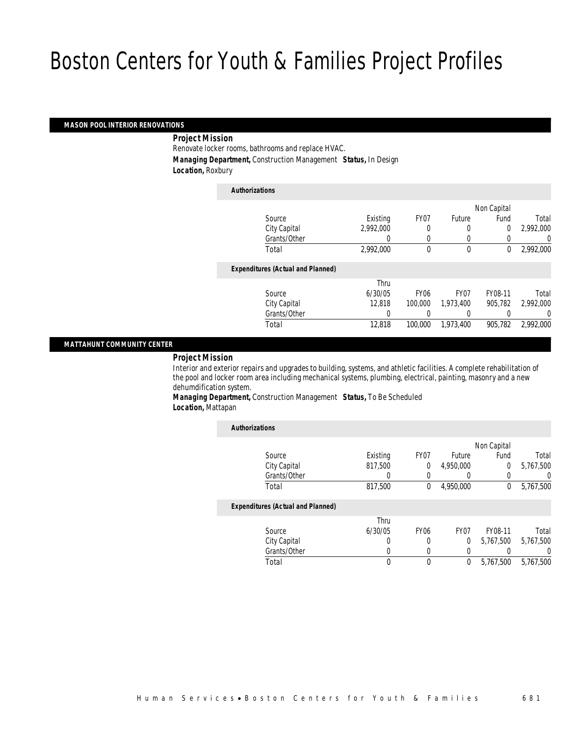# Boston Centers for Youth & Families Project Profiles

## MASON POOL INTERIOR RENOVATIONS

***Project Mission***

Renovate locker rooms, bathrooms and replace HVAC.

***Managing Department,*** Construction Management ***Status,*** In Design

***Location,*** Roxbury

***Authorizations***

| Source | Existing | FY07 | Future | Non Capital Fund | Total |
|---|---|---|---|---|---|
| City Capital | 2,992,000 | 0 | 0 | 0 | 2,992,000 |
| Grants/Other | 0 | 0 | 0 | 0 | 0 |
| Total | 2,992,000 | 0 | 0 | 0 | 2,992,000 |

***Expenditures (Actual and Planned)***

| Source | Thru 6/30/05 | FY06 | FY07 | FY08-11 | Total |
|---|---|---|---|---|---|
| City Capital | 12,818 | 100,000 | 1,973,400 | 905,782 | 2,992,000 |
| Grants/Other | 0 | 0 | 0 | 0 | 0 |
| Total | 12,818 | 100,000 | 1,973,400 | 905,782 | 2,992,000 |

## MATTAHUNT COMMUNITY CENTER

***Project Mission***

Interior and exterior repairs and upgrades to building, systems, and athletic facilities. A complete rehabilitation of the pool and locker room area including mechanical systems, plumbing, electrical, painting, masonry and a new dehumdification system.

***Managing Department,*** Construction Management ***Status,*** To Be Scheduled

***Location,*** Mattapan

***Authorizations***

| Source | Existing | FY07 | Future | Non Capital Fund | Total |
|---|---|---|---|---|---|
| City Capital | 817,500 | 0 | 4,950,000 | 0 | 5,767,500 |
| Grants/Other | 0 | 0 | 0 | 0 | 0 |
| Total | 817,500 | 0 | 4,950,000 | 0 | 5,767,500 |

***Expenditures (Actual and Planned)***

| Source | Thru 6/30/05 | FY06 | FY07 | FY08-11 | Total |
|---|---|---|---|---|---|
| City Capital | 0 | 0 | 0 | 5,767,500 | 5,767,500 |
| Grants/Other | 0 | 0 | 0 | 0 | 0 |
| Total | 0 | 0 | 0 | 5,767,500 | 5,767,500 |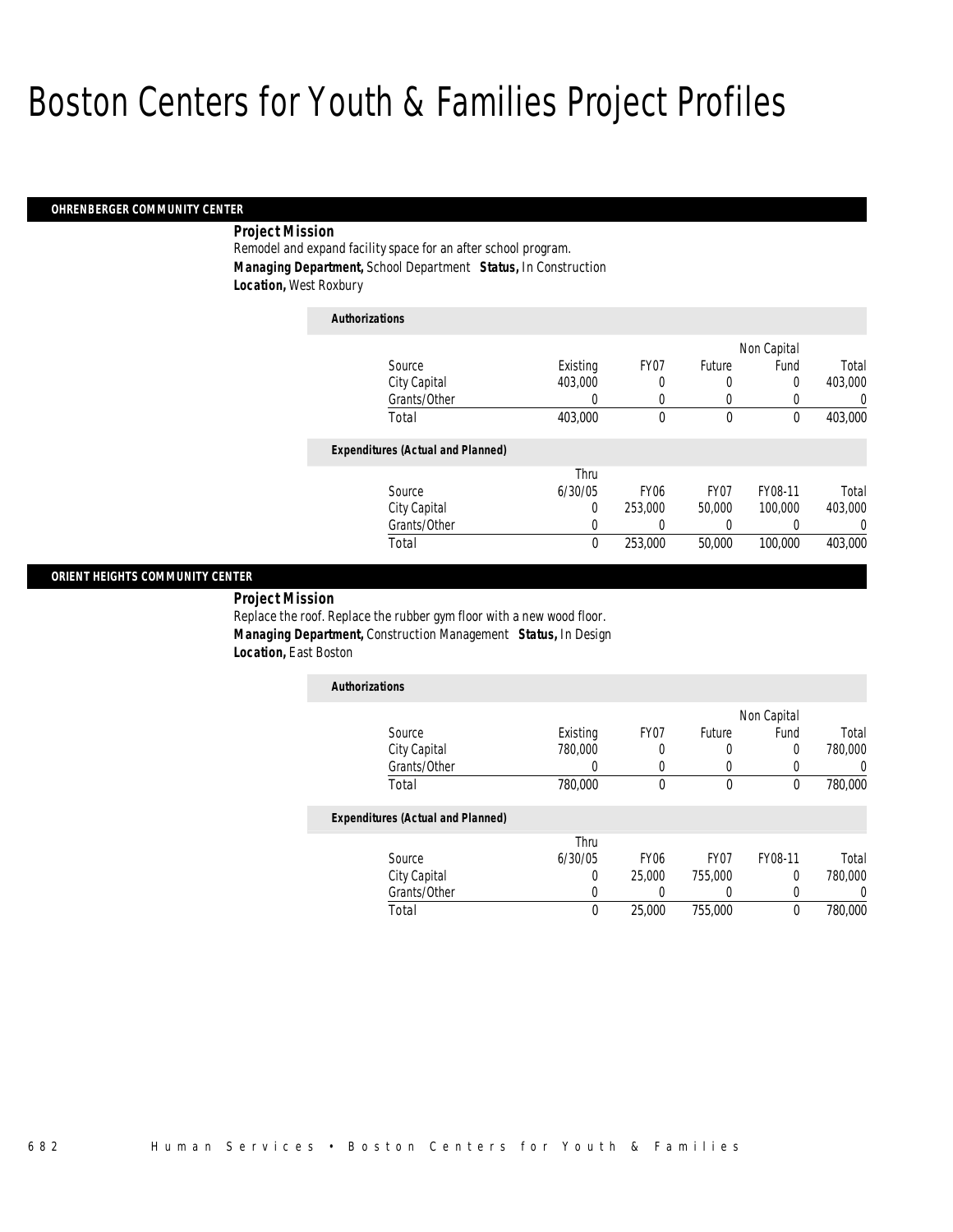# Boston Centers for Youth & Families Project Profiles

## OHRENBERGER COMMUNITY CENTER

**Project Mission**

Remodel and expand facility space for an after school program.

***Managing Department,*** School Department ***Status,*** In Construction

***Location,*** West Roxbury

**Authorizations**

| Source | Existing | FY07 | Future | Non Capital Fund | Total |
|---|---|---|---|---|---|
| City Capital | 403,000 | 0 | 0 | 0 | 403,000 |
| Grants/Other | 0 | 0 | 0 | 0 | 0 |
| Total | 403,000 | 0 | 0 | 0 | 403,000 |

**Expenditures (Actual and Planned)**

| Source | Thru 6/30/05 | FY06 | FY07 | FY08-11 | Total |
|---|---|---|---|---|---|
| City Capital | 0 | 253,000 | 50,000 | 100,000 | 403,000 |
| Grants/Other | 0 | 0 | 0 | 0 | 0 |
| Total | 0 | 253,000 | 50,000 | 100,000 | 403,000 |

## ORIENT HEIGHTS COMMUNITY CENTER

**Project Mission**

Replace the roof. Replace the rubber gym floor with a new wood floor.

***Managing Department,*** Construction Management ***Status,*** In Design

***Location,*** East Boston

**Authorizations**

| Source | Existing | FY07 | Future | Non Capital Fund | Total |
|---|---|---|---|---|---|
| City Capital | 780,000 | 0 | 0 | 0 | 780,000 |
| Grants/Other | 0 | 0 | 0 | 0 | 0 |
| Total | 780,000 | 0 | 0 | 0 | 780,000 |

**Expenditures (Actual and Planned)**

| Source | Thru 6/30/05 | FY06 | FY07 | FY08-11 | Total |
|---|---|---|---|---|---|
| City Capital | 0 | 25,000 | 755,000 | 0 | 780,000 |
| Grants/Other | 0 | 0 | 0 | 0 | 0 |
| Total | 0 | 25,000 | 755,000 | 0 | 780,000 |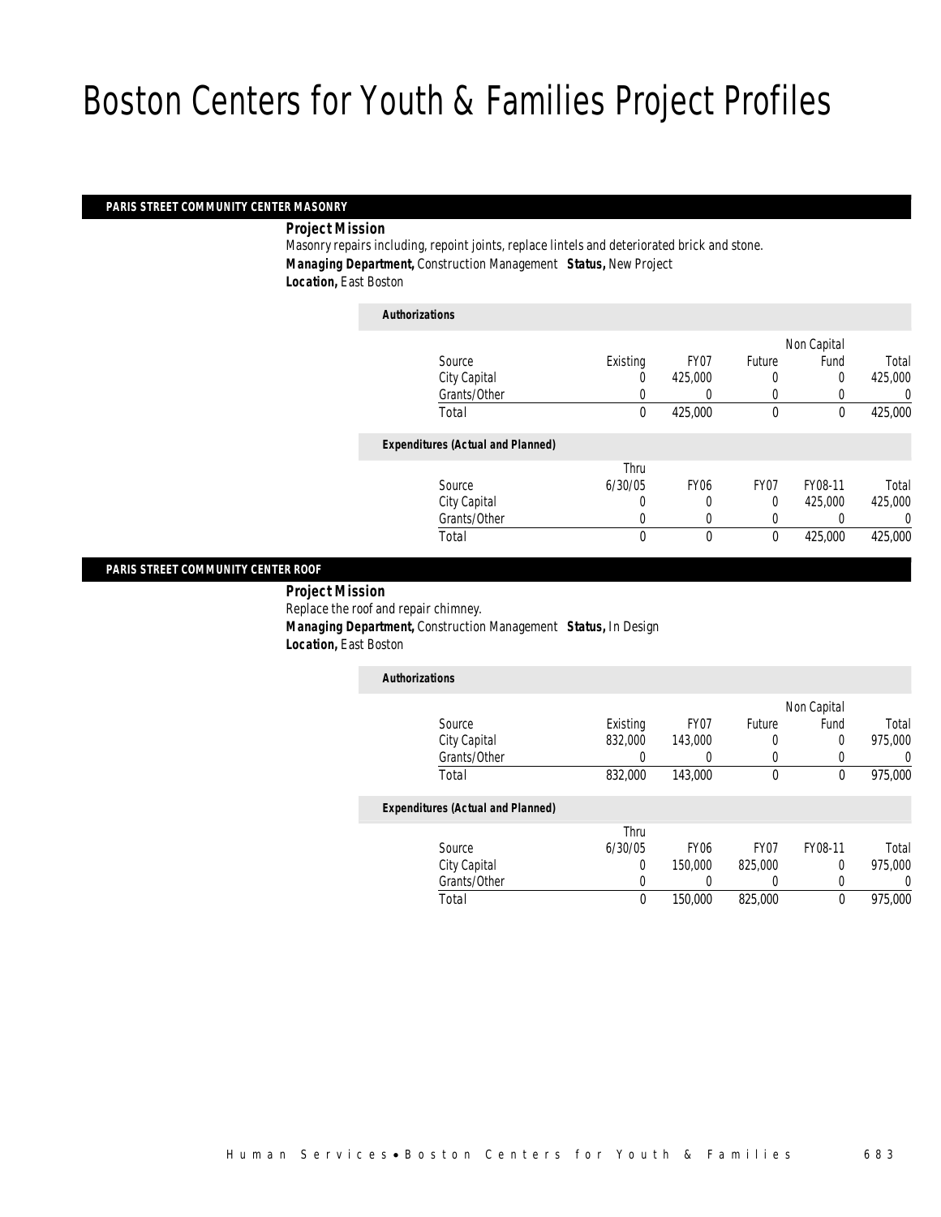# Boston Centers for Youth & Families Project Profiles

## PARIS STREET COMMUNITY CENTER MASONRY

***Project Mission***

Masonry repairs including, repoint joints, replace lintels and deteriorated brick and stone.

***Managing Department,*** Construction Management ***Status,*** New Project

***Location,*** East Boston

***Authorizations***

| Source | Existing | FY07 | Future | Non Capital Fund | Total |
|---|---|---|---|---|---|
| City Capital | 0 | 425,000 | 0 | 0 | 425,000 |
| Grants/Other | 0 | 0 | 0 | 0 | 0 |
| Total | 0 | 425,000 | 0 | 0 | 425,000 |

***Expenditures (Actual and Planned)***

| Source | Thru 6/30/05 | FY06 | FY07 | FY08-11 | Total |
|---|---|---|---|---|---|
| City Capital | 0 | 0 | 0 | 425,000 | 425,000 |
| Grants/Other | 0 | 0 | 0 | 0 | 0 |
| Total | 0 | 0 | 0 | 425,000 | 425,000 |

## PARIS STREET COMMUNITY CENTER ROOF

***Project Mission***

Replace the roof and repair chimney.

***Managing Department,*** Construction Management ***Status,*** In Design

***Location,*** East Boston

***Authorizations***

| Source | Existing | FY07 | Future | Non Capital Fund | Total |
|---|---|---|---|---|---|
| City Capital | 832,000 | 143,000 | 0 | 0 | 975,000 |
| Grants/Other | 0 | 0 | 0 | 0 | 0 |
| Total | 832,000 | 143,000 | 0 | 0 | 975,000 |

***Expenditures (Actual and Planned)***

| Source | Thru 6/30/05 | FY06 | FY07 | FY08-11 | Total |
|---|---|---|---|---|---|
| City Capital | 0 | 150,000 | 825,000 | 0 | 975,000 |
| Grants/Other | 0 | 0 | 0 | 0 | 0 |
| Total | 0 | 150,000 | 825,000 | 0 | 975,000 |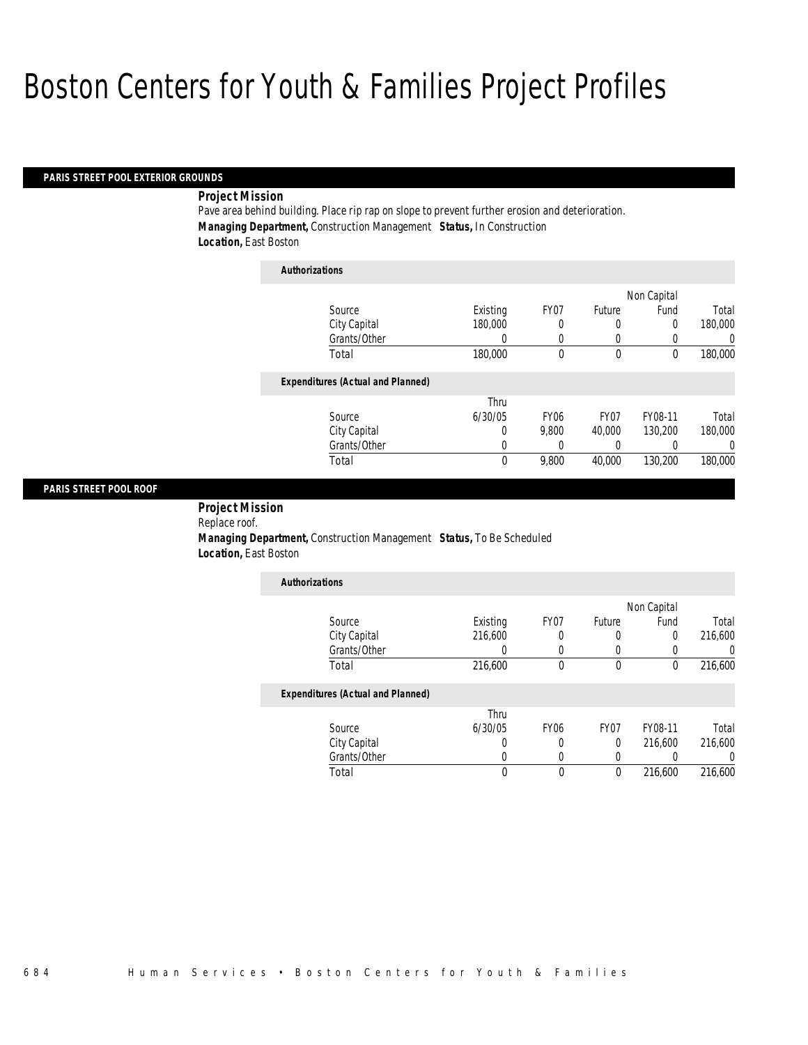# Boston Centers for Youth & Families Project Profiles

## PARIS STREET POOL EXTERIOR GROUNDS

***Project Mission***

Pave area behind building. Place rip rap on slope to prevent further erosion and deterioration.

***Managing Department,*** Construction Management ***Status,*** In Construction

***Location,*** East Boston

***Authorizations***

| Source | Existing | FY07 | Future | Non Capital Fund | Total |
|---|---|---|---|---|---|
| City Capital | 180,000 | 0 | 0 | 0 | 180,000 |
| Grants/Other | 0 | 0 | 0 | 0 | 0 |
| Total | 180,000 | 0 | 0 | 0 | 180,000 |

***Expenditures (Actual and Planned)***

| Source | Thru 6/30/05 | FY06 | FY07 | FY08-11 | Total |
|---|---|---|---|---|---|
| City Capital | 0 | 9,800 | 40,000 | 130,200 | 180,000 |
| Grants/Other | 0 | 0 | 0 | 0 | 0 |
| Total | 0 | 9,800 | 40,000 | 130,200 | 180,000 |

## PARIS STREET POOL ROOF

***Project Mission***

Replace roof.

***Managing Department,*** Construction Management ***Status,*** To Be Scheduled

***Location,*** East Boston

***Authorizations***

| Source | Existing | FY07 | Future | Non Capital Fund | Total |
|---|---|---|---|---|---|
| City Capital | 216,600 | 0 | 0 | 0 | 216,600 |
| Grants/Other | 0 | 0 | 0 | 0 | 0 |
| Total | 216,600 | 0 | 0 | 0 | 216,600 |

***Expenditures (Actual and Planned)***

| Source | Thru 6/30/05 | FY06 | FY07 | FY08-11 | Total |
|---|---|---|---|---|---|
| City Capital | 0 | 0 | 0 | 216,600 | 216,600 |
| Grants/Other | 0 | 0 | 0 | 0 | 0 |
| Total | 0 | 0 | 0 | 216,600 | 216,600 |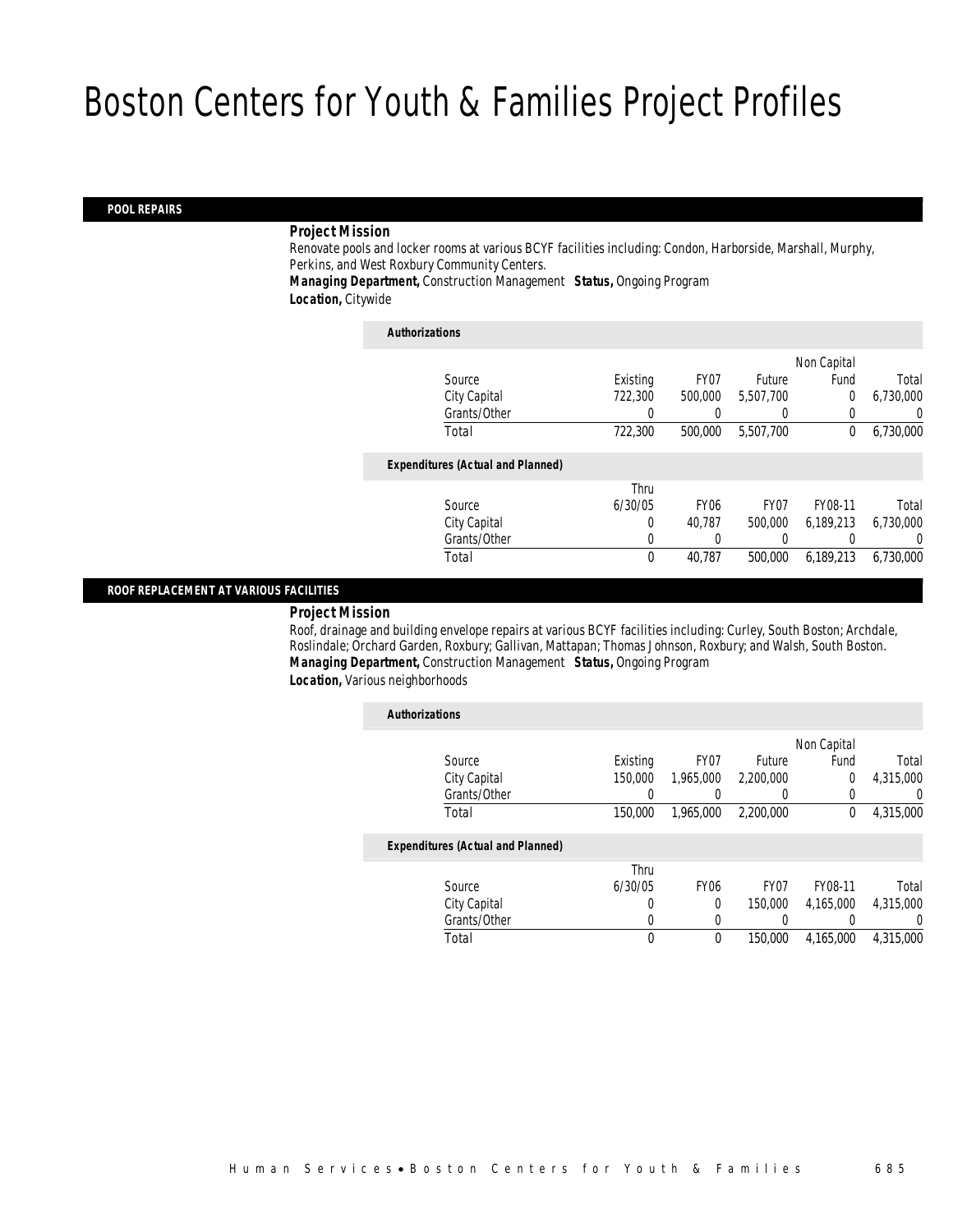# Boston Centers for Youth & Families Project Profiles

## POOL REPAIRS

***Project Mission***

Renovate pools and locker rooms at various BCYF facilities including: Condon, Harborside, Marshall, Murphy, Perkins, and West Roxbury Community Centers.

***Managing Department,*** Construction Management ***Status,*** Ongoing Program

***Location,*** Citywide

***Authorizations***

| Source | Existing | FY07 | Future | Non Capital Fund | Total |
|---|---|---|---|---|---|
| City Capital | 722,300 | 500,000 | 5,507,700 | 0 | 6,730,000 |
| Grants/Other | 0 | 0 | 0 | 0 | 0 |
| Total | 722,300 | 500,000 | 5,507,700 | 0 | 6,730,000 |

***Expenditures (Actual and Planned)***

| Source | Thru 6/30/05 | FY06 | FY07 | FY08-11 | Total |
|---|---|---|---|---|---|
| City Capital | 0 | 40,787 | 500,000 | 6,189,213 | 6,730,000 |
| Grants/Other | 0 | 0 | 0 | 0 | 0 |
| Total | 0 | 40,787 | 500,000 | 6,189,213 | 6,730,000 |

## ROOF REPLACEMENT AT VARIOUS FACILITIES

***Project Mission***

Roof, drainage and building envelope repairs at various BCYF facilities including: Curley, South Boston; Archdale, Roslindale; Orchard Garden, Roxbury; Gallivan, Mattapan; Thomas Johnson, Roxbury; and Walsh, South Boston.

***Managing Department,*** Construction Management ***Status,*** Ongoing Program

***Location,*** Various neighborhoods

***Authorizations***

| Source | Existing | FY07 | Future | Non Capital Fund | Total |
|---|---|---|---|---|---|
| City Capital | 150,000 | 1,965,000 | 2,200,000 | 0 | 4,315,000 |
| Grants/Other | 0 | 0 | 0 | 0 | 0 |
| Total | 150,000 | 1,965,000 | 2,200,000 | 0 | 4,315,000 |

***Expenditures (Actual and Planned)***

| Source | Thru 6/30/05 | FY06 | FY07 | FY08-11 | Total |
|---|---|---|---|---|---|
| City Capital | 0 | 0 | 150,000 | 4,165,000 | 4,315,000 |
| Grants/Other | 0 | 0 | 0 | 0 | 0 |
| Total | 0 | 0 | 150,000 | 4,165,000 | 4,315,000 |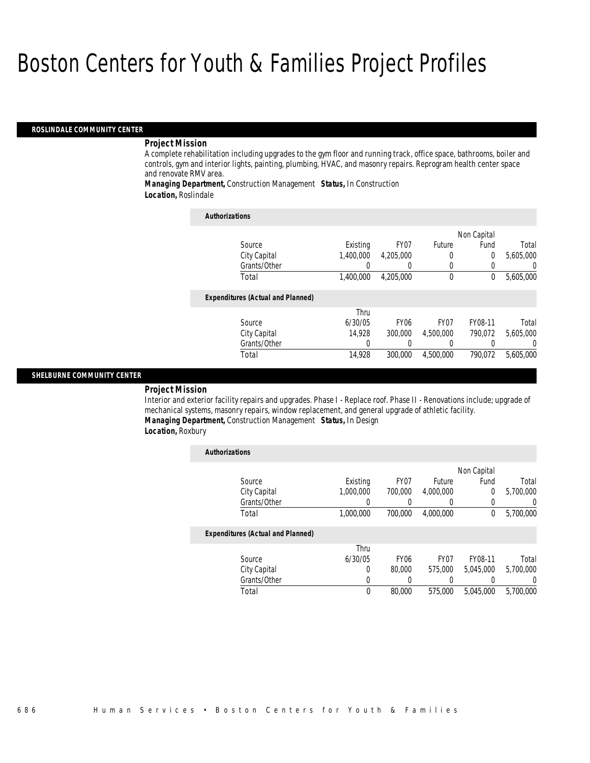# Boston Centers for Youth & Families Project Profiles

## ROSLINDALE COMMUNITY CENTER

**Project Mission**

A complete rehabilitation including upgrades to the gym floor and running track, office space, bathrooms, boiler and controls, gym and interior lights, painting, plumbing, HVAC, and masonry repairs. Reprogram health center space and renovate RMV area.

***Managing Department,*** Construction Management ***Status,*** In Construction

***Location,*** Roslindale

**Authorizations**

| Source | Existing | FY07 | Future | Non Capital Fund | Total |
|---|---|---|---|---|---|
| City Capital | 1,400,000 | 4,205,000 | 0 | 0 | 5,605,000 |
| Grants/Other | 0 | 0 | 0 | 0 | 0 |
| Total | 1,400,000 | 4,205,000 | 0 | 0 | 5,605,000 |

**Expenditures (Actual and Planned)**

| Source | Thru 6/30/05 | FY06 | FY07 | FY08-11 | Total |
|---|---|---|---|---|---|
| City Capital | 14,928 | 300,000 | 4,500,000 | 790,072 | 5,605,000 |
| Grants/Other | 0 | 0 | 0 | 0 | 0 |
| Total | 14,928 | 300,000 | 4,500,000 | 790,072 | 5,605,000 |

## SHELBURNE COMMUNITY CENTER

**Project Mission**

Interior and exterior facility repairs and upgrades. Phase I - Replace roof. Phase II - Renovations include; upgrade of mechanical systems, masonry repairs, window replacement, and general upgrade of athletic facility.

***Managing Department,*** Construction Management ***Status,*** In Design

***Location,*** Roxbury

**Authorizations**

| Source | Existing | FY07 | Future | Non Capital Fund | Total |
|---|---|---|---|---|---|
| City Capital | 1,000,000 | 700,000 | 4,000,000 | 0 | 5,700,000 |
| Grants/Other | 0 | 0 | 0 | 0 | 0 |
| Total | 1,000,000 | 700,000 | 4,000,000 | 0 | 5,700,000 |

**Expenditures (Actual and Planned)**

| Source | Thru 6/30/05 | FY06 | FY07 | FY08-11 | Total |
|---|---|---|---|---|---|
| City Capital | 0 | 80,000 | 575,000 | 5,045,000 | 5,700,000 |
| Grants/Other | 0 | 0 | 0 | 0 | 0 |
| Total | 0 | 80,000 | 575,000 | 5,045,000 | 5,700,000 |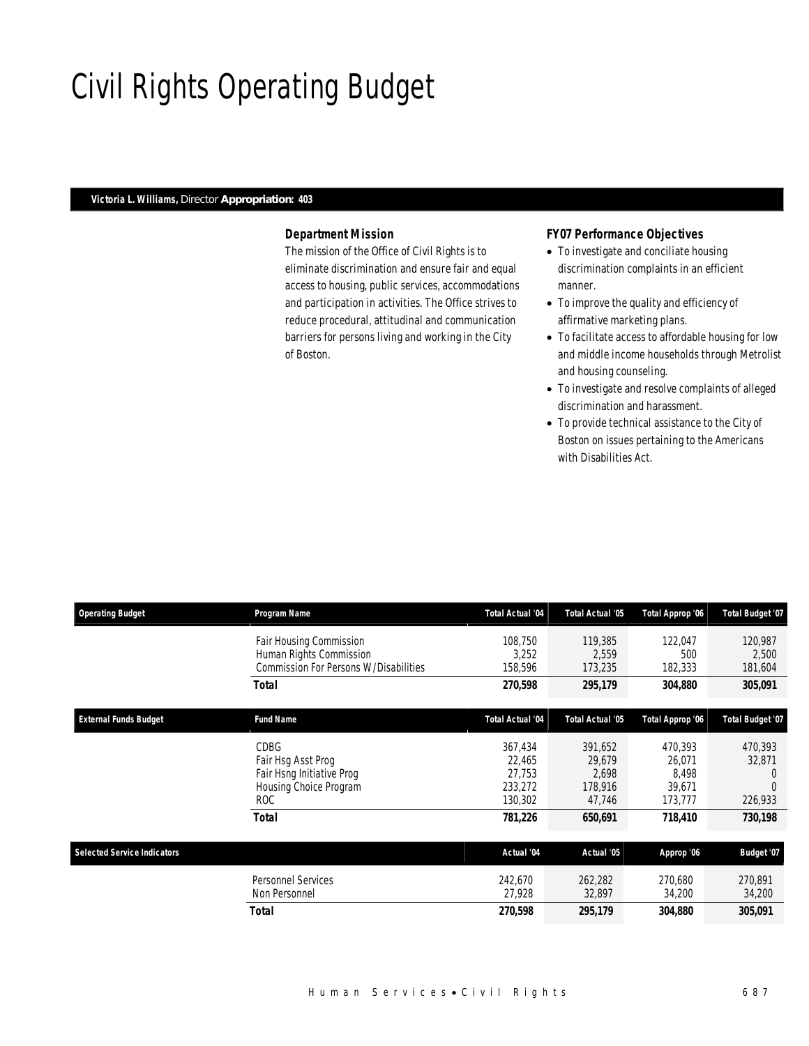# Civil Rights Operating Budget

**Victoria L. Williams,** Director **Appropriation: 403**

### Department Mission

The mission of the Office of Civil Rights is to eliminate discrimination and ensure fair and equal access to housing, public services, accommodations and participation in activities. The Office strives to reduce procedural, attitudinal and communication barriers for persons living and working in the City of Boston.

### FY07 Performance Objectives

- To investigate and conciliate housing discrimination complaints in an efficient manner.
- To improve the quality and efficiency of affirmative marketing plans.
- To facilitate access to affordable housing for low and middle income households through Metrolist and housing counseling.
- To investigate and resolve complaints of alleged discrimination and harassment.
- To provide technical assistance to the City of Boston on issues pertaining to the Americans with Disabilities Act.

| Operating Budget | Program Name | Total Actual '04 | Total Actual '05 | Total Approp '06 | Total Budget '07 |
|---|---|---|---|---|---|
| | Fair Housing Commission | 108,750 | 119,385 | 122,047 | 120,987 |
| | Human Rights Commission | 3,252 | 2,559 | 500 | 2,500 |
| | Commission For Persons W/Disabilities | 158,596 | 173,235 | 182,333 | 181,604 |
| | **Total** | **270,598** | **295,179** | **304,880** | **305,091** |

| External Funds Budget | Fund Name | Total Actual '04 | Total Actual '05 | Total Approp '06 | Total Budget '07 |
|---|---|---|---|---|---|
| | CDBG | 367,434 | 391,652 | 470,393 | 470,393 |
| | Fair Hsg Asst Prog | 22,465 | 29,679 | 26,071 | 32,871 |
| | Fair Hsng Initiative Prog | 27,753 | 2,698 | 8,498 | 0 |
| | Housing Choice Program | 233,272 | 178,916 | 39,671 | 0 |
| | ROC | 130,302 | 47,746 | 173,777 | 226,933 |
| | **Total** | **781,226** | **650,691** | **718,410** | **730,198** |

| Selected Service Indicators | | Actual '04 | Actual '05 | Approp '06 | Budget '07 |
|---|---|---|---|---|---|
| | Personnel Services | 242,670 | 262,282 | 270,680 | 270,891 |
| | Non Personnel | 27,928 | 32,897 | 34,200 | 34,200 |
| | **Total** | **270,598** | **295,179** | **304,880** | **305,091** |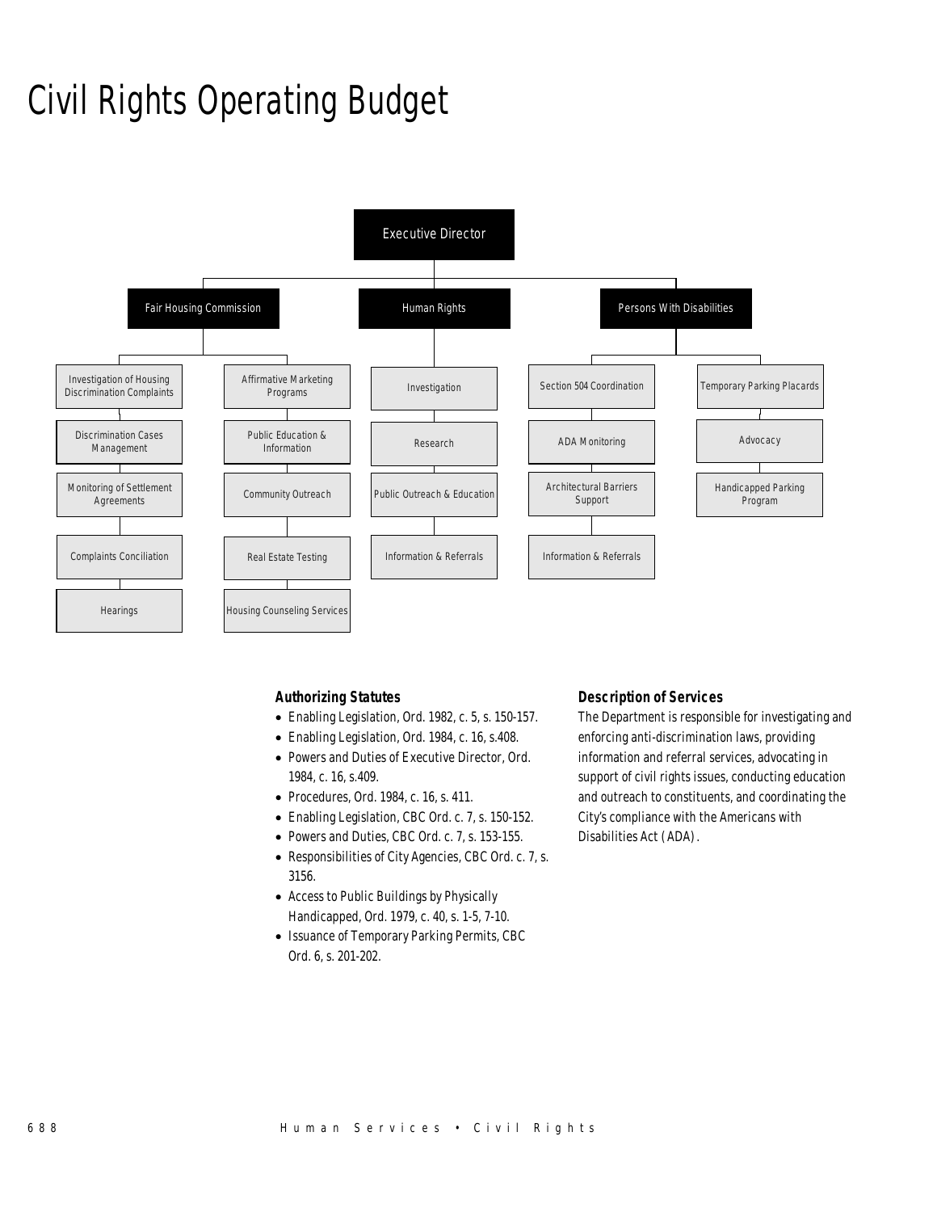# Civil Rights Operating Budget

- Executive Director
  - Fair Housing Commission
    - Investigation of Housing Discrimination Complaints
    - Discrimination Cases Management
    - Monitoring of Settlement Agreements
    - Complaints Conciliation
    - Hearings
    - Affirmative Marketing Programs
    - Public Education & Information
    - Community Outreach
    - Real Estate Testing
    - Housing Counseling Services
  - Human Rights
    - Investigation
    - Research
    - Public Outreach & Education
    - Information & Referrals
  - Persons With Disabilities
    - Section 504 Coordination
    - ADA Monitoring
    - Architectural Barriers Support
    - Information & Referrals
    - Temporary Parking Placards
    - Advocacy
    - Handicapped Parking Program

### Authorizing Statutes

- Enabling Legislation, Ord. 1982, c. 5, s. 150-157.
- Enabling Legislation, Ord. 1984, c. 16, s.408.
- Powers and Duties of Executive Director, Ord. 1984, c. 16, s.409.
- Procedures, Ord. 1984, c. 16, s. 411.
- Enabling Legislation, CBC Ord. c. 7, s. 150-152.
- Powers and Duties, CBC Ord. c. 7, s. 153-155.
- Responsibilities of City Agencies, CBC Ord. c. 7, s. 3156.
- Access to Public Buildings by Physically Handicapped, Ord. 1979, c. 40, s. 1-5, 7-10.
- Issuance of Temporary Parking Permits, CBC Ord. 6, s. 201-202.

### Description of Services

The Department is responsible for investigating and enforcing anti-discrimination laws, providing information and referral services, advocating in support of civil rights issues, conducting education and outreach to constituents, and coordinating the City's compliance with the Americans with Disabilities Act (ADA).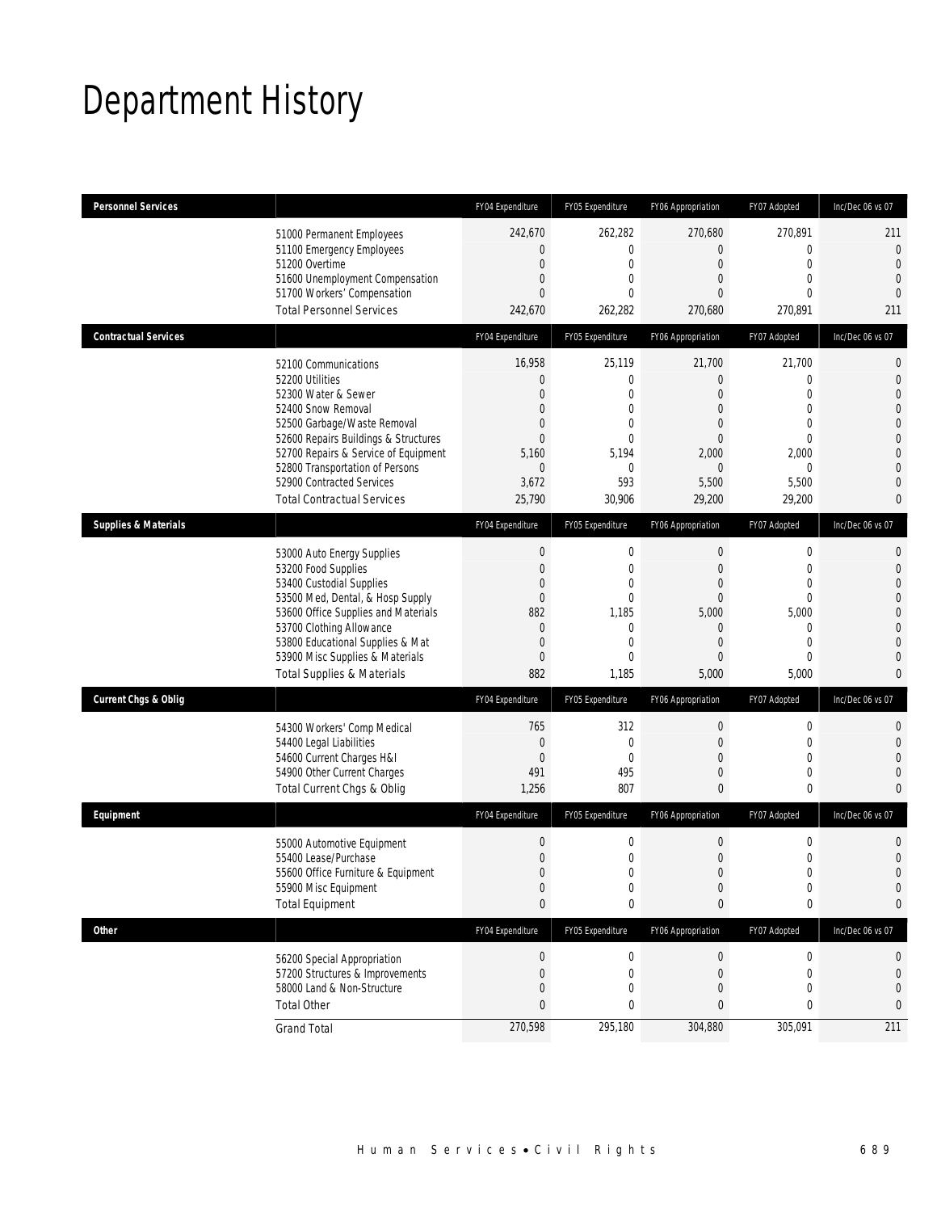# Department History

| Personnel Services | | FY04 Expenditure | FY05 Expenditure | FY06 Appropriation | FY07 Adopted | Inc/Dec 06 vs 07 |
|---|---|---|---|---|---|---|
| | 51000 Permanent Employees | 242,670 | 262,282 | 270,680 | 270,891 | 211 |
| | 51100 Emergency Employees | 0 | 0 | 0 | 0 | 0 |
| | 51200 Overtime | 0 | 0 | 0 | 0 | 0 |
| | 51600 Unemployment Compensation | 0 | 0 | 0 | 0 | 0 |
| | 51700 Workers' Compensation | 0 | 0 | 0 | 0 | 0 |
| | Total Personnel Services | 242,670 | 262,282 | 270,680 | 270,891 | 211 |

| Contractual Services | | FY04 Expenditure | FY05 Expenditure | FY06 Appropriation | FY07 Adopted | Inc/Dec 06 vs 07 |
|---|---|---|---|---|---|---|
| | 52100 Communications | 16,958 | 25,119 | 21,700 | 21,700 | 0 |
| | 52200 Utilities | 0 | 0 | 0 | 0 | 0 |
| | 52300 Water & Sewer | 0 | 0 | 0 | 0 | 0 |
| | 52400 Snow Removal | 0 | 0 | 0 | 0 | 0 |
| | 52500 Garbage/Waste Removal | 0 | 0 | 0 | 0 | 0 |
| | 52600 Repairs Buildings & Structures | 0 | 0 | 0 | 0 | 0 |
| | 52700 Repairs & Service of Equipment | 5,160 | 5,194 | 2,000 | 2,000 | 0 |
| | 52800 Transportation of Persons | 0 | 0 | 0 | 0 | 0 |
| | 52900 Contracted Services | 3,672 | 593 | 5,500 | 5,500 | 0 |
| | Total Contractual Services | 25,790 | 30,906 | 29,200 | 29,200 | 0 |

| Supplies & Materials | | FY04 Expenditure | FY05 Expenditure | FY06 Appropriation | FY07 Adopted | Inc/Dec 06 vs 07 |
|---|---|---|---|---|---|---|
| | 53000 Auto Energy Supplies | 0 | 0 | 0 | 0 | 0 |
| | 53200 Food Supplies | 0 | 0 | 0 | 0 | 0 |
| | 53400 Custodial Supplies | 0 | 0 | 0 | 0 | 0 |
| | 53500 Med, Dental, & Hosp Supply | 0 | 0 | 0 | 0 | 0 |
| | 53600 Office Supplies and Materials | 882 | 1,185 | 5,000 | 5,000 | 0 |
| | 53700 Clothing Allowance | 0 | 0 | 0 | 0 | 0 |
| | 53800 Educational Supplies & Mat | 0 | 0 | 0 | 0 | 0 |
| | 53900 Misc Supplies & Materials | 0 | 0 | 0 | 0 | 0 |
| | Total Supplies & Materials | 882 | 1,185 | 5,000 | 5,000 | 0 |

| Current Chgs & Oblig | | FY04 Expenditure | FY05 Expenditure | FY06 Appropriation | FY07 Adopted | Inc/Dec 06 vs 07 |
|---|---|---|---|---|---|---|
| | 54300 Workers' Comp Medical | 765 | 312 | 0 | 0 | 0 |
| | 54400 Legal Liabilities | 0 | 0 | 0 | 0 | 0 |
| | 54600 Current Charges H&I | 0 | 0 | 0 | 0 | 0 |
| | 54900 Other Current Charges | 491 | 495 | 0 | 0 | 0 |
| | Total Current Chgs & Oblig | 1,256 | 807 | 0 | 0 | 0 |

| Equipment | | FY04 Expenditure | FY05 Expenditure | FY06 Appropriation | FY07 Adopted | Inc/Dec 06 vs 07 |
|---|---|---|---|---|---|---|
| | 55000 Automotive Equipment | 0 | 0 | 0 | 0 | 0 |
| | 55400 Lease/Purchase | 0 | 0 | 0 | 0 | 0 |
| | 55600 Office Furniture & Equipment | 0 | 0 | 0 | 0 | 0 |
| | 55900 Misc Equipment | 0 | 0 | 0 | 0 | 0 |
| | Total Equipment | 0 | 0 | 0 | 0 | 0 |

| Other | | FY04 Expenditure | FY05 Expenditure | FY06 Appropriation | FY07 Adopted | Inc/Dec 06 vs 07 |
|---|---|---|---|---|---|---|
| | 56200 Special Appropriation | 0 | 0 | 0 | 0 | 0 |
| | 57200 Structures & Improvements | 0 | 0 | 0 | 0 | 0 |
| | 58000 Land & Non-Structure | 0 | 0 | 0 | 0 | 0 |
| | Total Other | 0 | 0 | 0 | 0 | 0 |
| | Grand Total | 270,598 | 295,180 | 304,880 | 305,091 | 211 |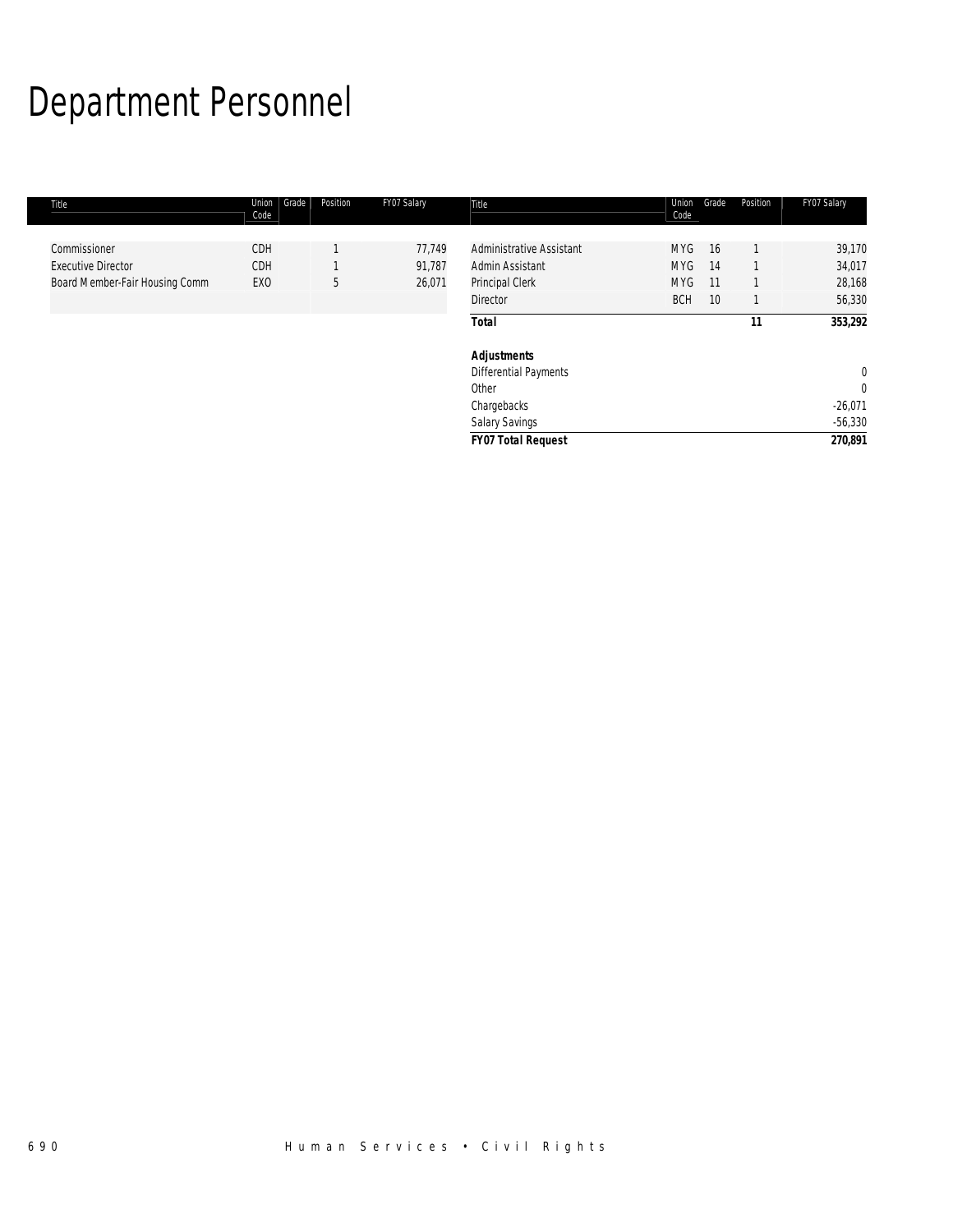# Department Personnel

| Title | Union Code | Grade | Position | FY07 Salary |
|---|---|---|---|---|
| Commissioner | CDH | | 1 | 77,749 |
| Executive Director | CDH | | 1 | 91,787 |
| Board Member-Fair Housing Comm | EXO | | 5 | 26,071 |
| Administrative Assistant | MYG | 16 | 1 | 39,170 |
| Admin Assistant | MYG | 14 | 1 | 34,017 |
| Principal Clerk | MYG | 11 | 1 | 28,168 |
| Director | BCH | 10 | 1 | 56,330 |
| **Total** | | | **11** | **353,292** |
| ***Adjustments*** | | | | |
| Differential Payments | | | | 0 |
| Other | | | | 0 |
| Chargebacks | | | | -26,071 |
| Salary Savings | | | | -56,330 |
| ***FY07 Total Request*** | | | | ***270,891*** |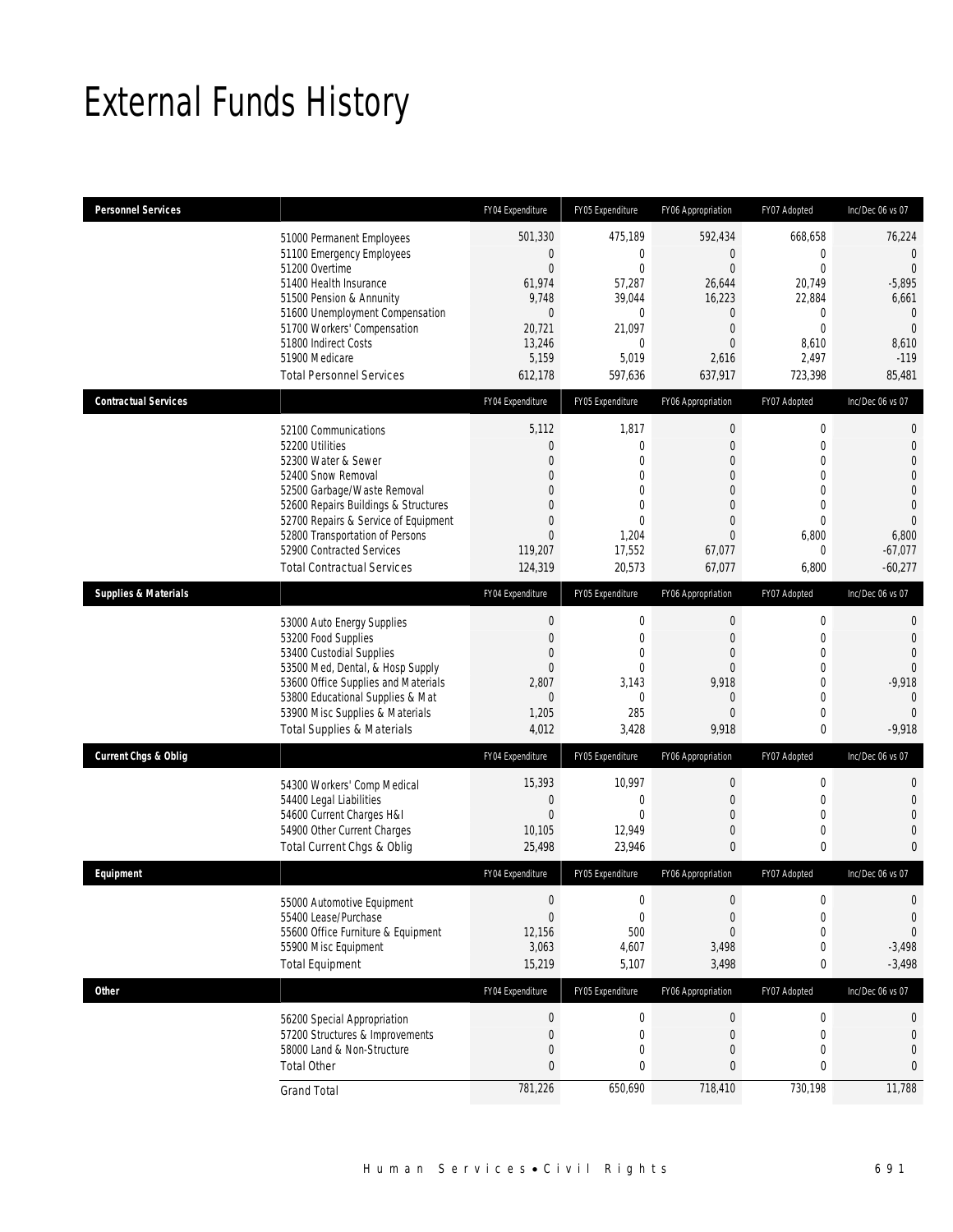# External Funds History

| Personnel Services | | FY04 Expenditure | FY05 Expenditure | FY06 Appropriation | FY07 Adopted | Inc/Dec 06 vs 07 |
|---|---|---|---|---|---|---|
| | 51000 Permanent Employees | 501,330 | 475,189 | 592,434 | 668,658 | 76,224 |
| | 51100 Emergency Employees | 0 | 0 | 0 | 0 | 0 |
| | 51200 Overtime | 0 | 0 | 0 | 0 | 0 |
| | 51400 Health Insurance | 61,974 | 57,287 | 26,644 | 20,749 | -5,895 |
| | 51500 Pension & Annunity | 9,748 | 39,044 | 16,223 | 22,884 | 6,661 |
| | 51600 Unemployment Compensation | 0 | 0 | 0 | 0 | 0 |
| | 51700 Workers' Compensation | 20,721 | 21,097 | 0 | 0 | 0 |
| | 51800 Indirect Costs | 13,246 | 0 | 0 | 8,610 | 8,610 |
| | 51900 Medicare | 5,159 | 5,019 | 2,616 | 2,497 | -119 |
| | Total Personnel Services | 612,178 | 597,636 | 637,917 | 723,398 | 85,481 |

| Contractual Services | | FY04 Expenditure | FY05 Expenditure | FY06 Appropriation | FY07 Adopted | Inc/Dec 06 vs 07 |
|---|---|---|---|---|---|---|
| | 52100 Communications | 5,112 | 1,817 | 0 | 0 | 0 |
| | 52200 Utilities | 0 | 0 | 0 | 0 | 0 |
| | 52300 Water & Sewer | 0 | 0 | 0 | 0 | 0 |
| | 52400 Snow Removal | 0 | 0 | 0 | 0 | 0 |
| | 52500 Garbage/Waste Removal | 0 | 0 | 0 | 0 | 0 |
| | 52600 Repairs Buildings & Structures | 0 | 0 | 0 | 0 | 0 |
| | 52700 Repairs & Service of Equipment | 0 | 0 | 0 | 0 | 0 |
| | 52800 Transportation of Persons | 0 | 1,204 | 0 | 6,800 | 6,800 |
| | 52900 Contracted Services | 119,207 | 17,552 | 67,077 | 0 | -67,077 |
| | Total Contractual Services | 124,319 | 20,573 | 67,077 | 6,800 | -60,277 |

| Supplies & Materials | | FY04 Expenditure | FY05 Expenditure | FY06 Appropriation | FY07 Adopted | Inc/Dec 06 vs 07 |
|---|---|---|---|---|---|---|
| | 53000 Auto Energy Supplies | 0 | 0 | 0 | 0 | 0 |
| | 53200 Food Supplies | 0 | 0 | 0 | 0 | 0 |
| | 53400 Custodial Supplies | 0 | 0 | 0 | 0 | 0 |
| | 53500 Med, Dental, & Hosp Supply | 0 | 0 | 0 | 0 | 0 |
| | 53600 Office Supplies and Materials | 2,807 | 3,143 | 9,918 | 0 | -9,918 |
| | 53800 Educational Supplies & Mat | 0 | 0 | 0 | 0 | 0 |
| | 53900 Misc Supplies & Materials | 1,205 | 285 | 0 | 0 | 0 |
| | Total Supplies & Materials | 4,012 | 3,428 | 9,918 | 0 | -9,918 |

| Current Chgs & Oblig | | FY04 Expenditure | FY05 Expenditure | FY06 Appropriation | FY07 Adopted | Inc/Dec 06 vs 07 |
|---|---|---|---|---|---|---|
| | 54300 Workers' Comp Medical | 15,393 | 10,997 | 0 | 0 | 0 |
| | 54400 Legal Liabilities | 0 | 0 | 0 | 0 | 0 |
| | 54600 Current Charges H&I | 0 | 0 | 0 | 0 | 0 |
| | 54900 Other Current Charges | 10,105 | 12,949 | 0 | 0 | 0 |
| | Total Current Chgs & Oblig | 25,498 | 23,946 | 0 | 0 | 0 |

| Equipment | | FY04 Expenditure | FY05 Expenditure | FY06 Appropriation | FY07 Adopted | Inc/Dec 06 vs 07 |
|---|---|---|---|---|---|---|
| | 55000 Automotive Equipment | 0 | 0 | 0 | 0 | 0 |
| | 55400 Lease/Purchase | 0 | 0 | 0 | 0 | 0 |
| | 55600 Office Furniture & Equipment | 12,156 | 500 | 0 | 0 | 0 |
| | 55900 Misc Equipment | 3,063 | 4,607 | 3,498 | 0 | -3,498 |
| | Total Equipment | 15,219 | 5,107 | 3,498 | 0 | -3,498 |

| Other | | FY04 Expenditure | FY05 Expenditure | FY06 Appropriation | FY07 Adopted | Inc/Dec 06 vs 07 |
|---|---|---|---|---|---|---|
| | 56200 Special Appropriation | 0 | 0 | 0 | 0 | 0 |
| | 57200 Structures & Improvements | 0 | 0 | 0 | 0 | 0 |
| | 58000 Land & Non-Structure | 0 | 0 | 0 | 0 | 0 |
| | Total Other | 0 | 0 | 0 | 0 | 0 |
| | Grand Total | 781,226 | 650,690 | 718,410 | 730,198 | 11,788 |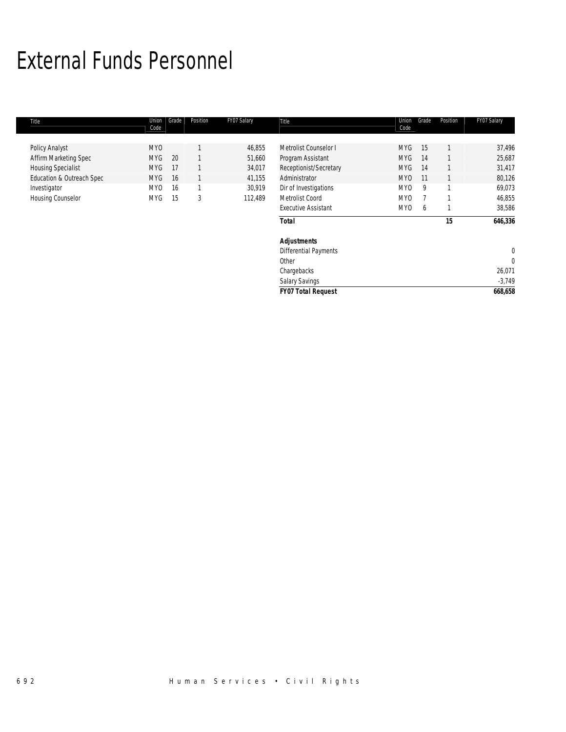# External Funds Personnel

| Title | Union Code | Grade | Position | FY07 Salary |
|---|---|---|---|---|
| Policy Analyst | MYO | | 1 | 46,855 |
| Affirm Marketing Spec | MYG | 20 | 1 | 51,660 |
| Housing Specialist | MYG | 17 | 1 | 34,017 |
| Education & Outreach Spec | MYG | 16 | 1 | 41,155 |
| Investigator | MYO | 16 | 1 | 30,919 |
| Housing Counselor | MYG | 15 | 3 | 112,489 |
| Metrolist Counselor I | MYG | 15 | 1 | 37,496 |
| Program Assistant | MYG | 14 | 1 | 25,687 |
| Receptionist/Secretary | MYG | 14 | 1 | 31,417 |
| Administrator | MYO | 11 | 1 | 80,126 |
| Dir of Investigations | MYO | 9 | 1 | 69,073 |
| Metrolist Coord | MYO | 7 | 1 | 46,855 |
| Executive Assistant | MYO | 6 | 1 | 38,586 |
| ***Total*** | | | **15** | ***646,336*** |
| ***Adjustments*** | | | | |
| Differential Payments | | | | 0 |
| Other | | | | 0 |
| Chargebacks | | | | 26,071 |
| Salary Savings | | | | -3,749 |
| ***FY07 Total Request*** | | | | ***668,658*** |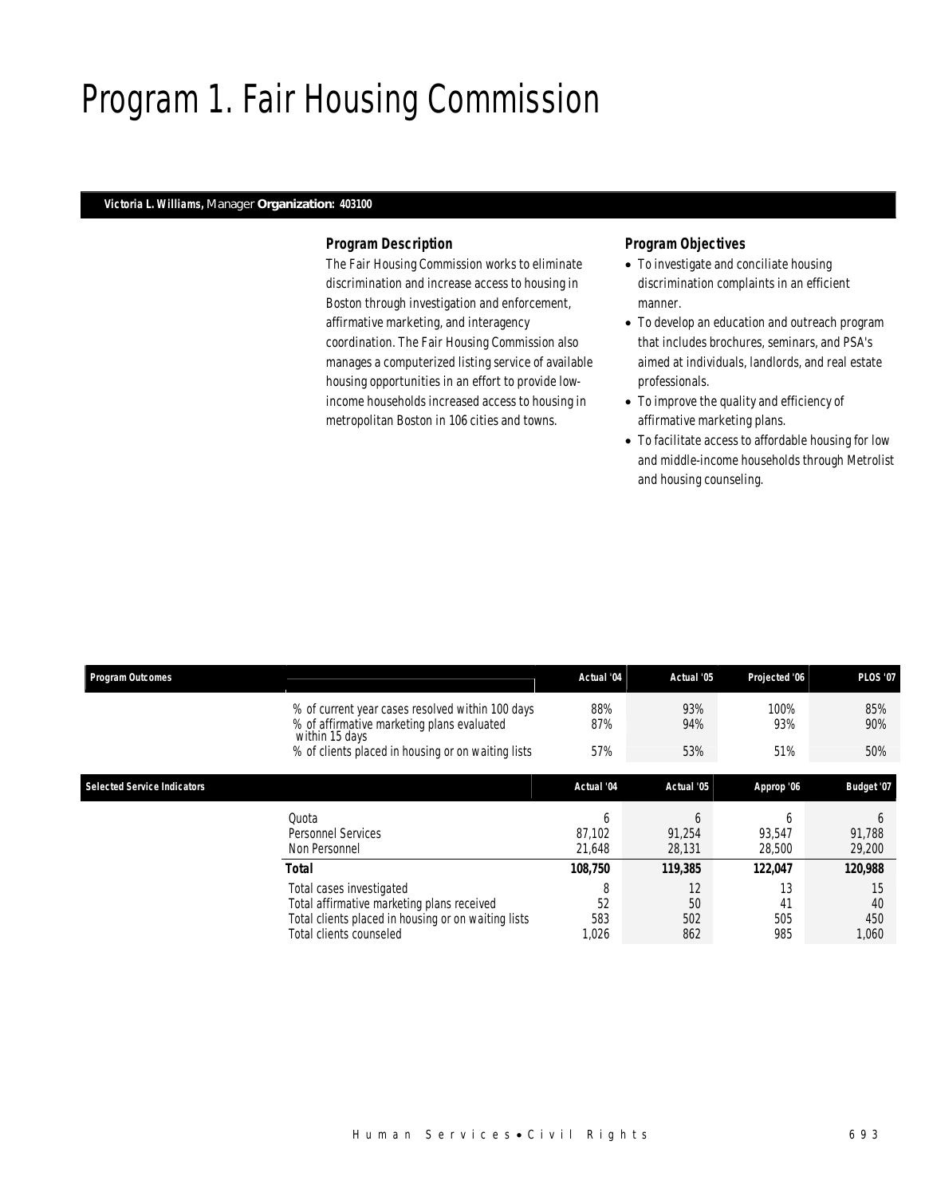# Program 1. Fair Housing Commission

**Victoria L. Williams,** Manager **Organization: 403100**

### *Program Description*

*The Fair Housing Commission works to eliminate discrimination and increase access to housing in Boston through investigation and enforcement, affirmative marketing, and interagency coordination. The Fair Housing Commission also manages a computerized listing service of available housing opportunities in an effort to provide low-income households increased access to housing in metropolitan Boston in 106 cities and towns.*

### *Program Objectives*

- *To investigate and conciliate housing discrimination complaints in an efficient manner.*
- *To develop an education and outreach program that includes brochures, seminars, and PSA's aimed at individuals, landlords, and real estate professionals.*
- *To improve the quality and efficiency of affirmative marketing plans.*
- *To facilitate access to affordable housing for low and middle-income households through Metrolist and housing counseling.*

| Program Outcomes | Actual '04 | Actual '05 | Projected '06 | PLOS '07 |
|---|---|---|---|---|
| % of current year cases resolved within 100 days | 88% | 93% | 100% | 85% |
| % of affirmative marketing plans evaluated within 15 days | 87% | 94% | 93% | 90% |
| % of clients placed in housing or on waiting lists | 57% | 53% | 51% | 50% |

| Selected Service Indicators | Actual '04 | Actual '05 | Approp '06 | Budget '07 |
|---|---|---|---|---|
| Quota | 6 | 6 | 6 | 6 |
| Personnel Services | 87,102 | 91,254 | 93,547 | 91,788 |
| Non Personnel | 21,648 | 28,131 | 28,500 | 29,200 |
| **Total** | **108,750** | **119,385** | **122,047** | **120,988** |
| Total cases investigated | 8 | 12 | 13 | 15 |
| Total affirmative marketing plans received | 52 | 50 | 41 | 40 |
| Total clients placed in housing or on waiting lists | 583 | 502 | 505 | 450 |
| Total clients counseled | 1,026 | 862 | 985 | 1,060 |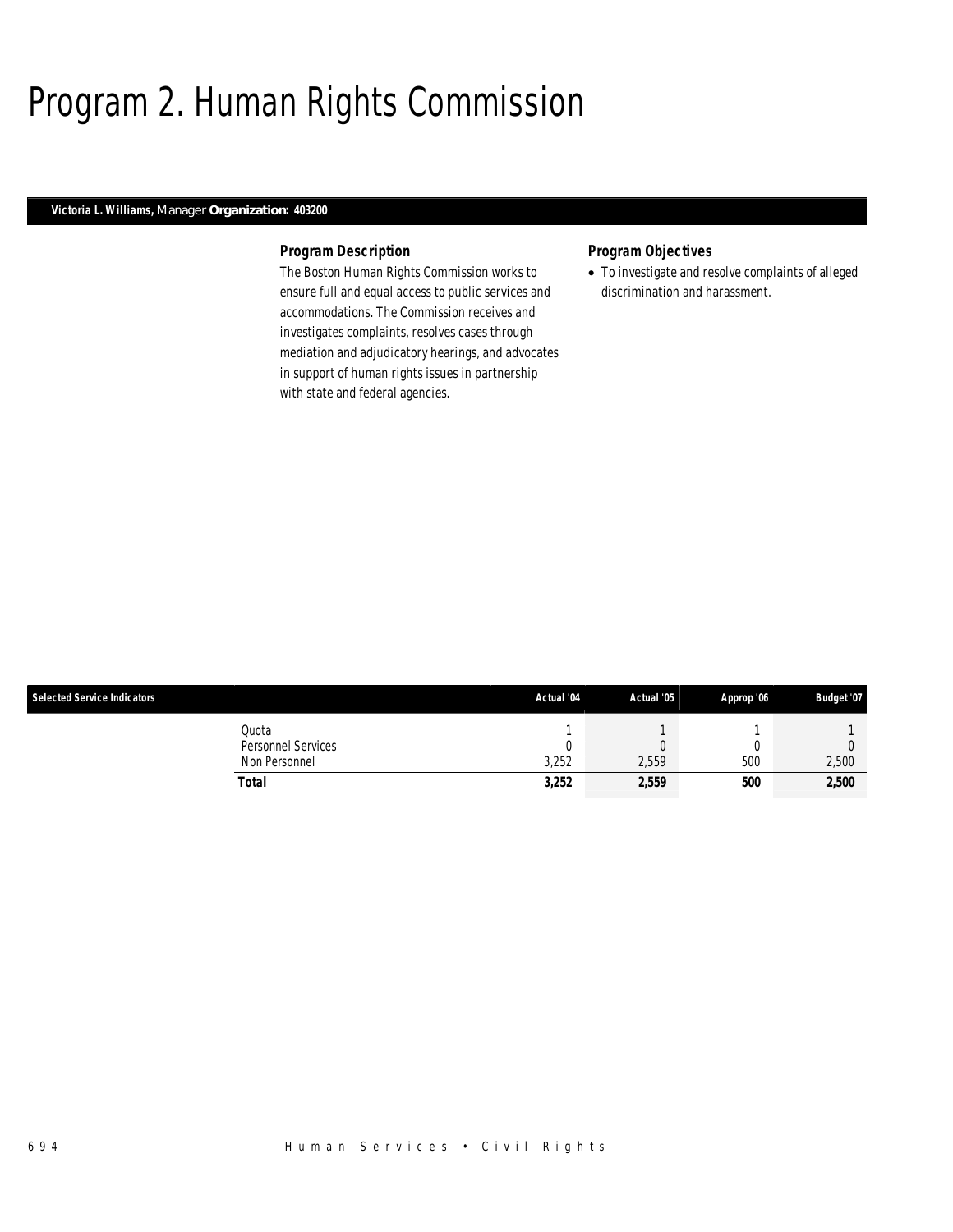# Program 2. Human Rights Commission

**Victoria L. Williams,** Manager **Organization: 403200**

### Program Description

The Boston Human Rights Commission works to ensure full and equal access to public services and accommodations. The Commission receives and investigates complaints, resolves cases through mediation and adjudicatory hearings, and advocates in support of human rights issues in partnership with state and federal agencies.

### Program Objectives

- To investigate and resolve complaints of alleged discrimination and harassment.

| Selected Service Indicators | | Actual '04 | Actual '05 | Approp '06 | Budget '07 |
|---|---|---|---|---|---|
| | Quota | 1 | 1 | 1 | 1 |
| | Personnel Services | 0 | 0 | 0 | 0 |
| | Non Personnel | 3,252 | 2,559 | 500 | 2,500 |
| | **Total** | **3,252** | **2,559** | **500** | **2,500** |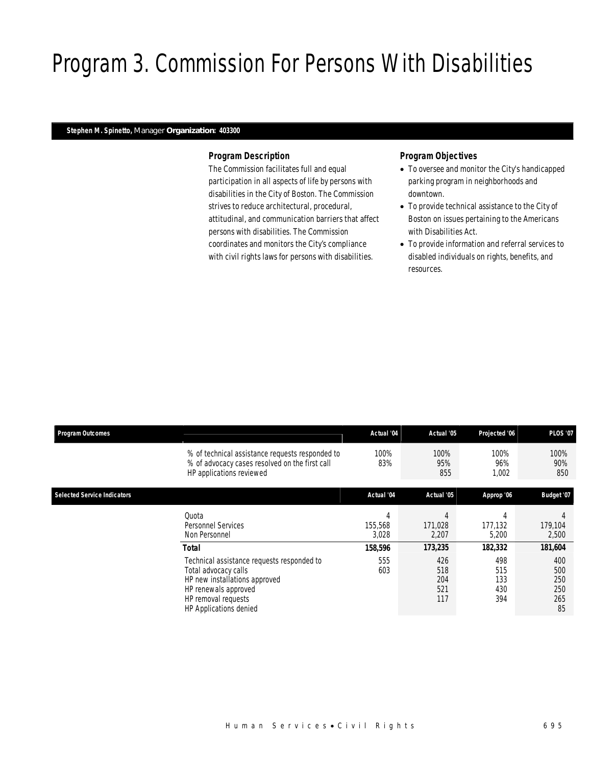# Program 3. Commission For Persons With Disabilities

**Stephen M. Spinetto,** Manager **Organization: 403300**

### Program Description

The Commission facilitates full and equal participation in all aspects of life by persons with disabilities in the City of Boston. The Commission strives to reduce architectural, procedural, attitudinal, and communication barriers that affect persons with disabilities. The Commission coordinates and monitors the City's compliance with civil rights laws for persons with disabilities.

### Program Objectives

- To oversee and monitor the City's handicapped parking program in neighborhoods and downtown.
- To provide technical assistance to the City of Boston on issues pertaining to the Americans with Disabilities Act.
- To provide information and referral services to disabled individuals on rights, benefits, and resources.

| Program Outcomes | Actual '04 | Actual '05 | Projected '06 | PLOS '07 |
|---|---|---|---|---|
| % of technical assistance requests responded to | 100% | 100% | 100% | 100% |
| % of advocacy cases resolved on the first call | 83% | 95% | 96% | 90% |
| HP applications reviewed | | 855 | 1,002 | 850 |

| Selected Service Indicators | Actual '04 | Actual '05 | Approp '06 | Budget '07 |
|---|---|---|---|---|
| Quota | 4 | 4 | 4 | 4 |
| Personnel Services | 155,568 | 171,028 | 177,132 | 179,104 |
| Non Personnel | 3,028 | 2,207 | 5,200 | 2,500 |
| **Total** | **158,596** | **173,235** | **182,332** | **181,604** |
| Technical assistance requests responded to | 555 | 426 | 498 | 400 |
| Total advocacy calls | 603 | 518 | 515 | 500 |
| HP new installations approved | | 204 | 133 | 250 |
| HP renewals approved | | 521 | 430 | 250 |
| HP removal requests | | 117 | 394 | 265 |
| HP Applications denied | | | | 85 |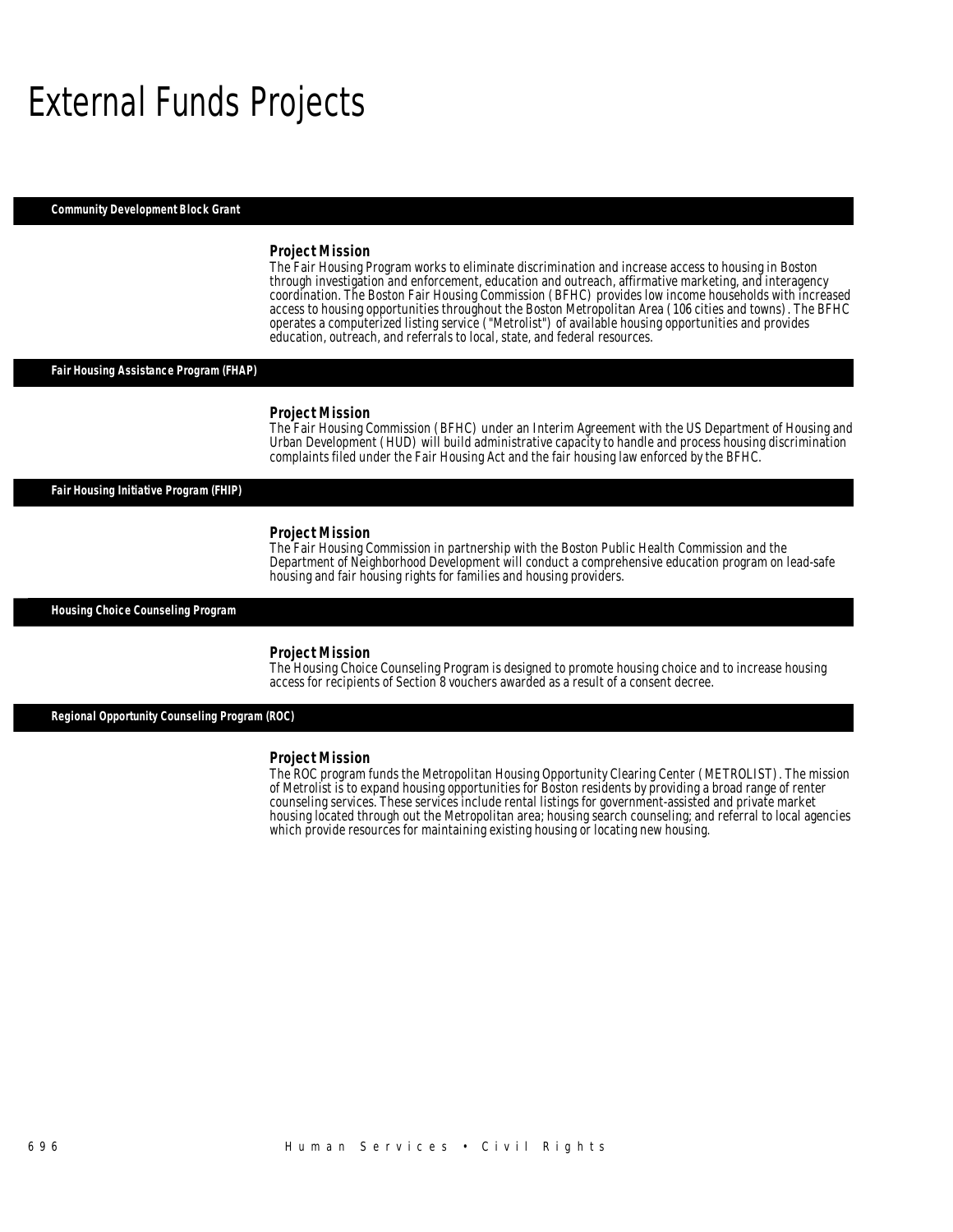# External Funds Projects

## Community Development Block Grant

### Project Mission

The Fair Housing Program works to eliminate discrimination and increase access to housing in Boston through investigation and enforcement, education and outreach, affirmative marketing, and interagency coordination. The Boston Fair Housing Commission (BFHC) provides low income households with increased access to housing opportunities throughout the Boston Metropolitan Area (106 cities and towns). The BFHC operates a computerized listing service ("Metrolist") of available housing opportunities and provides education, outreach, and referrals to local, state, and federal resources.

## Fair Housing Assistance Program (FHAP)

### Project Mission

The Fair Housing Commission (BFHC) under an Interim Agreement with the US Department of Housing and Urban Development (HUD) will build administrative capacity to handle and process housing discrimination complaints filed under the Fair Housing Act and the fair housing law enforced by the BFHC.

## Fair Housing Initiative Program (FHIP)

### Project Mission

The Fair Housing Commission in partnership with the Boston Public Health Commission and the Department of Neighborhood Development will conduct a comprehensive education program on lead-safe housing and fair housing rights for families and housing providers.

## Housing Choice Counseling Program

### Project Mission

The Housing Choice Counseling Program is designed to promote housing choice and to increase housing access for recipients of Section 8 vouchers awarded as a result of a consent decree.

## Regional Opportunity Counseling Program (ROC)

### Project Mission

The ROC program funds the Metropolitan Housing Opportunity Clearing Center (METROLIST). The mission of Metrolist is to expand housing opportunities for Boston residents by providing a broad range of renter counseling services. These services include rental listings for government-assisted and private market housing located through out the Metropolitan area; housing search counseling; and referral to local agencies which provide resources for maintaining existing housing or locating new housing.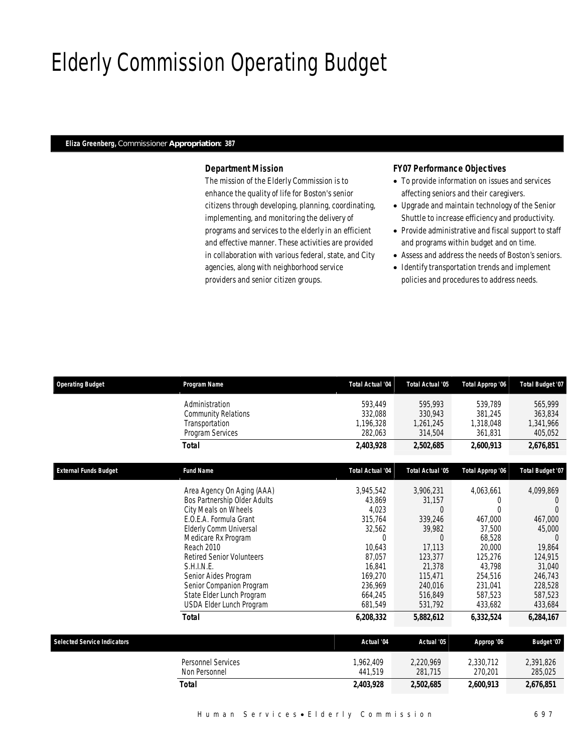# Elderly Commission Operating Budget

**Eliza Greenberg,** Commissioner **Appropriation: 387**

### Department Mission

The mission of the Elderly Commission is to enhance the quality of life for Boston's senior citizens through developing, planning, coordinating, implementing, and monitoring the delivery of programs and services to the elderly in an efficient and effective manner. These activities are provided in collaboration with various federal, state, and City agencies, along with neighborhood service providers and senior citizen groups.

### FY07 Performance Objectives

- To provide information on issues and services affecting seniors and their caregivers.
- Upgrade and maintain technology of the Senior Shuttle to increase efficiency and productivity.
- Provide administrative and fiscal support to staff and programs within budget and on time.
- Assess and address the needs of Boston's seniors.
- Identify transportation trends and implement policies and procedures to address needs.

| Operating Budget | Program Name | Total Actual '04 | Total Actual '05 | Total Approp '06 | Total Budget '07 |
|---|---|---|---|---|---|
| | Administration | 593,449 | 595,993 | 539,789 | 565,999 |
| | Community Relations | 332,088 | 330,943 | 381,245 | 363,834 |
| | Transportation | 1,196,328 | 1,261,245 | 1,318,048 | 1,341,966 |
| | Program Services | 282,063 | 314,504 | 361,831 | 405,052 |
| | **Total** | **2,403,928** | **2,502,685** | **2,600,913** | **2,676,851** |

| External Funds Budget | Fund Name | Total Actual '04 | Total Actual '05 | Total Approp '06 | Total Budget '07 |
|---|---|---|---|---|---|
| | Area Agency On Aging (AAA) | 3,945,542 | 3,906,231 | 4,063,661 | 4,099,869 |
| | Bos Partnership Older Adults | 43,869 | 31,157 | 0 | 0 |
| | City Meals on Wheels | 4,023 | 0 | 0 | 0 |
| | E.O.E.A. Formula Grant | 315,764 | 339,246 | 467,000 | 467,000 |
| | Elderly Comm Universal | 32,562 | 39,982 | 37,500 | 45,000 |
| | Medicare Rx Program | 0 | 0 | 68,528 | 0 |
| | Reach 2010 | 10,643 | 17,113 | 20,000 | 19,864 |
| | Retired Senior Volunteers | 87,057 | 123,377 | 125,276 | 124,915 |
| | S.H.I.N.E. | 16,841 | 21,378 | 43,798 | 31,040 |
| | Senior Aides Program | 169,270 | 115,471 | 254,516 | 246,743 |
| | Senior Companion Program | 236,969 | 240,016 | 231,041 | 228,528 |
| | State Elder Lunch Program | 664,245 | 516,849 | 587,523 | 587,523 |
| | USDA Elder Lunch Program | 681,549 | 531,792 | 433,682 | 433,684 |
| | **Total** | **6,208,332** | **5,882,612** | **6,332,524** | **6,284,167** |

| Selected Service Indicators | | Actual '04 | Actual '05 | Approp '06 | Budget '07 |
|---|---|---|---|---|---|
| | Personnel Services | 1,962,409 | 2,220,969 | 2,330,712 | 2,391,826 |
| | Non Personnel | 441,519 | 281,715 | 270,201 | 285,025 |
| | **Total** | **2,403,928** | **2,502,685** | **2,600,913** | **2,676,851** |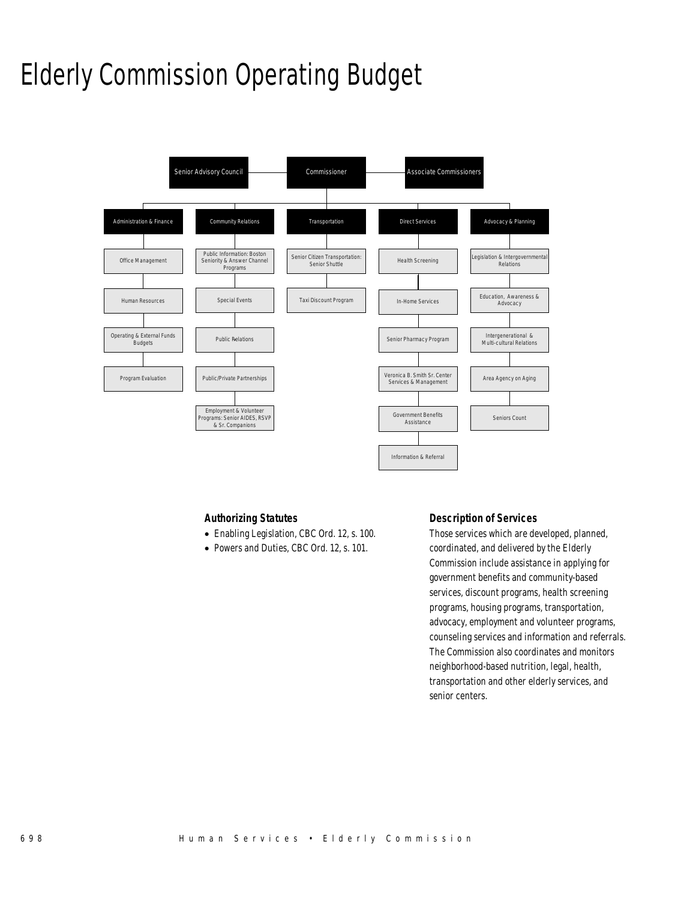# Elderly Commission Operating Budget

- Senior Advisory Council
- Commissioner
- Associate Commissioners

**Administration & Finance**
- Office Management
- Human Resources
- Operating & External Funds Budgets
- Program Evaluation

**Community Relations**
- Public Information: Boston Seniority & Answer Channel Programs
- Special Events
- Public Relations
- Public/Private Partnerships
- Employment & Volunteer Programs: Senior AIDES, RSVP & Sr. Companions

**Transportation**
- Senior Citizen Transportation: Senior Shuttle
- Taxi Discount Program

**Direct Services**
- Health Screening
- In-Home Services
- Senior Pharmacy Program
- Veronica B. Smith Sr. Center Services & Management
- Government Benefits Assistance
- Information & Referral

**Advocacy & Planning**
- Legislation & Intergovernmental Relations
- Education, Awareness & Advocacy
- Intergenerational & Multi-cultural Relations
- Area Agency on Aging
- Seniors Count

### Authorizing Statutes

- Enabling Legislation, CBC Ord. 12, s. 100.
- Powers and Duties, CBC Ord. 12, s. 101.

### Description of Services

Those services which are developed, planned, coordinated, and delivered by the Elderly Commission include assistance in applying for government benefits and community-based services, discount programs, health screening programs, housing programs, transportation, advocacy, employment and volunteer programs, counseling services and information and referrals. The Commission also coordinates and monitors neighborhood-based nutrition, legal, health, transportation and other elderly services, and senior centers.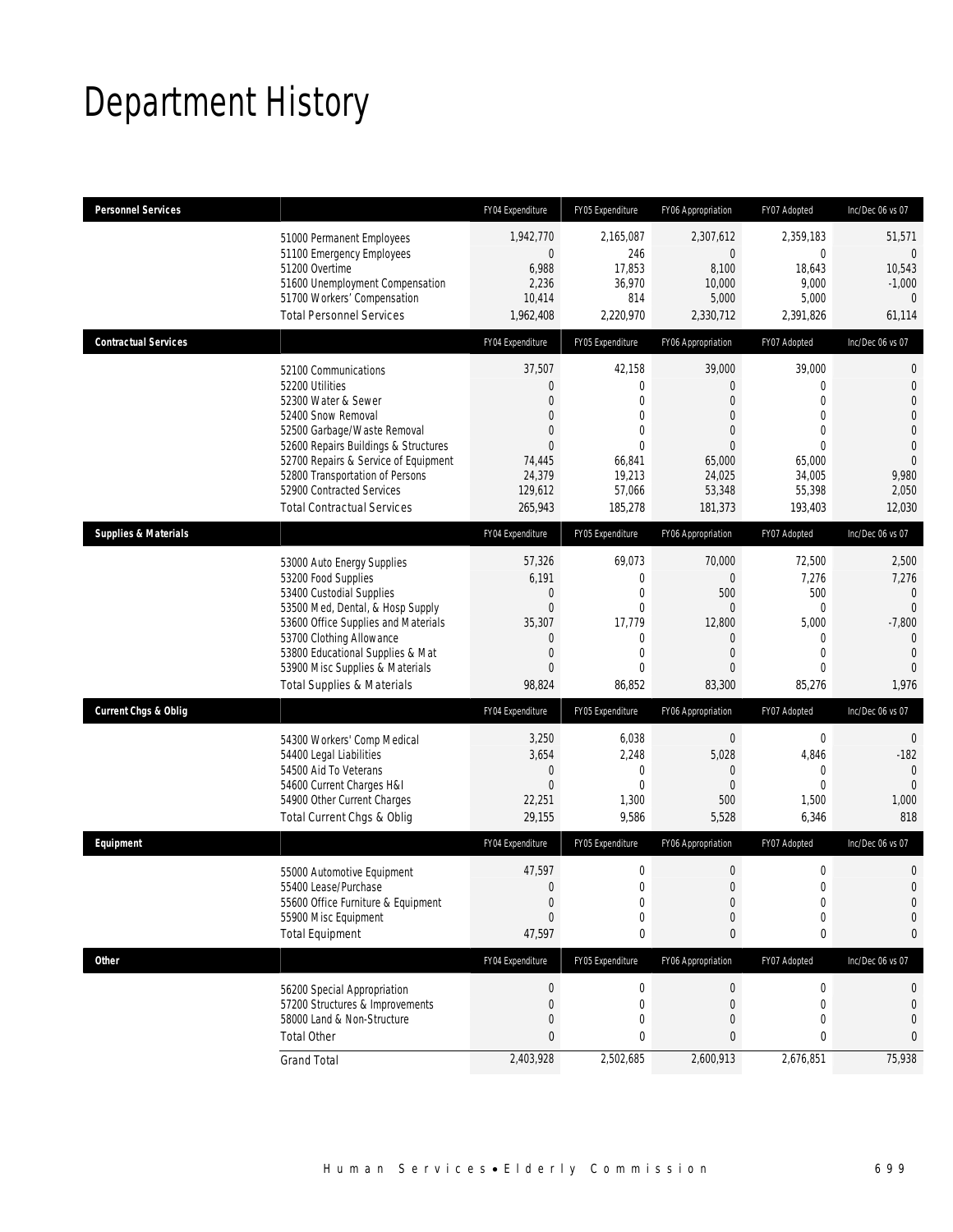# Department History

| Personnel Services | | FY04 Expenditure | FY05 Expenditure | FY06 Appropriation | FY07 Adopted | Inc/Dec 06 vs 07 |
|---|---|---|---|---|---|---|
| | 51000 Permanent Employees | 1,942,770 | 2,165,087 | 2,307,612 | 2,359,183 | 51,571 |
| | 51100 Emergency Employees | 0 | 246 | 0 | 0 | 0 |
| | 51200 Overtime | 6,988 | 17,853 | 8,100 | 18,643 | 10,543 |
| | 51600 Unemployment Compensation | 2,236 | 36,970 | 10,000 | 9,000 | -1,000 |
| | 51700 Workers' Compensation | 10,414 | 814 | 5,000 | 5,000 | 0 |
| | Total Personnel Services | 1,962,408 | 2,220,970 | 2,330,712 | 2,391,826 | 61,114 |

| Contractual Services | | FY04 Expenditure | FY05 Expenditure | FY06 Appropriation | FY07 Adopted | Inc/Dec 06 vs 07 |
|---|---|---|---|---|---|---|
| | 52100 Communications | 37,507 | 42,158 | 39,000 | 39,000 | 0 |
| | 52200 Utilities | 0 | 0 | 0 | 0 | 0 |
| | 52300 Water & Sewer | 0 | 0 | 0 | 0 | 0 |
| | 52400 Snow Removal | 0 | 0 | 0 | 0 | 0 |
| | 52500 Garbage/Waste Removal | 0 | 0 | 0 | 0 | 0 |
| | 52600 Repairs Buildings & Structures | 0 | 0 | 0 | 0 | 0 |
| | 52700 Repairs & Service of Equipment | 74,445 | 66,841 | 65,000 | 65,000 | 0 |
| | 52800 Transportation of Persons | 24,379 | 19,213 | 24,025 | 34,005 | 9,980 |
| | 52900 Contracted Services | 129,612 | 57,066 | 53,348 | 55,398 | 2,050 |
| | Total Contractual Services | 265,943 | 185,278 | 181,373 | 193,403 | 12,030 |

| Supplies & Materials | | FY04 Expenditure | FY05 Expenditure | FY06 Appropriation | FY07 Adopted | Inc/Dec 06 vs 07 |
|---|---|---|---|---|---|---|
| | 53000 Auto Energy Supplies | 57,326 | 69,073 | 70,000 | 72,500 | 2,500 |
| | 53200 Food Supplies | 6,191 | 0 | 0 | 7,276 | 7,276 |
| | 53400 Custodial Supplies | 0 | 0 | 500 | 500 | 0 |
| | 53500 Med, Dental, & Hosp Supply | 0 | 0 | 0 | 0 | 0 |
| | 53600 Office Supplies and Materials | 35,307 | 17,779 | 12,800 | 5,000 | -7,800 |
| | 53700 Clothing Allowance | 0 | 0 | 0 | 0 | 0 |
| | 53800 Educational Supplies & Mat | 0 | 0 | 0 | 0 | 0 |
| | 53900 Misc Supplies & Materials | 0 | 0 | 0 | 0 | 0 |
| | Total Supplies & Materials | 98,824 | 86,852 | 83,300 | 85,276 | 1,976 |

| Current Chgs & Oblig | | FY04 Expenditure | FY05 Expenditure | FY06 Appropriation | FY07 Adopted | Inc/Dec 06 vs 07 |
|---|---|---|---|---|---|---|
| | 54300 Workers' Comp Medical | 3,250 | 6,038 | 0 | 0 | 0 |
| | 54400 Legal Liabilities | 3,654 | 2,248 | 5,028 | 4,846 | -182 |
| | 54500 Aid To Veterans | 0 | 0 | 0 | 0 | 0 |
| | 54600 Current Charges H&I | 0 | 0 | 0 | 0 | 0 |
| | 54900 Other Current Charges | 22,251 | 1,300 | 500 | 1,500 | 1,000 |
| | Total Current Chgs & Oblig | 29,155 | 9,586 | 5,528 | 6,346 | 818 |

| Equipment | | FY04 Expenditure | FY05 Expenditure | FY06 Appropriation | FY07 Adopted | Inc/Dec 06 vs 07 |
|---|---|---|---|---|---|---|
| | 55000 Automotive Equipment | 47,597 | 0 | 0 | 0 | 0 |
| | 55400 Lease/Purchase | 0 | 0 | 0 | 0 | 0 |
| | 55600 Office Furniture & Equipment | 0 | 0 | 0 | 0 | 0 |
| | 55900 Misc Equipment | 0 | 0 | 0 | 0 | 0 |
| | Total Equipment | 47,597 | 0 | 0 | 0 | 0 |

| Other | | FY04 Expenditure | FY05 Expenditure | FY06 Appropriation | FY07 Adopted | Inc/Dec 06 vs 07 |
|---|---|---|---|---|---|---|
| | 56200 Special Appropriation | 0 | 0 | 0 | 0 | 0 |
| | 57200 Structures & Improvements | 0 | 0 | 0 | 0 | 0 |
| | 58000 Land & Non-Structure | 0 | 0 | 0 | 0 | 0 |
| | Total Other | 0 | 0 | 0 | 0 | 0 |
| | Grand Total | 2,403,928 | 2,502,685 | 2,600,913 | 2,676,851 | 75,938 |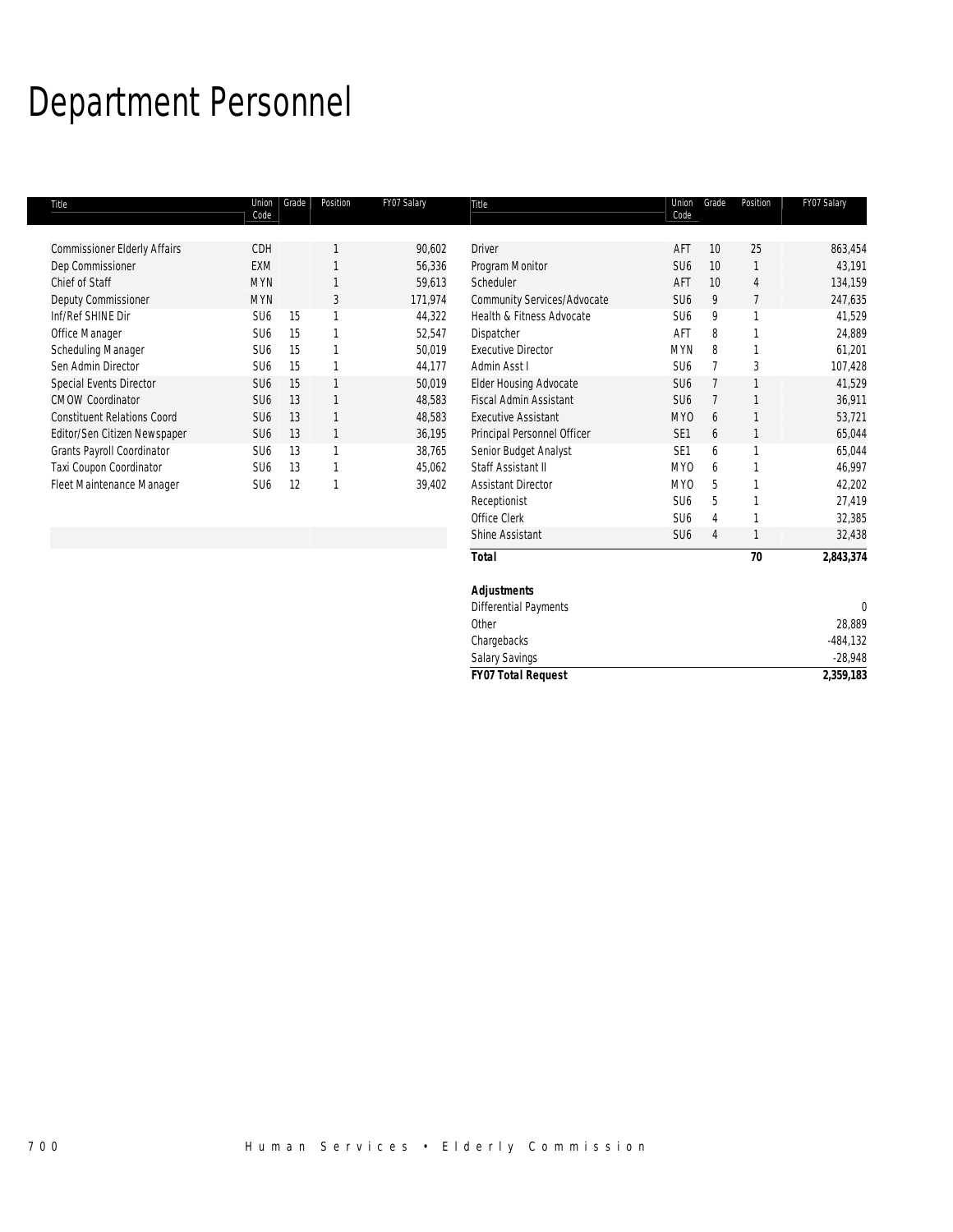# Department Personnel

| Title | Union Code | Grade | Position | FY07 Salary |
|---|---|---|---|---|
| Commissioner Elderly Affairs | CDH | | 1 | 90,602 |
| Dep Commissioner | EXM | | 1 | 56,336 |
| Chief of Staff | MYN | | 1 | 59,613 |
| Deputy Commissioner | MYN | | 3 | 171,974 |
| Inf/Ref SHINE Dir | SU6 | 15 | 1 | 44,322 |
| Office Manager | SU6 | 15 | 1 | 52,547 |
| Scheduling Manager | SU6 | 15 | 1 | 50,019 |
| Sen Admin Director | SU6 | 15 | 1 | 44,177 |
| Special Events Director | SU6 | 15 | 1 | 50,019 |
| CMOW Coordinator | SU6 | 13 | 1 | 48,583 |
| Constituent Relations Coord | SU6 | 13 | 1 | 48,583 |
| Editor/Sen Citizen Newspaper | SU6 | 13 | 1 | 36,195 |
| Grants Payroll Coordinator | SU6 | 13 | 1 | 38,765 |
| Taxi Coupon Coordinator | SU6 | 13 | 1 | 45,062 |
| Fleet Maintenance Manager | SU6 | 12 | 1 | 39,402 |
| Driver | AFT | 10 | 25 | 863,454 |
| Program Monitor | SU6 | 10 | 1 | 43,191 |
| Scheduler | AFT | 10 | 4 | 134,159 |
| Community Services/Advocate | SU6 | 9 | 7 | 247,635 |
| Health & Fitness Advocate | SU6 | 9 | 1 | 41,529 |
| Dispatcher | AFT | 8 | 1 | 24,889 |
| Executive Director | MYN | 8 | 1 | 61,201 |
| Admin Asst I | SU6 | 7 | 3 | 107,428 |
| Elder Housing Advocate | SU6 | 7 | 1 | 41,529 |
| Fiscal Admin Assistant | SU6 | 7 | 1 | 36,911 |
| Executive Assistant | MYO | 6 | 1 | 53,721 |
| Principal Personnel Officer | SE1 | 6 | 1 | 65,044 |
| Senior Budget Analyst | SE1 | 6 | 1 | 65,044 |
| Staff Assistant II | MYO | 6 | 1 | 46,997 |
| Assistant Director | MYO | 5 | 1 | 42,202 |
| Receptionist | SU6 | 5 | 1 | 27,419 |
| Office Clerk | SU6 | 4 | 1 | 32,385 |
| Shine Assistant | SU6 | 4 | 1 | 32,438 |
| ***Total*** | | | **70** | **2,843,374** |

| ***Adjustments*** | |
|---|---|
| Differential Payments | 0 |
| Other | 28,889 |
| Chargebacks | -484,132 |
| Salary Savings | -28,948 |
| ***FY07 Total Request*** | **2,359,183** |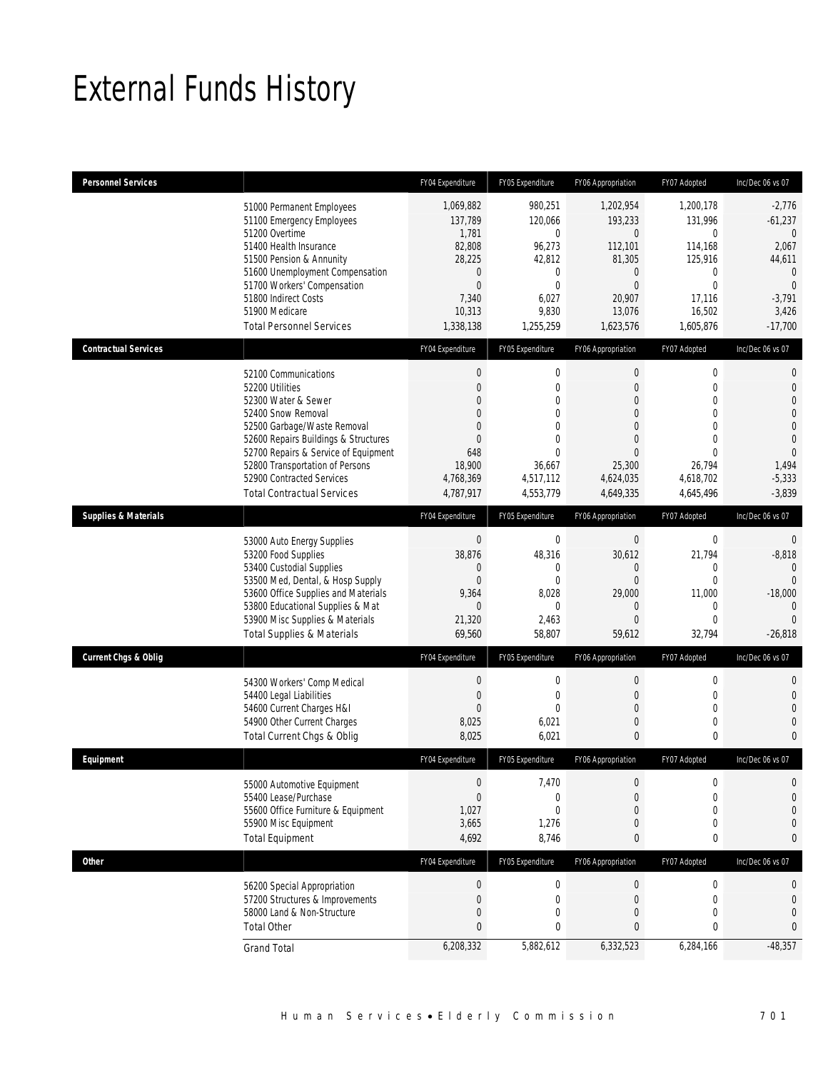# External Funds History

| Personnel Services | | FY04 Expenditure | FY05 Expenditure | FY06 Appropriation | FY07 Adopted | Inc/Dec 06 vs 07 |
|---|---|---|---|---|---|---|
| | 51000 Permanent Employees | 1,069,882 | 980,251 | 1,202,954 | 1,200,178 | -2,776 |
| | 51100 Emergency Employees | 137,789 | 120,066 | 193,233 | 131,996 | -61,237 |
| | 51200 Overtime | 1,781 | 0 | 0 | 0 | 0 |
| | 51400 Health Insurance | 82,808 | 96,273 | 112,101 | 114,168 | 2,067 |
| | 51500 Pension & Annunity | 28,225 | 42,812 | 81,305 | 125,916 | 44,611 |
| | 51600 Unemployment Compensation | 0 | 0 | 0 | 0 | 0 |
| | 51700 Workers' Compensation | 0 | 0 | 0 | 0 | 0 |
| | 51800 Indirect Costs | 7,340 | 6,027 | 20,907 | 17,116 | -3,791 |
| | 51900 Medicare | 10,313 | 9,830 | 13,076 | 16,502 | 3,426 |
| | Total Personnel Services | 1,338,138 | 1,255,259 | 1,623,576 | 1,605,876 | -17,700 |
| **Contractual Services** | | FY04 Expenditure | FY05 Expenditure | FY06 Appropriation | FY07 Adopted | Inc/Dec 06 vs 07 |
| | 52100 Communications | 0 | 0 | 0 | 0 | 0 |
| | 52200 Utilities | 0 | 0 | 0 | 0 | 0 |
| | 52300 Water & Sewer | 0 | 0 | 0 | 0 | 0 |
| | 52400 Snow Removal | 0 | 0 | 0 | 0 | 0 |
| | 52500 Garbage/Waste Removal | 0 | 0 | 0 | 0 | 0 |
| | 52600 Repairs Buildings & Structures | 0 | 0 | 0 | 0 | 0 |
| | 52700 Repairs & Service of Equipment | 648 | 0 | 0 | 0 | 0 |
| | 52800 Transportation of Persons | 18,900 | 36,667 | 25,300 | 26,794 | 1,494 |
| | 52900 Contracted Services | 4,768,369 | 4,517,112 | 4,624,035 | 4,618,702 | -5,333 |
| | Total Contractual Services | 4,787,917 | 4,553,779 | 4,649,335 | 4,645,496 | -3,839 |
| **Supplies & Materials** | | FY04 Expenditure | FY05 Expenditure | FY06 Appropriation | FY07 Adopted | Inc/Dec 06 vs 07 |
| | 53000 Auto Energy Supplies | 0 | 0 | 0 | 0 | 0 |
| | 53200 Food Supplies | 38,876 | 48,316 | 30,612 | 21,794 | -8,818 |
| | 53400 Custodial Supplies | 0 | 0 | 0 | 0 | 0 |
| | 53500 Med, Dental, & Hosp Supply | 0 | 0 | 0 | 0 | 0 |
| | 53600 Office Supplies and Materials | 9,364 | 8,028 | 29,000 | 11,000 | -18,000 |
| | 53800 Educational Supplies & Mat | 0 | 0 | 0 | 0 | 0 |
| | 53900 Misc Supplies & Materials | 21,320 | 2,463 | 0 | 0 | 0 |
| | Total Supplies & Materials | 69,560 | 58,807 | 59,612 | 32,794 | -26,818 |
| **Current Chgs & Oblig** | | FY04 Expenditure | FY05 Expenditure | FY06 Appropriation | FY07 Adopted | Inc/Dec 06 vs 07 |
| | 54300 Workers' Comp Medical | 0 | 0 | 0 | 0 | 0 |
| | 54400 Legal Liabilities | 0 | 0 | 0 | 0 | 0 |
| | 54600 Current Charges H&I | 0 | 0 | 0 | 0 | 0 |
| | 54900 Other Current Charges | 8,025 | 6,021 | 0 | 0 | 0 |
| | Total Current Chgs & Oblig | 8,025 | 6,021 | 0 | 0 | 0 |
| **Equipment** | | FY04 Expenditure | FY05 Expenditure | FY06 Appropriation | FY07 Adopted | Inc/Dec 06 vs 07 |
| | 55000 Automotive Equipment | 0 | 7,470 | 0 | 0 | 0 |
| | 55400 Lease/Purchase | 0 | 0 | 0 | 0 | 0 |
| | 55600 Office Furniture & Equipment | 1,027 | 0 | 0 | 0 | 0 |
| | 55900 Misc Equipment | 3,665 | 1,276 | 0 | 0 | 0 |
| | Total Equipment | 4,692 | 8,746 | 0 | 0 | 0 |
| **Other** | | FY04 Expenditure | FY05 Expenditure | FY06 Appropriation | FY07 Adopted | Inc/Dec 06 vs 07 |
| | 56200 Special Appropriation | 0 | 0 | 0 | 0 | 0 |
| | 57200 Structures & Improvements | 0 | 0 | 0 | 0 | 0 |
| | 58000 Land & Non-Structure | 0 | 0 | 0 | 0 | 0 |
| | Total Other | 0 | 0 | 0 | 0 | 0 |
| | Grand Total | 6,208,332 | 5,882,612 | 6,332,523 | 6,284,166 | -48,357 |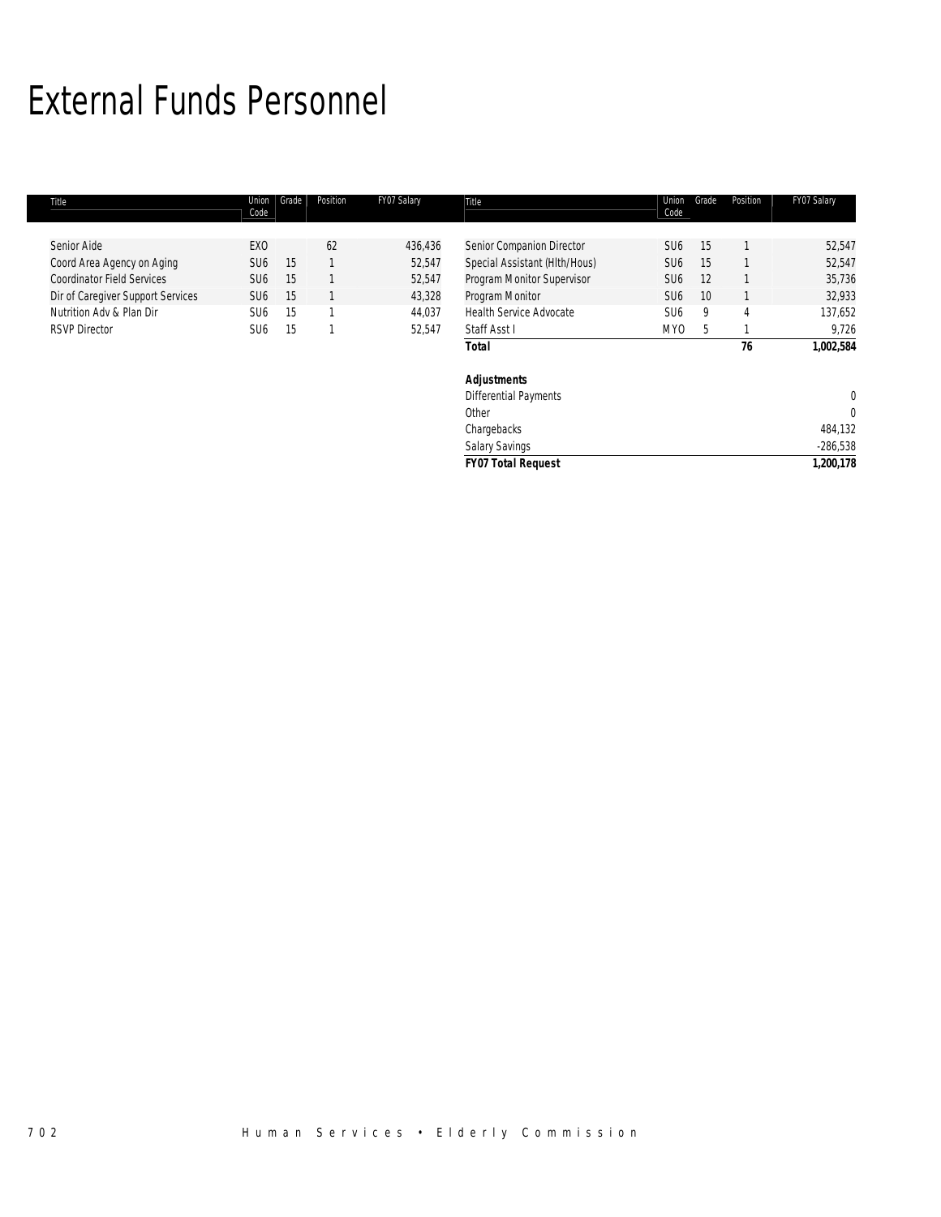# External Funds Personnel

| Title | Union Code | Grade | Position | FY07 Salary |
|---|---|---|---|---|
| Senior Aide | EXO | | 62 | 436,436 |
| Coord Area Agency on Aging | SU6 | 15 | 1 | 52,547 |
| Coordinator Field Services | SU6 | 15 | 1 | 52,547 |
| Dir of Caregiver Support Services | SU6 | 15 | 1 | 43,328 |
| Nutrition Adv & Plan Dir | SU6 | 15 | 1 | 44,037 |
| RSVP Director | SU6 | 15 | 1 | 52,547 |
| Senior Companion Director | SU6 | 15 | 1 | 52,547 |
| Special Assistant (Hlth/Hous) | SU6 | 15 | 1 | 52,547 |
| Program Monitor Supervisor | SU6 | 12 | 1 | 35,736 |
| Program Monitor | SU6 | 10 | 1 | 32,933 |
| Health Service Advocate | SU6 | 9 | 4 | 137,652 |
| Staff Asst I | MYO | 5 | 1 | 9,726 |
| ***Total*** | | | ***76*** | ***1,002,584*** |
| | | | | |
| ***Adjustments*** | | | | |
| Differential Payments | | | | 0 |
| Other | | | | 0 |
| Chargebacks | | | | 484,132 |
| Salary Savings | | | | -286,538 |
| ***FY07 Total Request*** | | | | ***1,200,178*** |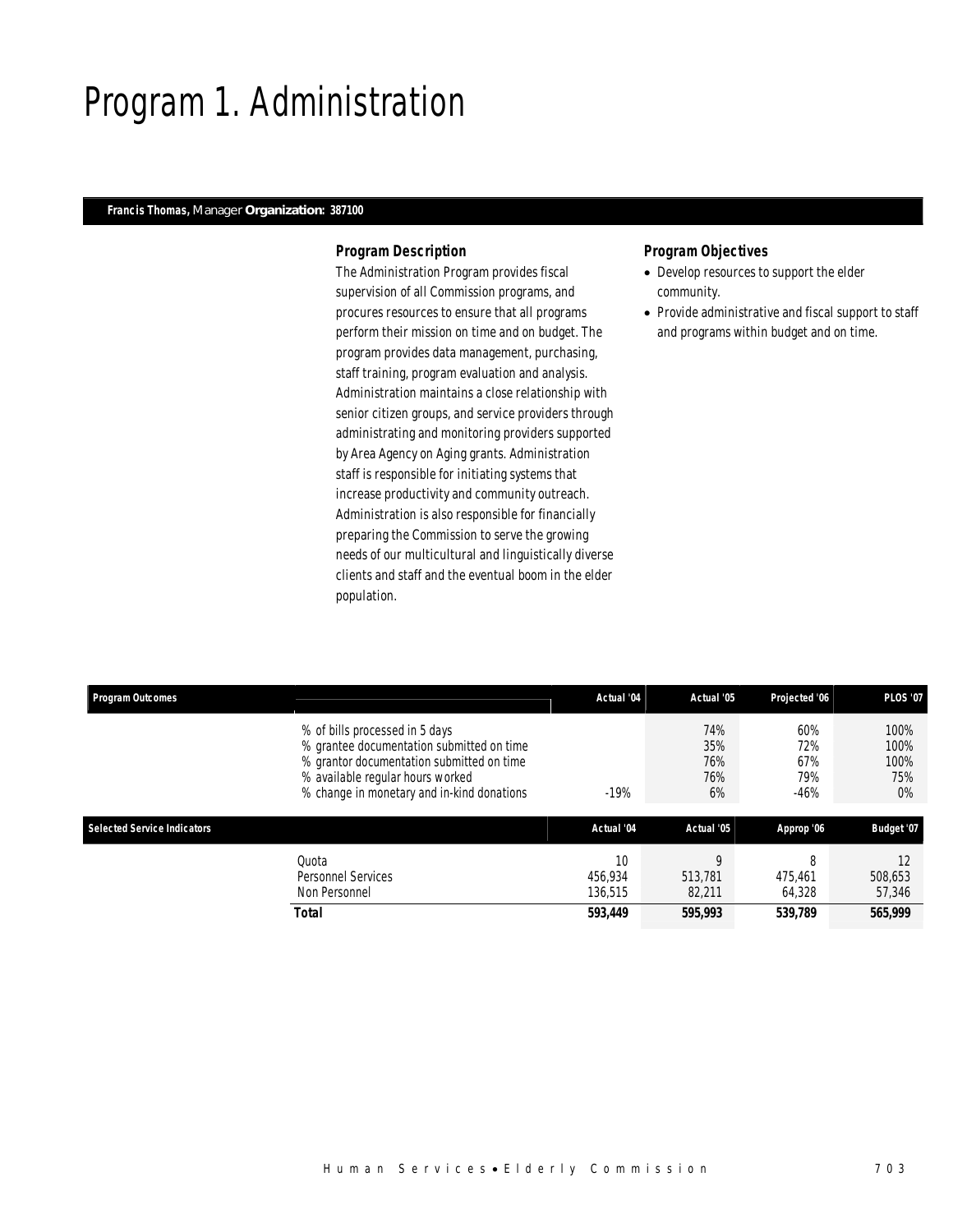# Program 1. Administration

**Francis Thomas,** Manager **Organization: 387100**

### Program Description

The Administration Program provides fiscal supervision of all Commission programs, and procures resources to ensure that all programs perform their mission on time and on budget. The program provides data management, purchasing, staff training, program evaluation and analysis. Administration maintains a close relationship with senior citizen groups, and service providers through administrating and monitoring providers supported by Area Agency on Aging grants. Administration staff is responsible for initiating systems that increase productivity and community outreach. Administration is also responsible for financially preparing the Commission to serve the growing needs of our multicultural and linguistically diverse clients and staff and the eventual boom in the elder population.

### Program Objectives

- Develop resources to support the elder community.
- Provide administrative and fiscal support to staff and programs within budget and on time.

| Program Outcomes | | Actual '04 | Actual '05 | Projected '06 | PLOS '07 |
|---|---|---|---|---|---|
| | % of bills processed in 5 days | | 74% | 60% | 100% |
| | % grantee documentation submitted on time | | 35% | 72% | 100% |
| | % grantor documentation submitted on time | | 76% | 67% | 100% |
| | % available regular hours worked | | 76% | 79% | 75% |
| | % change in monetary and in-kind donations | -19% | 6% | -46% | 0% |

| Selected Service Indicators | | Actual '04 | Actual '05 | Approp '06 | Budget '07 |
|---|---|---|---|---|---|
| | Quota | 10 | 9 | 8 | 12 |
| | Personnel Services | 456,934 | 513,781 | 475,461 | 508,653 |
| | Non Personnel | 136,515 | 82,211 | 64,328 | 57,346 |
| | **Total** | **593,449** | **595,993** | **539,789** | **565,999** |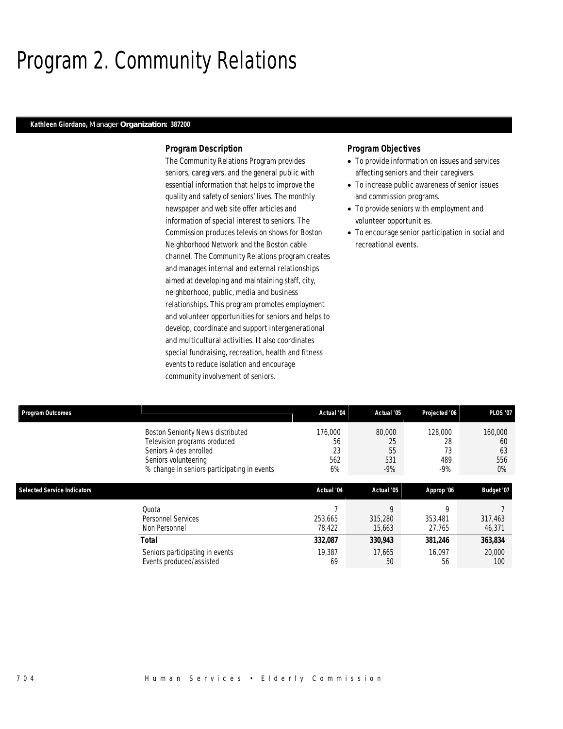# Program 2. Community Relations

**Kathleen Giordano,** Manager **Organization: 387200**

### Program Description

The Community Relations Program provides seniors, caregivers, and the general public with essential information that helps to improve the quality and safety of seniors' lives. The monthly newspaper and web site offer articles and information of special interest to seniors. The Commission produces television shows for Boston Neighborhood Network and the Boston cable channel. The Community Relations program creates and manages internal and external relationships aimed at developing and maintaining staff, city, neighborhood, public, media and business relationships. This program promotes employment and volunteer opportunities for seniors and helps to develop, coordinate and support intergenerational and multicultural activities. It also coordinates special fundraising, recreation, health and fitness events to reduce isolation and encourage community involvement of seniors.

### Program Objectives

- To provide information on issues and services affecting seniors and their caregivers.
- To increase public awareness of senior issues and commission programs.
- To provide seniors with employment and volunteer opportunities.
- To encourage senior participation in social and recreational events.

| Program Outcomes | Actual '04 | Actual '05 | Projected '06 | PLOS '07 |
|---|---|---|---|---|
| Boston Seniority News distributed | 176,000 | 80,000 | 128,000 | 160,000 |
| Television programs produced | 56 | 25 | 28 | 60 |
| Seniors Aides enrolled | 23 | 55 | 73 | 63 |
| Seniors volunteering | 562 | 531 | 489 | 556 |
| % change in seniors participating in events | 6% | -9% | -9% | 0% |

| Selected Service Indicators | Actual '04 | Actual '05 | Approp '06 | Budget '07 |
|---|---|---|---|---|
| Quota | 7 | 9 | 9 | 7 |
| Personnel Services | 253,665 | 315,280 | 353,481 | 317,463 |
| Non Personnel | 78,422 | 15,663 | 27,765 | 46,371 |
| **Total** | **332,087** | **330,943** | **381,246** | **363,834** |
| Seniors participating in events | 19,387 | 17,665 | 16,097 | 20,000 |
| Events produced/assisted | 69 | 50 | 56 | 100 |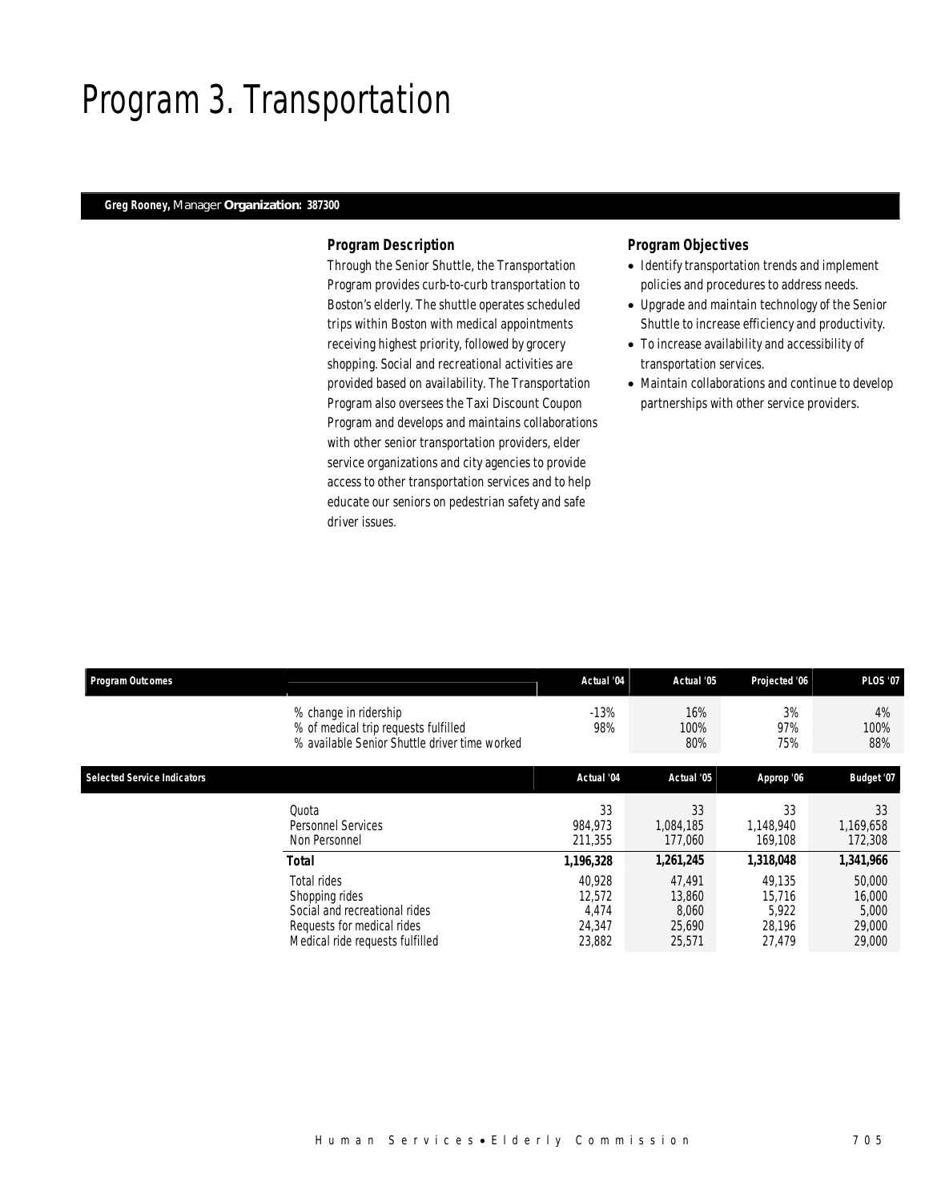# Program 3. Transportation

**Greg Rooney,** Manager **Organization: 387300**

### Program Description

Through the Senior Shuttle, the Transportation Program provides curb-to-curb transportation to Boston's elderly. The shuttle operates scheduled trips within Boston with medical appointments receiving highest priority, followed by grocery shopping. Social and recreational activities are provided based on availability. The Transportation Program also oversees the Taxi Discount Coupon Program and develops and maintains collaborations with other senior transportation providers, elder service organizations and city agencies to provide access to other transportation services and to help educate our seniors on pedestrian safety and safe driver issues.

### Program Objectives

- Identify transportation trends and implement policies and procedures to address needs.
- Upgrade and maintain technology of the Senior Shuttle to increase efficiency and productivity.
- To increase availability and accessibility of transportation services.
- Maintain collaborations and continue to develop partnerships with other service providers.

| Program Outcomes | | Actual '04 | Actual '05 | Projected '06 | PLOS '07 |
|---|---|---|---|---|---|
| | % change in ridership | -13% | 16% | 3% | 4% |
| | % of medical trip requests fulfilled | 98% | 100% | 97% | 100% |
| | % available Senior Shuttle driver time worked | | 80% | 75% | 88% |

| Selected Service Indicators | | Actual '04 | Actual '05 | Approp '06 | Budget '07 |
|---|---|---|---|---|---|
| | Quota | 33 | 33 | 33 | 33 |
| | Personnel Services | 984,973 | 1,084,185 | 1,148,940 | 1,169,658 |
| | Non Personnel | 211,355 | 177,060 | 169,108 | 172,308 |
| | **Total** | **1,196,328** | **1,261,245** | **1,318,048** | **1,341,966** |
| | Total rides | 40,928 | 47,491 | 49,135 | 50,000 |
| | Shopping rides | 12,572 | 13,860 | 15,716 | 16,000 |
| | Social and recreational rides | 4,474 | 8,060 | 5,922 | 5,000 |
| | Requests for medical rides | 24,347 | 25,690 | 28,196 | 29,000 |
| | Medical ride requests fulfilled | 23,882 | 25,571 | 27,479 | 29,000 |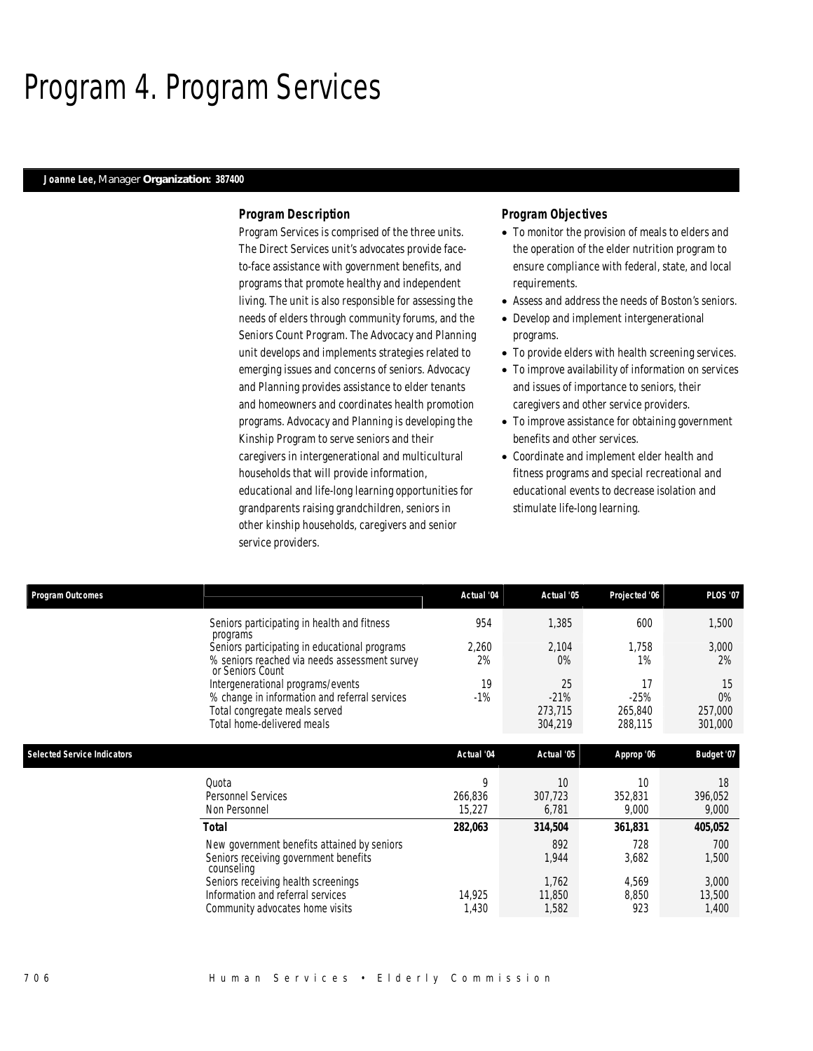# Program 4. Program Services

**Joanne Lee,** Manager **Organization: 387400**

### Program Description

Program Services is comprised of the three units. The Direct Services unit's advocates provide face-to-face assistance with government benefits, and programs that promote healthy and independent living. The unit is also responsible for assessing the needs of elders through community forums, and the Seniors Count Program. The Advocacy and Planning unit develops and implements strategies related to emerging issues and concerns of seniors. Advocacy and Planning provides assistance to elder tenants and homeowners and coordinates health promotion programs. Advocacy and Planning is developing the Kinship Program to serve seniors and their caregivers in intergenerational and multicultural households that will provide information, educational and life-long learning opportunities for grandparents raising grandchildren, seniors in other kinship households, caregivers and senior service providers.

### Program Objectives

- To monitor the provision of meals to elders and the operation of the elder nutrition program to ensure compliance with federal, state, and local requirements.
- Assess and address the needs of Boston's seniors.
- Develop and implement intergenerational programs.
- To provide elders with health screening services.
- To improve availability of information on services and issues of importance to seniors, their caregivers and other service providers.
- To improve assistance for obtaining government benefits and other services.
- Coordinate and implement elder health and fitness programs and special recreational and educational events to decrease isolation and stimulate life-long learning.

| Program Outcomes | Actual '04 | Actual '05 | Projected '06 | PLOS '07 |
|---|---|---|---|---|
| Seniors participating in health and fitness programs | 954 | 1,385 | 600 | 1,500 |
| Seniors participating in educational programs | 2,260 | 2,104 | 1,758 | 3,000 |
| % seniors reached via needs assessment survey or Seniors Count | 2% | 0% | 1% | 2% |
| Intergenerational programs/events | 19 | 25 | 17 | 15 |
| % change in information and referral services | -1% | -21% | -25% | 0% |
| Total congregate meals served | | 273,715 | 265,840 | 257,000 |
| Total home-delivered meals | | 304,219 | 288,115 | 301,000 |

| Selected Service Indicators | Actual '04 | Actual '05 | Approp '06 | Budget '07 |
|---|---|---|---|---|
| Quota | 9 | 10 | 10 | 18 |
| Personnel Services | 266,836 | 307,723 | 352,831 | 396,052 |
| Non Personnel | 15,227 | 6,781 | 9,000 | 9,000 |
| **Total** | **282,063** | **314,504** | **361,831** | **405,052** |
| New government benefits attained by seniors | | 892 | 728 | 700 |
| Seniors receiving government benefits counseling | | 1,944 | 3,682 | 1,500 |
| Seniors receiving health screenings | | 1,762 | 4,569 | 3,000 |
| Information and referral services | 14,925 | 11,850 | 8,850 | 13,500 |
| Community advocates home visits | 1,430 | 1,582 | 923 | 1,400 |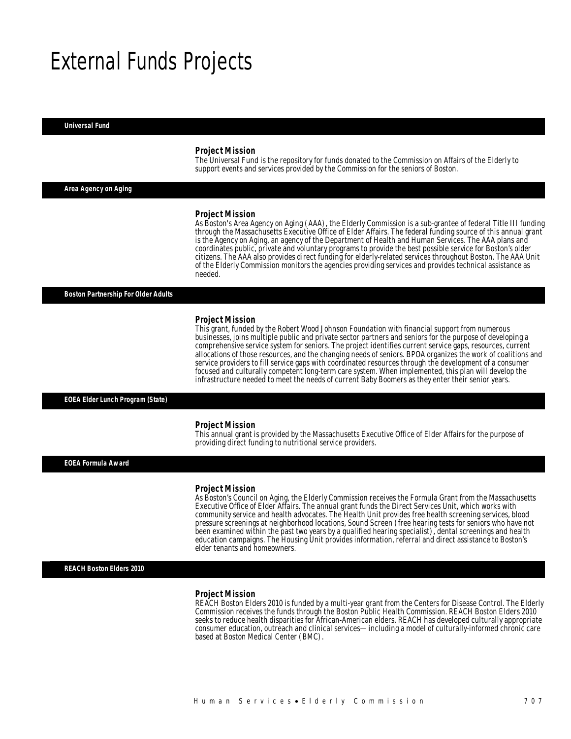# External Funds Projects

## Universal Fund

### Project Mission

The Universal Fund is the repository for funds donated to the Commission on Affairs of the Elderly to support events and services provided by the Commission for the seniors of Boston.

## Area Agency on Aging

### Project Mission

As Boston's Area Agency on Aging (AAA), the Elderly Commission is a sub-grantee of federal Title III funding through the Massachusetts Executive Office of Elder Affairs. The federal funding source of this annual grant is the Agency on Aging, an agency of the Department of Health and Human Services. The AAA plans and coordinates public, private and voluntary programs to provide the best possible service for Boston's older citizens. The AAA also provides direct funding for elderly-related services throughout Boston. The AAA Unit of the Elderly Commission monitors the agencies providing services and provides technical assistance as needed.

## Boston Partnership For Older Adults

### Project Mission

This grant, funded by the Robert Wood Johnson Foundation with financial support from numerous businesses, joins multiple public and private sector partners and seniors for the purpose of developing a comprehensive service system for seniors. The project identifies current service gaps, resources, current allocations of those resources, and the changing needs of seniors. BPOA organizes the work of coalitions and service providers to fill service gaps with coordinated resources through the development of a consumer focused and culturally competent long-term care system. When implemented, this plan will develop the infrastructure needed to meet the needs of current Baby Boomers as they enter their senior years.

## EOEA Elder Lunch Program (State)

### Project Mission

This annual grant is provided by the Massachusetts Executive Office of Elder Affairs for the purpose of providing direct funding to nutritional service providers.

## EOEA Formula Award

### Project Mission

As Boston's Council on Aging, the Elderly Commission receives the Formula Grant from the Massachusetts Executive Office of Elder Affairs. The annual grant funds the Direct Services Unit, which works with community service and health advocates. The Health Unit provides free health screening services, blood pressure screenings at neighborhood locations, Sound Screen (free hearing tests for seniors who have not been examined within the past two years by a qualified hearing specialist), dental screenings and health education campaigns. The Housing Unit provides information, referral and direct assistance to Boston's elder tenants and homeowners.

## REACH Boston Elders 2010

### Project Mission

REACH Boston Elders 2010 is funded by a multi-year grant from the Centers for Disease Control. The Elderly Commission receives the funds through the Boston Public Health Commission. REACH Boston Elders 2010 seeks to reduce health disparities for African-American elders. REACH has developed culturally appropriate consumer education, outreach and clinical services—including a model of culturally-informed chronic care based at Boston Medical Center (BMC).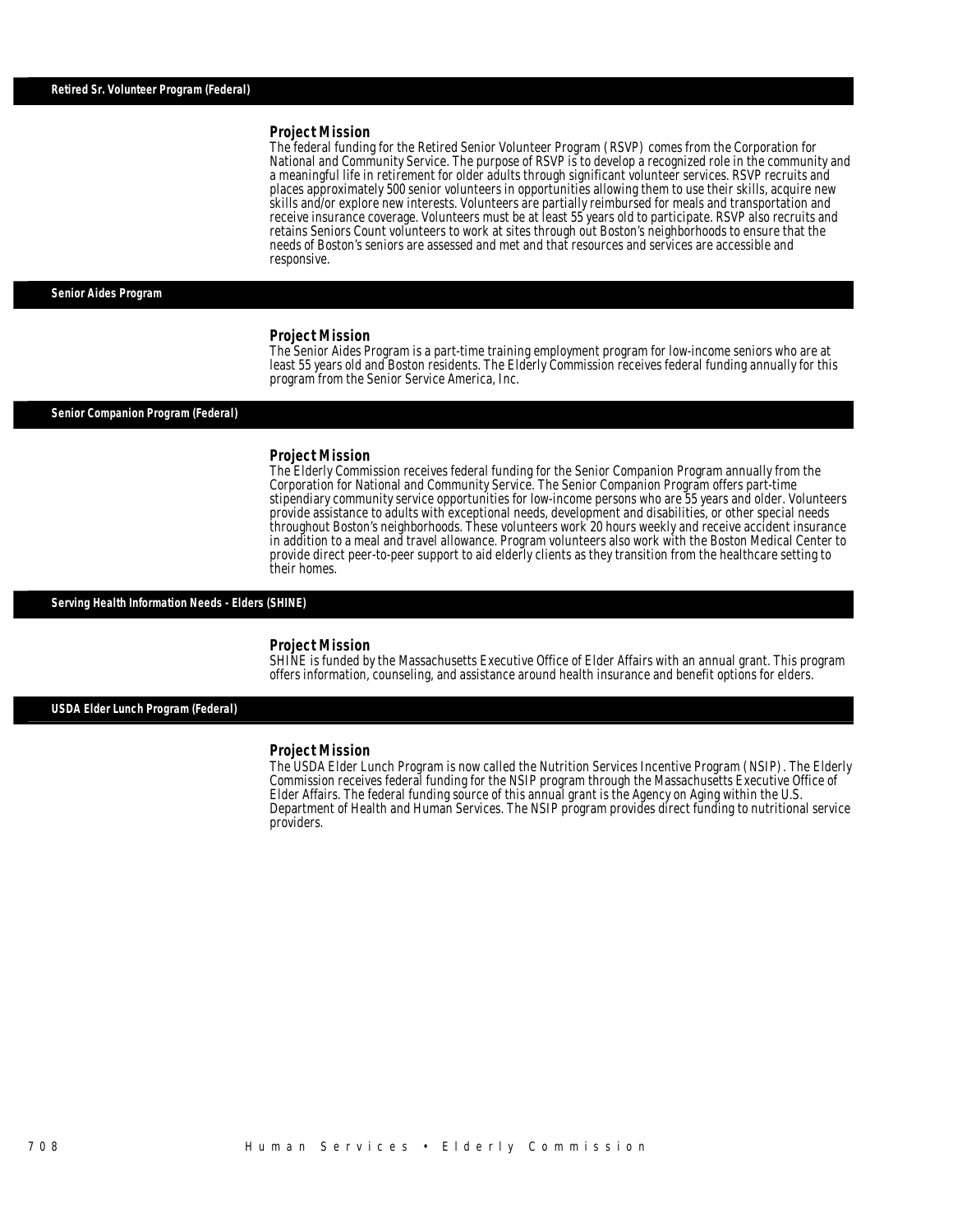## Retired Sr. Volunteer Program (Federal)

### Project Mission

The federal funding for the Retired Senior Volunteer Program (RSVP) comes from the Corporation for National and Community Service. The purpose of RSVP is to develop a recognized role in the community and a meaningful life in retirement for older adults through significant volunteer services. RSVP recruits and places approximately 500 senior volunteers in opportunities allowing them to use their skills, acquire new skills and/or explore new interests. Volunteers are partially reimbursed for meals and transportation and receive insurance coverage. Volunteers must be at least 55 years old to participate. RSVP also recruits and retains Seniors Count volunteers to work at sites through out Boston's neighborhoods to ensure that the needs of Boston's seniors are assessed and met and that resources and services are accessible and responsive.

## Senior Aides Program

### Project Mission

The Senior Aides Program is a part-time training employment program for low-income seniors who are at least 55 years old and Boston residents. The Elderly Commission receives federal funding annually for this program from the Senior Service America, Inc.

## Senior Companion Program (Federal)

### Project Mission

The Elderly Commission receives federal funding for the Senior Companion Program annually from the Corporation for National and Community Service. The Senior Companion Program offers part-time stipendiary community service opportunities for low-income persons who are 55 years and older. Volunteers provide assistance to adults with exceptional needs, development and disabilities, or other special needs throughout Boston's neighborhoods. These volunteers work 20 hours weekly and receive accident insurance in addition to a meal and travel allowance. Program volunteers also work with the Boston Medical Center to provide direct peer-to-peer support to aid elderly clients as they transition from the healthcare setting to their homes.

## Serving Health Information Needs - Elders (SHINE)

### Project Mission

SHINE is funded by the Massachusetts Executive Office of Elder Affairs with an annual grant. This program offers information, counseling, and assistance around health insurance and benefit options for elders.

## USDA Elder Lunch Program (Federal)

### Project Mission

The USDA Elder Lunch Program is now called the Nutrition Services Incentive Program (NSIP). The Elderly Commission receives federal funding for the NSIP program through the Massachusetts Executive Office of Elder Affairs. The federal funding source of this annual grant is the Agency on Aging within the U.S. Department of Health and Human Services. The NSIP program provides direct funding to nutritional service providers.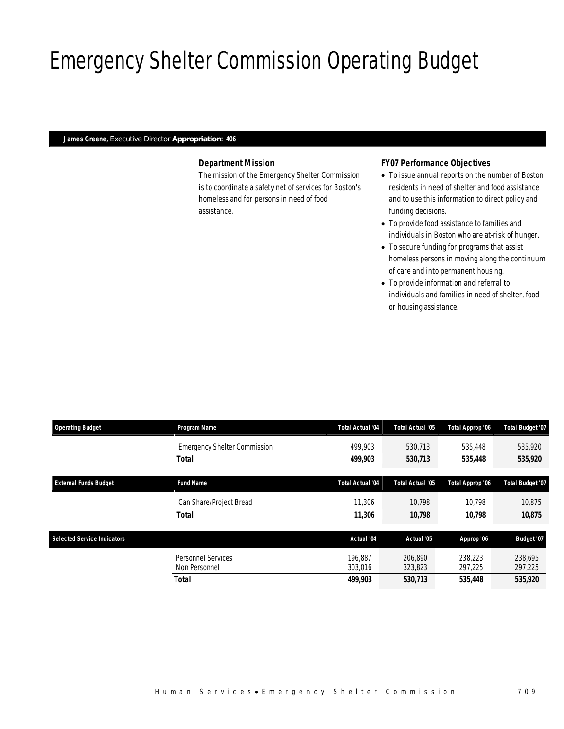# Emergency Shelter Commission Operating Budget

**James Greene,** Executive Director **Appropriation: 406**

### Department Mission

The mission of the Emergency Shelter Commission is to coordinate a safety net of services for Boston's homeless and for persons in need of food assistance.

### FY07 Performance Objectives

- To issue annual reports on the number of Boston residents in need of shelter and food assistance and to use this information to direct policy and funding decisions.
- To provide food assistance to families and individuals in Boston who are at-risk of hunger.
- To secure funding for programs that assist homeless persons in moving along the continuum of care and into permanent housing.
- To provide information and referral to individuals and families in need of shelter, food or housing assistance.

| Operating Budget | Program Name | Total Actual '04 | Total Actual '05 | Total Approp '06 | Total Budget '07 |
|---|---|---|---|---|---|
| | Emergency Shelter Commission | 499,903 | 530,713 | 535,448 | 535,920 |
| | **Total** | **499,903** | **530,713** | **535,448** | **535,920** |

| External Funds Budget | Fund Name | Total Actual '04 | Total Actual '05 | Total Approp '06 | Total Budget '07 |
|---|---|---|---|---|---|
| | Can Share/Project Bread | 11,306 | 10,798 | 10,798 | 10,875 |
| | **Total** | **11,306** | **10,798** | **10,798** | **10,875** |

| Selected Service Indicators | | Actual '04 | Actual '05 | Approp '06 | Budget '07 |
|---|---|---|---|---|---|
| | Personnel Services | 196,887 | 206,890 | 238,223 | 238,695 |
| | Non Personnel | 303,016 | 323,823 | 297,225 | 297,225 |
| | **Total** | **499,903** | **530,713** | **535,448** | **535,920** |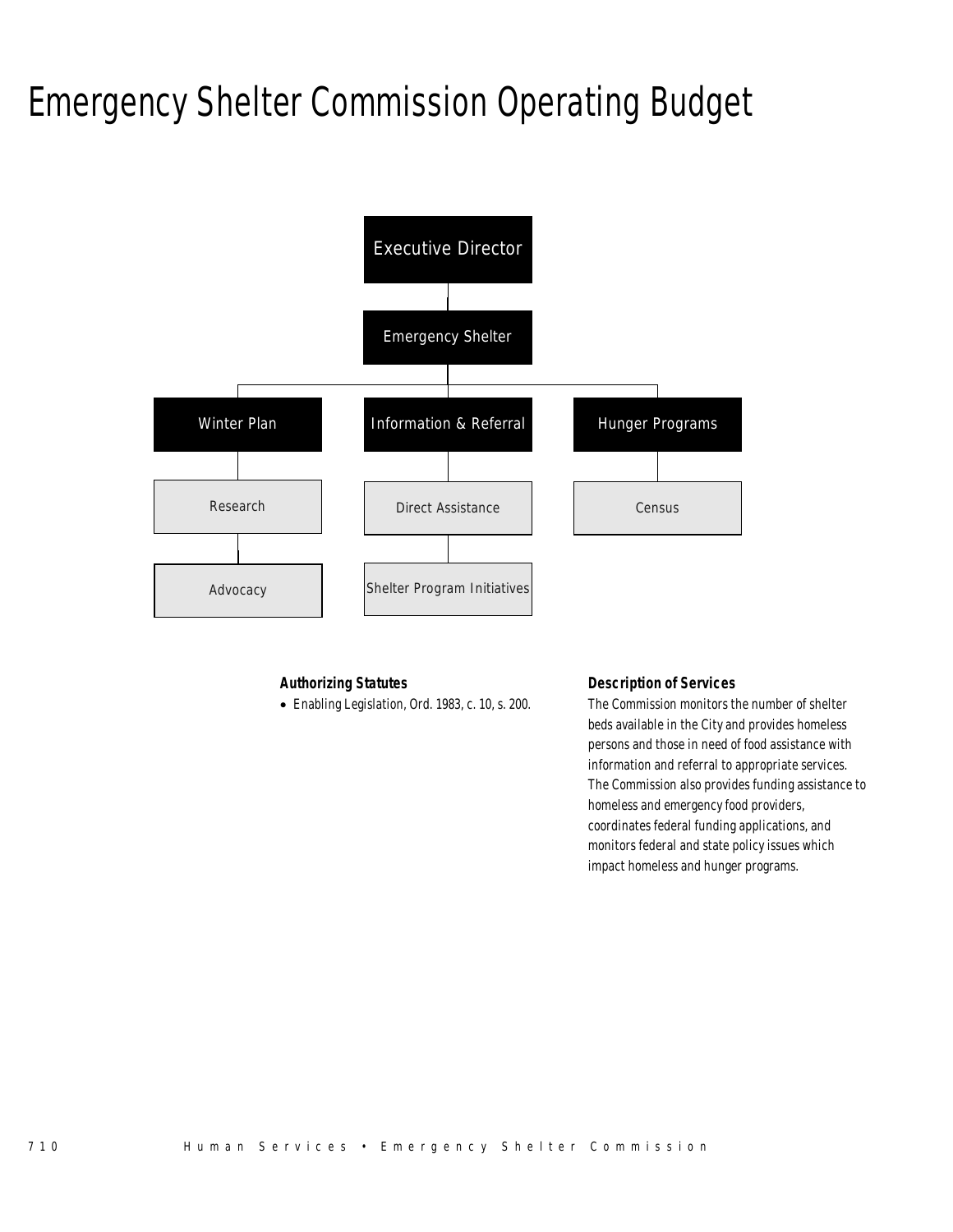# Emergency Shelter Commission Operating Budget

- Executive Director
  - Emergency Shelter
    - Winter Plan
      - Research
      - Advocacy
    - Information & Referral
      - Direct Assistance
      - Shelter Program Initiatives
    - Hunger Programs
      - Census

### Authorizing Statutes

- Enabling Legislation, Ord. 1983, c. 10, s. 200.

### Description of Services

The Commission monitors the number of shelter beds available in the City and provides homeless persons and those in need of food assistance with information and referral to appropriate services. The Commission also provides funding assistance to homeless and emergency food providers, coordinates federal funding applications, and monitors federal and state policy issues which impact homeless and hunger programs.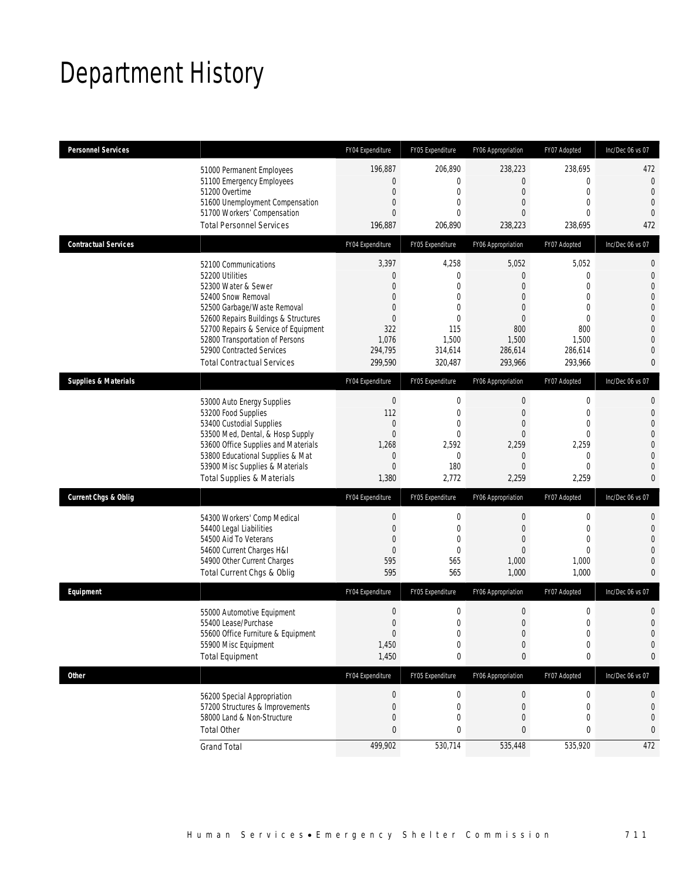# Department History

| Personnel Services | | FY04 Expenditure | FY05 Expenditure | FY06 Appropriation | FY07 Adopted | Inc/Dec 06 vs 07 |
|---|---|---|---|---|---|---|
| | 51000 Permanent Employees | 196,887 | 206,890 | 238,223 | 238,695 | 472 |
| | 51100 Emergency Employees | 0 | 0 | 0 | 0 | 0 |
| | 51200 Overtime | 0 | 0 | 0 | 0 | 0 |
| | 51600 Unemployment Compensation | 0 | 0 | 0 | 0 | 0 |
| | 51700 Workers' Compensation | 0 | 0 | 0 | 0 | 0 |
| | Total Personnel Services | 196,887 | 206,890 | 238,223 | 238,695 | 472 |
| **Contractual Services** | | FY04 Expenditure | FY05 Expenditure | FY06 Appropriation | FY07 Adopted | Inc/Dec 06 vs 07 |
| | 52100 Communications | 3,397 | 4,258 | 5,052 | 5,052 | 0 |
| | 52200 Utilities | 0 | 0 | 0 | 0 | 0 |
| | 52300 Water & Sewer | 0 | 0 | 0 | 0 | 0 |
| | 52400 Snow Removal | 0 | 0 | 0 | 0 | 0 |
| | 52500 Garbage/Waste Removal | 0 | 0 | 0 | 0 | 0 |
| | 52600 Repairs Buildings & Structures | 0 | 0 | 0 | 0 | 0 |
| | 52700 Repairs & Service of Equipment | 322 | 115 | 800 | 800 | 0 |
| | 52800 Transportation of Persons | 1,076 | 1,500 | 1,500 | 1,500 | 0 |
| | 52900 Contracted Services | 294,795 | 314,614 | 286,614 | 286,614 | 0 |
| | Total Contractual Services | 299,590 | 320,487 | 293,966 | 293,966 | 0 |
| **Supplies & Materials** | | FY04 Expenditure | FY05 Expenditure | FY06 Appropriation | FY07 Adopted | Inc/Dec 06 vs 07 |
| | 53000 Auto Energy Supplies | 0 | 0 | 0 | 0 | 0 |
| | 53200 Food Supplies | 112 | 0 | 0 | 0 | 0 |
| | 53400 Custodial Supplies | 0 | 0 | 0 | 0 | 0 |
| | 53500 Med, Dental, & Hosp Supply | 0 | 0 | 0 | 0 | 0 |
| | 53600 Office Supplies and Materials | 1,268 | 2,592 | 2,259 | 2,259 | 0 |
| | 53800 Educational Supplies & Mat | 0 | 0 | 0 | 0 | 0 |
| | 53900 Misc Supplies & Materials | 0 | 180 | 0 | 0 | 0 |
| | Total Supplies & Materials | 1,380 | 2,772 | 2,259 | 2,259 | 0 |
| **Current Chgs & Oblig** | | FY04 Expenditure | FY05 Expenditure | FY06 Appropriation | FY07 Adopted | Inc/Dec 06 vs 07 |
| | 54300 Workers' Comp Medical | 0 | 0 | 0 | 0 | 0 |
| | 54400 Legal Liabilities | 0 | 0 | 0 | 0 | 0 |
| | 54500 Aid To Veterans | 0 | 0 | 0 | 0 | 0 |
| | 54600 Current Charges H&I | 0 | 0 | 0 | 0 | 0 |
| | 54900 Other Current Charges | 595 | 565 | 1,000 | 1,000 | 0 |
| | Total Current Chgs & Oblig | 595 | 565 | 1,000 | 1,000 | 0 |
| **Equipment** | | FY04 Expenditure | FY05 Expenditure | FY06 Appropriation | FY07 Adopted | Inc/Dec 06 vs 07 |
| | 55000 Automotive Equipment | 0 | 0 | 0 | 0 | 0 |
| | 55400 Lease/Purchase | 0 | 0 | 0 | 0 | 0 |
| | 55600 Office Furniture & Equipment | 0 | 0 | 0 | 0 | 0 |
| | 55900 Misc Equipment | 1,450 | 0 | 0 | 0 | 0 |
| | Total Equipment | 1,450 | 0 | 0 | 0 | 0 |
| **Other** | | FY04 Expenditure | FY05 Expenditure | FY06 Appropriation | FY07 Adopted | Inc/Dec 06 vs 07 |
| | 56200 Special Appropriation | 0 | 0 | 0 | 0 | 0 |
| | 57200 Structures & Improvements | 0 | 0 | 0 | 0 | 0 |
| | 58000 Land & Non-Structure | 0 | 0 | 0 | 0 | 0 |
| | Total Other | 0 | 0 | 0 | 0 | 0 |
| | Grand Total | 499,902 | 530,714 | 535,448 | 535,920 | 472 |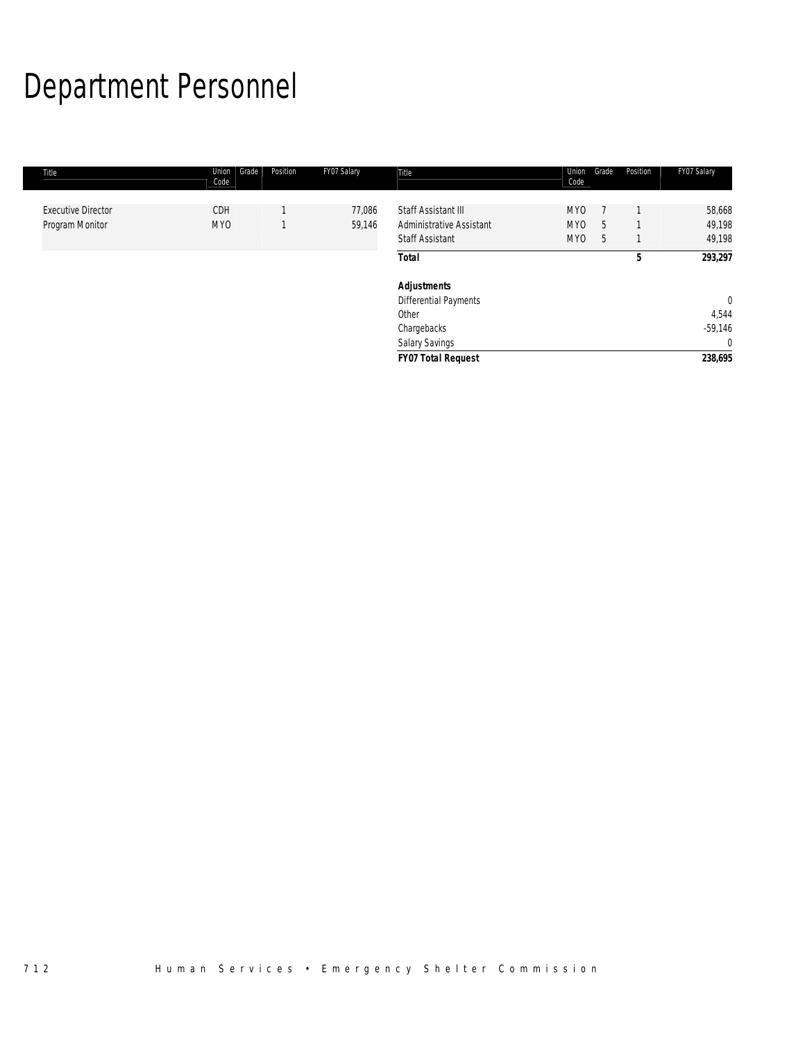# Department Personnel

| Title | Union Code | Grade | Position | FY07 Salary |
|---|---|---|---|---|
| Executive Director | CDH | | 1 | 77,086 |
| Program Monitor | MYO | | 1 | 59,146 |
| Staff Assistant III | MYO | 7 | 1 | 58,668 |
| Administrative Assistant | MYO | 5 | 1 | 49,198 |
| Staff Assistant | MYO | 5 | 1 | 49,198 |
| ***Total*** | | | **5** | ***293,297*** |
| | | | | |
| ***Adjustments*** | | | | |
| Differential Payments | | | | 0 |
| Other | | | | 4,544 |
| Chargebacks | | | | -59,146 |
| Salary Savings | | | | 0 |
| ***FY07 Total Request*** | | | | **238,695** |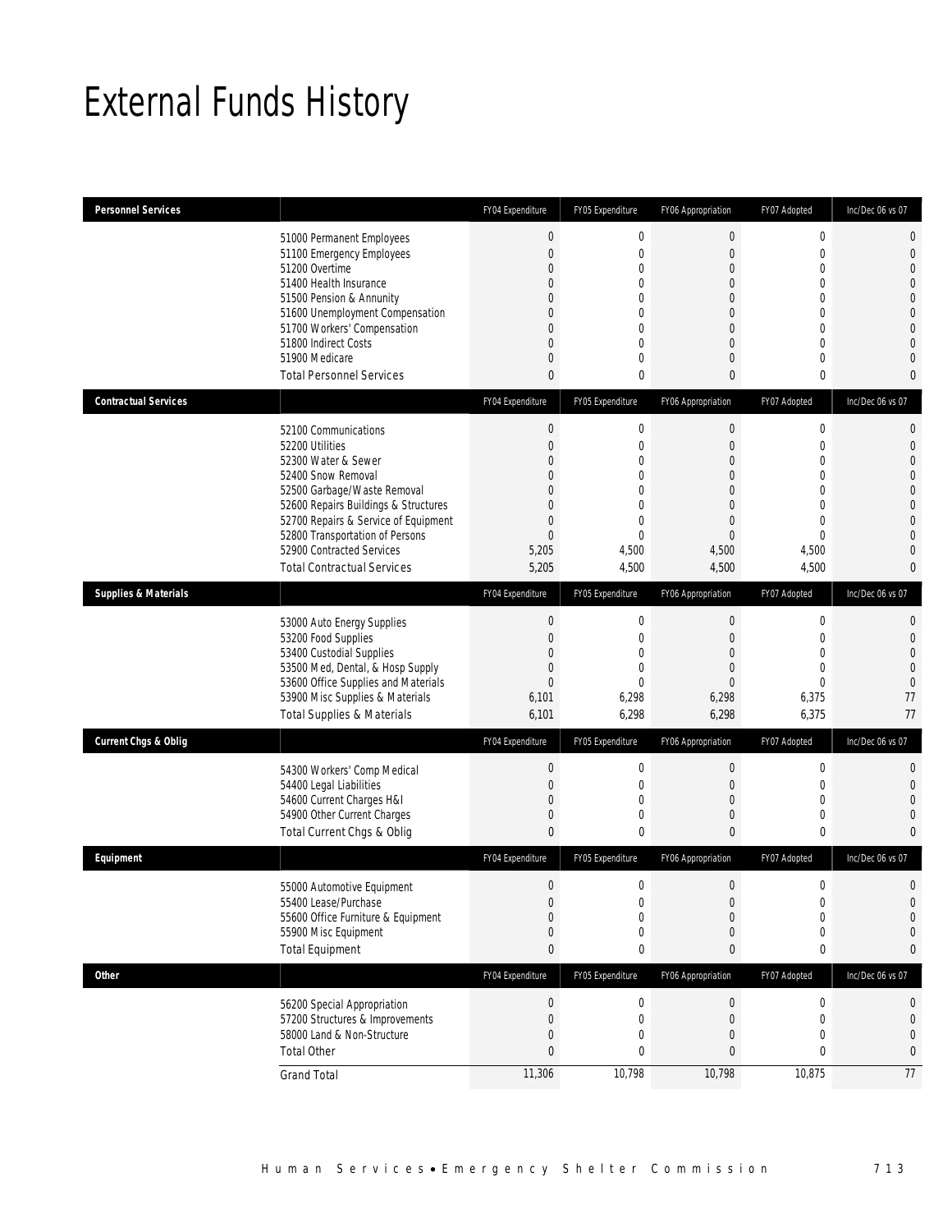# External Funds History

| Personnel Services | | FY04 Expenditure | FY05 Expenditure | FY06 Appropriation | FY07 Adopted | Inc/Dec 06 vs 07 |
|---|---|---|---|---|---|---|
| | 51000 Permanent Employees | 0 | 0 | 0 | 0 | 0 |
| | 51100 Emergency Employees | 0 | 0 | 0 | 0 | 0 |
| | 51200 Overtime | 0 | 0 | 0 | 0 | 0 |
| | 51400 Health Insurance | 0 | 0 | 0 | 0 | 0 |
| | 51500 Pension & Annunity | 0 | 0 | 0 | 0 | 0 |
| | 51600 Unemployment Compensation | 0 | 0 | 0 | 0 | 0 |
| | 51700 Workers' Compensation | 0 | 0 | 0 | 0 | 0 |
| | 51800 Indirect Costs | 0 | 0 | 0 | 0 | 0 |
| | 51900 Medicare | 0 | 0 | 0 | 0 | 0 |
| | Total Personnel Services | 0 | 0 | 0 | 0 | 0 |
| **Contractual Services** | | FY04 Expenditure | FY05 Expenditure | FY06 Appropriation | FY07 Adopted | Inc/Dec 06 vs 07 |
| | 52100 Communications | 0 | 0 | 0 | 0 | 0 |
| | 52200 Utilities | 0 | 0 | 0 | 0 | 0 |
| | 52300 Water & Sewer | 0 | 0 | 0 | 0 | 0 |
| | 52400 Snow Removal | 0 | 0 | 0 | 0 | 0 |
| | 52500 Garbage/Waste Removal | 0 | 0 | 0 | 0 | 0 |
| | 52600 Repairs Buildings & Structures | 0 | 0 | 0 | 0 | 0 |
| | 52700 Repairs & Service of Equipment | 0 | 0 | 0 | 0 | 0 |
| | 52800 Transportation of Persons | 0 | 0 | 0 | 0 | 0 |
| | 52900 Contracted Services | 5,205 | 4,500 | 4,500 | 4,500 | 0 |
| | Total Contractual Services | 5,205 | 4,500 | 4,500 | 4,500 | 0 |
| **Supplies & Materials** | | FY04 Expenditure | FY05 Expenditure | FY06 Appropriation | FY07 Adopted | Inc/Dec 06 vs 07 |
| | 53000 Auto Energy Supplies | 0 | 0 | 0 | 0 | 0 |
| | 53200 Food Supplies | 0 | 0 | 0 | 0 | 0 |
| | 53400 Custodial Supplies | 0 | 0 | 0 | 0 | 0 |
| | 53500 Med, Dental, & Hosp Supply | 0 | 0 | 0 | 0 | 0 |
| | 53600 Office Supplies and Materials | 0 | 0 | 0 | 0 | 0 |
| | 53900 Misc Supplies & Materials | 6,101 | 6,298 | 6,298 | 6,375 | 77 |
| | Total Supplies & Materials | 6,101 | 6,298 | 6,298 | 6,375 | 77 |
| **Current Chgs & Oblig** | | FY04 Expenditure | FY05 Expenditure | FY06 Appropriation | FY07 Adopted | Inc/Dec 06 vs 07 |
| | 54300 Workers' Comp Medical | 0 | 0 | 0 | 0 | 0 |
| | 54400 Legal Liabilities | 0 | 0 | 0 | 0 | 0 |
| | 54600 Current Charges H&I | 0 | 0 | 0 | 0 | 0 |
| | 54900 Other Current Charges | 0 | 0 | 0 | 0 | 0 |
| | Total Current Chgs & Oblig | 0 | 0 | 0 | 0 | 0 |
| **Equipment** | | FY04 Expenditure | FY05 Expenditure | FY06 Appropriation | FY07 Adopted | Inc/Dec 06 vs 07 |
| | 55000 Automotive Equipment | 0 | 0 | 0 | 0 | 0 |
| | 55400 Lease/Purchase | 0 | 0 | 0 | 0 | 0 |
| | 55600 Office Furniture & Equipment | 0 | 0 | 0 | 0 | 0 |
| | 55900 Misc Equipment | 0 | 0 | 0 | 0 | 0 |
| | Total Equipment | 0 | 0 | 0 | 0 | 0 |
| **Other** | | FY04 Expenditure | FY05 Expenditure | FY06 Appropriation | FY07 Adopted | Inc/Dec 06 vs 07 |
| | 56200 Special Appropriation | 0 | 0 | 0 | 0 | 0 |
| | 57200 Structures & Improvements | 0 | 0 | 0 | 0 | 0 |
| | 58000 Land & Non-Structure | 0 | 0 | 0 | 0 | 0 |
| | Total Other | 0 | 0 | 0 | 0 | 0 |
| | Grand Total | 11,306 | 10,798 | 10,798 | 10,875 | 77 |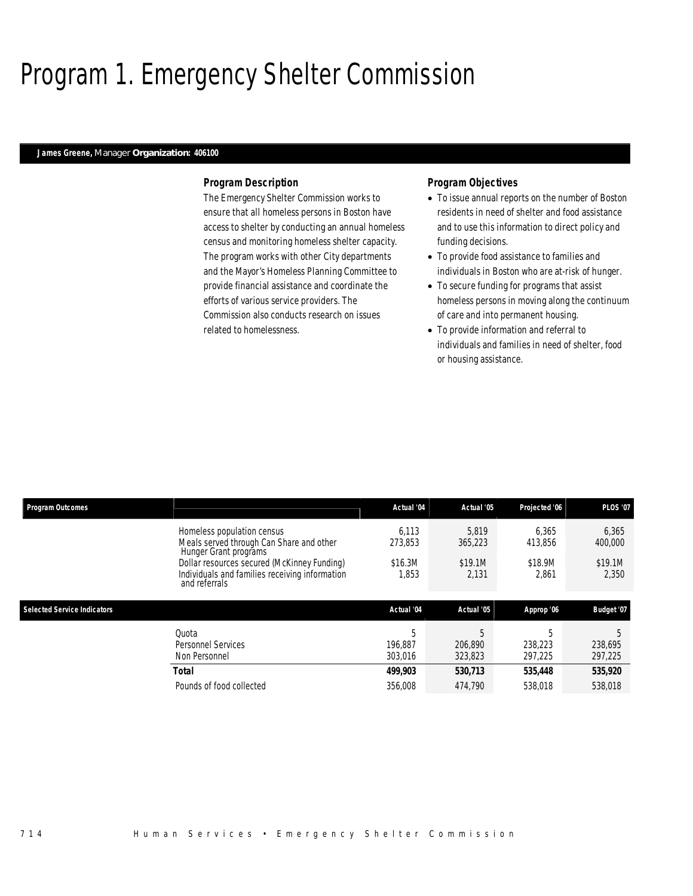# Program 1. Emergency Shelter Commission

**James Greene,** Manager **Organization: 406100**

### Program Description

The Emergency Shelter Commission works to ensure that all homeless persons in Boston have access to shelter by conducting an annual homeless census and monitoring homeless shelter capacity. The program works with other City departments and the Mayor's Homeless Planning Committee to provide financial assistance and coordinate the efforts of various service providers. The Commission also conducts research on issues related to homelessness.

### Program Objectives

- To issue annual reports on the number of Boston residents in need of shelter and food assistance and to use this information to direct policy and funding decisions.
- To provide food assistance to families and individuals in Boston who are at-risk of hunger.
- To secure funding for programs that assist homeless persons in moving along the continuum of care and into permanent housing.
- To provide information and referral to individuals and families in need of shelter, food or housing assistance.

| Program Outcomes | Actual '04 | Actual '05 | Projected '06 | PLOS '07 |
|---|---|---|---|---|
| Homeless population census | 6,113 | 5,819 | 6,365 | 6,365 |
| Meals served through Can Share and other Hunger Grant programs | 273,853 | 365,223 | 413,856 | 400,000 |
| Dollar resources secured (McKinney Funding) | \$16.3M | \$19.1M | \$18.9M | \$19.1M |
| Individuals and families receiving information and referrals | 1,853 | 2,131 | 2,861 | 2,350 |

| Selected Service Indicators | Actual '04 | Actual '05 | Approp '06 | Budget '07 |
|---|---|---|---|---|
| Quota | 5 | 5 | 5 | 5 |
| Personnel Services | 196,887 | 206,890 | 238,223 | 238,695 |
| Non Personnel | 303,016 | 323,823 | 297,225 | 297,225 |
| **Total** | **499,903** | **530,713** | **535,448** | **535,920** |
| Pounds of food collected | 356,008 | 474,790 | 538,018 | 538,018 |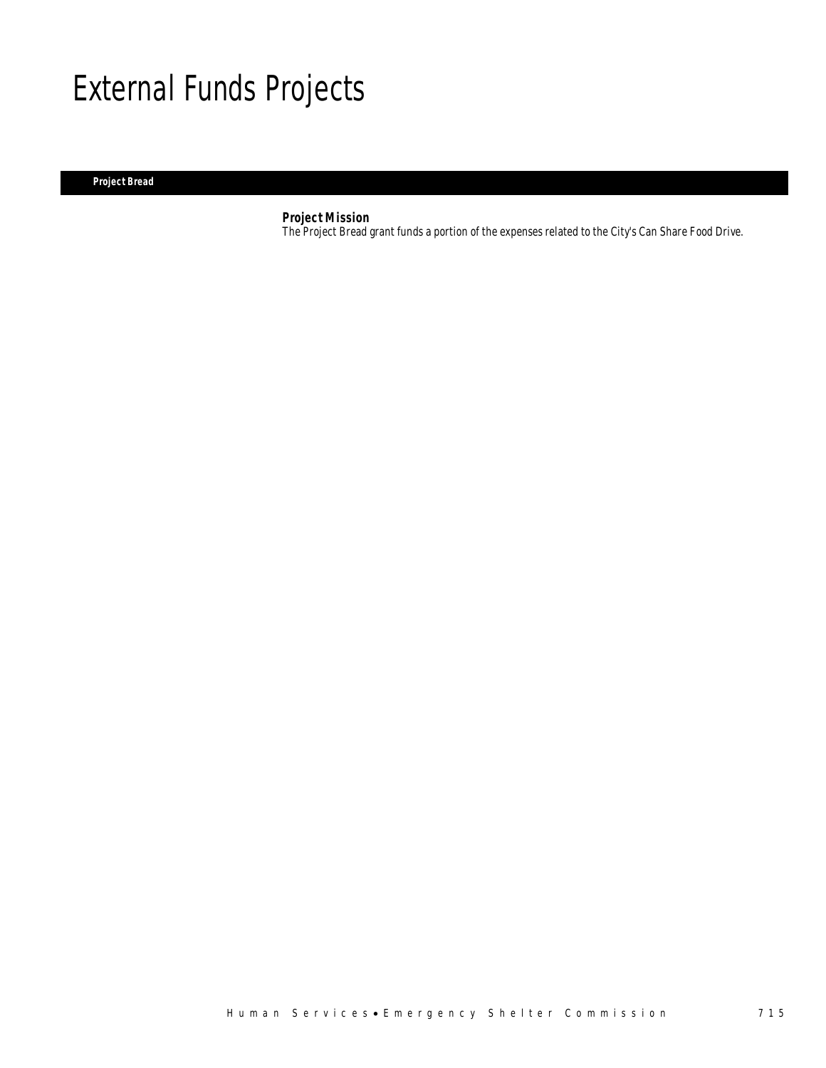# External Funds Projects

## Project Bread

### Project Mission

The Project Bread grant funds a portion of the expenses related to the City's Can Share Food Drive.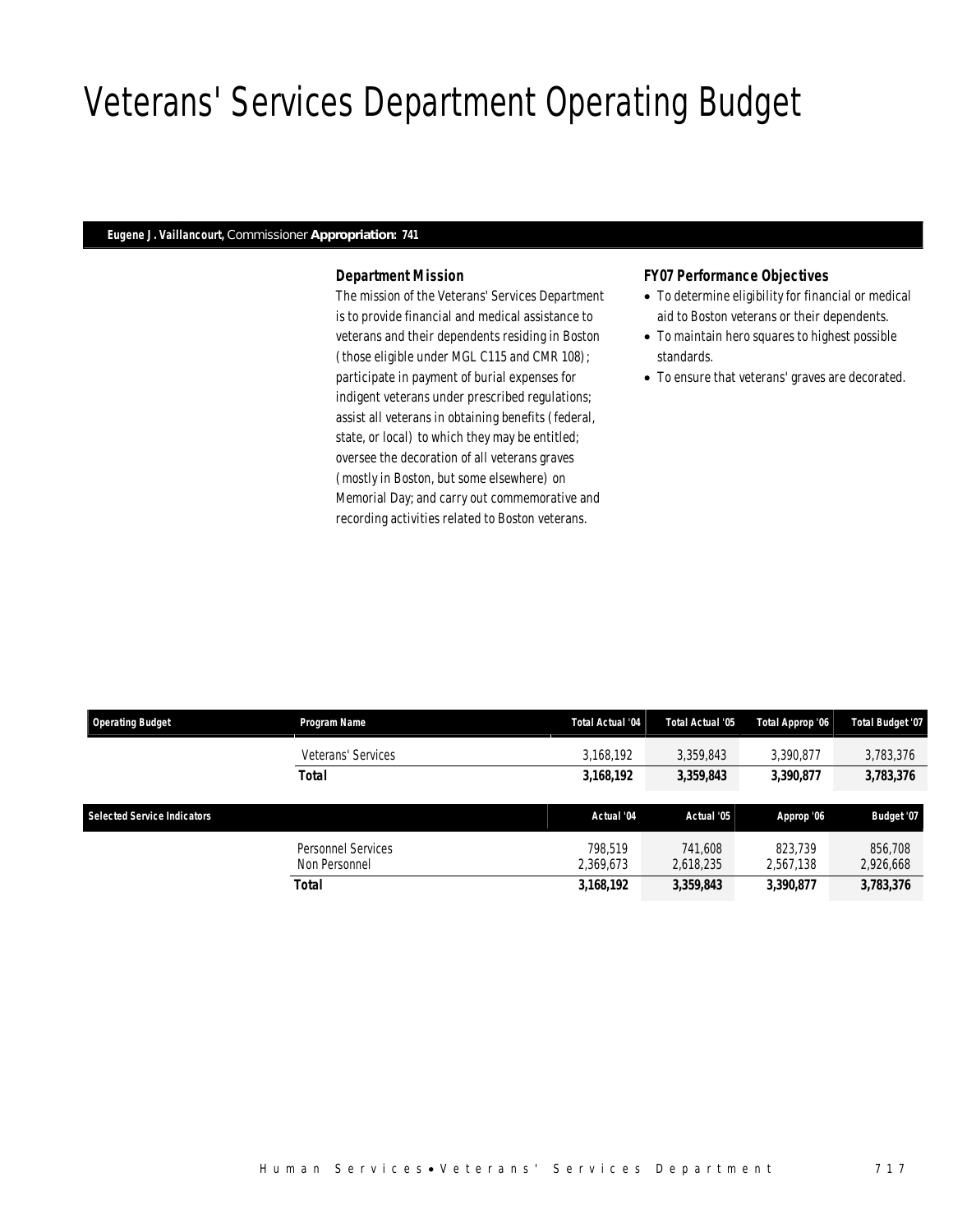# Veterans' Services Department Operating Budget

**Eugene J. Vaillancourt,** Commissioner **Appropriation: 741**

### Department Mission

The mission of the Veterans' Services Department is to provide financial and medical assistance to veterans and their dependents residing in Boston (those eligible under MGL C115 and CMR 108); participate in payment of burial expenses for indigent veterans under prescribed regulations; assist all veterans in obtaining benefits (federal, state, or local) to which they may be entitled; oversee the decoration of all veterans graves (mostly in Boston, but some elsewhere) on Memorial Day; and carry out commemorative and recording activities related to Boston veterans.

### FY07 Performance Objectives

- To determine eligibility for financial or medical aid to Boston veterans or their dependents.
- To maintain hero squares to highest possible standards.
- To ensure that veterans' graves are decorated.

| Operating Budget | Program Name | Total Actual '04 | Total Actual '05 | Total Approp '06 | Total Budget '07 |
|---|---|---|---|---|---|
| | Veterans' Services | 3,168,192 | 3,359,843 | 3,390,877 | 3,783,376 |
| | **Total** | **3,168,192** | **3,359,843** | **3,390,877** | **3,783,376** |

| Selected Service Indicators | | Actual '04 | Actual '05 | Approp '06 | Budget '07 |
|---|---|---|---|---|---|
| | Personnel Services | 798,519 | 741,608 | 823,739 | 856,708 |
| | Non Personnel | 2,369,673 | 2,618,235 | 2,567,138 | 2,926,668 |
| | **Total** | **3,168,192** | **3,359,843** | **3,390,877** | **3,783,376** |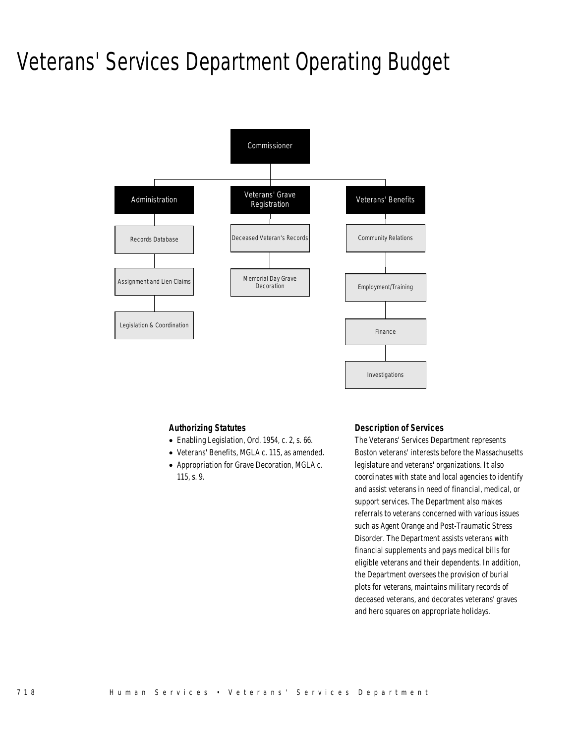# Veterans' Services Department Operating Budget

- Commissioner
  - Administration
    - Records Database
    - Assignment and Lien Claims
    - Legislation & Coordination
  - Veterans' Grave Registration
    - Deceased Veteran's Records
    - Memorial Day Grave Decoration
  - Veterans' Benefits
    - Community Relations
    - Employment/Training
    - Finance
    - Investigations

### Authorizing Statutes

- Enabling Legislation, Ord. 1954, c. 2, s. 66.
- Veterans' Benefits, MGLA c. 115, as amended.
- Appropriation for Grave Decoration, MGLA c. 115, s. 9.

### Description of Services

The Veterans' Services Department represents Boston veterans' interests before the Massachusetts legislature and veterans' organizations. It also coordinates with state and local agencies to identify and assist veterans in need of financial, medical, or support services. The Department also makes referrals to veterans concerned with various issues such as Agent Orange and Post-Traumatic Stress Disorder. The Department assists veterans with financial supplements and pays medical bills for eligible veterans and their dependents. In addition, the Department oversees the provision of burial plots for veterans, maintains military records of deceased veterans, and decorates veterans' graves and hero squares on appropriate holidays.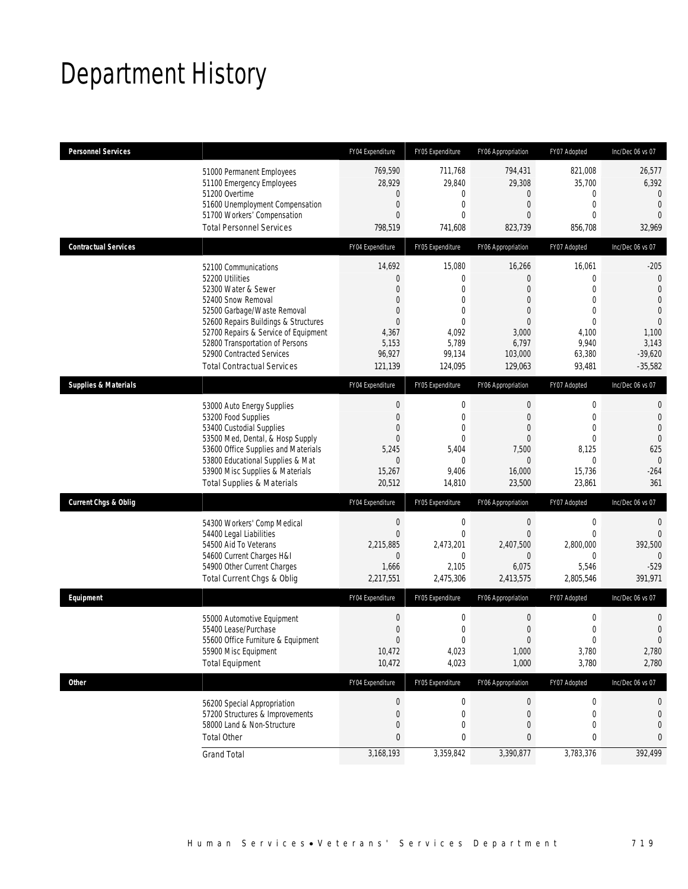# Department History

| Personnel Services | | FY04 Expenditure | FY05 Expenditure | FY06 Appropriation | FY07 Adopted | Inc/Dec 06 vs 07 |
|---|---|---|---|---|---|---|
| | 51000 Permanent Employees | 769,590 | 711,768 | 794,431 | 821,008 | 26,577 |
| | 51100 Emergency Employees | 28,929 | 29,840 | 29,308 | 35,700 | 6,392 |
| | 51200 Overtime | 0 | 0 | 0 | 0 | 0 |
| | 51600 Unemployment Compensation | 0 | 0 | 0 | 0 | 0 |
| | 51700 Workers' Compensation | 0 | 0 | 0 | 0 | 0 |
| | Total Personnel Services | 798,519 | 741,608 | 823,739 | 856,708 | 32,969 |
| **Contractual Services** | | **FY04 Expenditure** | **FY05 Expenditure** | **FY06 Appropriation** | **FY07 Adopted** | **Inc/Dec 06 vs 07** |
| | 52100 Communications | 14,692 | 15,080 | 16,266 | 16,061 | -205 |
| | 52200 Utilities | 0 | 0 | 0 | 0 | 0 |
| | 52300 Water & Sewer | 0 | 0 | 0 | 0 | 0 |
| | 52400 Snow Removal | 0 | 0 | 0 | 0 | 0 |
| | 52500 Garbage/Waste Removal | 0 | 0 | 0 | 0 | 0 |
| | 52600 Repairs Buildings & Structures | 0 | 0 | 0 | 0 | 0 |
| | 52700 Repairs & Service of Equipment | 4,367 | 4,092 | 3,000 | 4,100 | 1,100 |
| | 52800 Transportation of Persons | 5,153 | 5,789 | 6,797 | 9,940 | 3,143 |
| | 52900 Contracted Services | 96,927 | 99,134 | 103,000 | 63,380 | -39,620 |
| | Total Contractual Services | 121,139 | 124,095 | 129,063 | 93,481 | -35,582 |
| **Supplies & Materials** | | **FY04 Expenditure** | **FY05 Expenditure** | **FY06 Appropriation** | **FY07 Adopted** | **Inc/Dec 06 vs 07** |
| | 53000 Auto Energy Supplies | 0 | 0 | 0 | 0 | 0 |
| | 53200 Food Supplies | 0 | 0 | 0 | 0 | 0 |
| | 53400 Custodial Supplies | 0 | 0 | 0 | 0 | 0 |
| | 53500 Med, Dental, & Hosp Supply | 0 | 0 | 0 | 0 | 0 |
| | 53600 Office Supplies and Materials | 5,245 | 5,404 | 7,500 | 8,125 | 625 |
| | 53800 Educational Supplies & Mat | 0 | 0 | 0 | 0 | 0 |
| | 53900 Misc Supplies & Materials | 15,267 | 9,406 | 16,000 | 15,736 | -264 |
| | Total Supplies & Materials | 20,512 | 14,810 | 23,500 | 23,861 | 361 |
| **Current Chgs & Oblig** | | **FY04 Expenditure** | **FY05 Expenditure** | **FY06 Appropriation** | **FY07 Adopted** | **Inc/Dec 06 vs 07** |
| | 54300 Workers' Comp Medical | 0 | 0 | 0 | 0 | 0 |
| | 54400 Legal Liabilities | 0 | 0 | 0 | 0 | 0 |
| | 54500 Aid To Veterans | 2,215,885 | 2,473,201 | 2,407,500 | 2,800,000 | 392,500 |
| | 54600 Current Charges H&I | 0 | 0 | 0 | 0 | 0 |
| | 54900 Other Current Charges | 1,666 | 2,105 | 6,075 | 5,546 | -529 |
| | Total Current Chgs & Oblig | 2,217,551 | 2,475,306 | 2,413,575 | 2,805,546 | 391,971 |
| **Equipment** | | **FY04 Expenditure** | **FY05 Expenditure** | **FY06 Appropriation** | **FY07 Adopted** | **Inc/Dec 06 vs 07** |
| | 55000 Automotive Equipment | 0 | 0 | 0 | 0 | 0 |
| | 55400 Lease/Purchase | 0 | 0 | 0 | 0 | 0 |
| | 55600 Office Furniture & Equipment | 0 | 0 | 0 | 0 | 0 |
| | 55900 Misc Equipment | 10,472 | 4,023 | 1,000 | 3,780 | 2,780 |
| | Total Equipment | 10,472 | 4,023 | 1,000 | 3,780 | 2,780 |
| **Other** | | **FY04 Expenditure** | **FY05 Expenditure** | **FY06 Appropriation** | **FY07 Adopted** | **Inc/Dec 06 vs 07** |
| | 56200 Special Appropriation | 0 | 0 | 0 | 0 | 0 |
| | 57200 Structures & Improvements | 0 | 0 | 0 | 0 | 0 |
| | 58000 Land & Non-Structure | 0 | 0 | 0 | 0 | 0 |
| | Total Other | 0 | 0 | 0 | 0 | 0 |
| | Grand Total | 3,168,193 | 3,359,842 | 3,390,877 | 3,783,376 | 392,499 |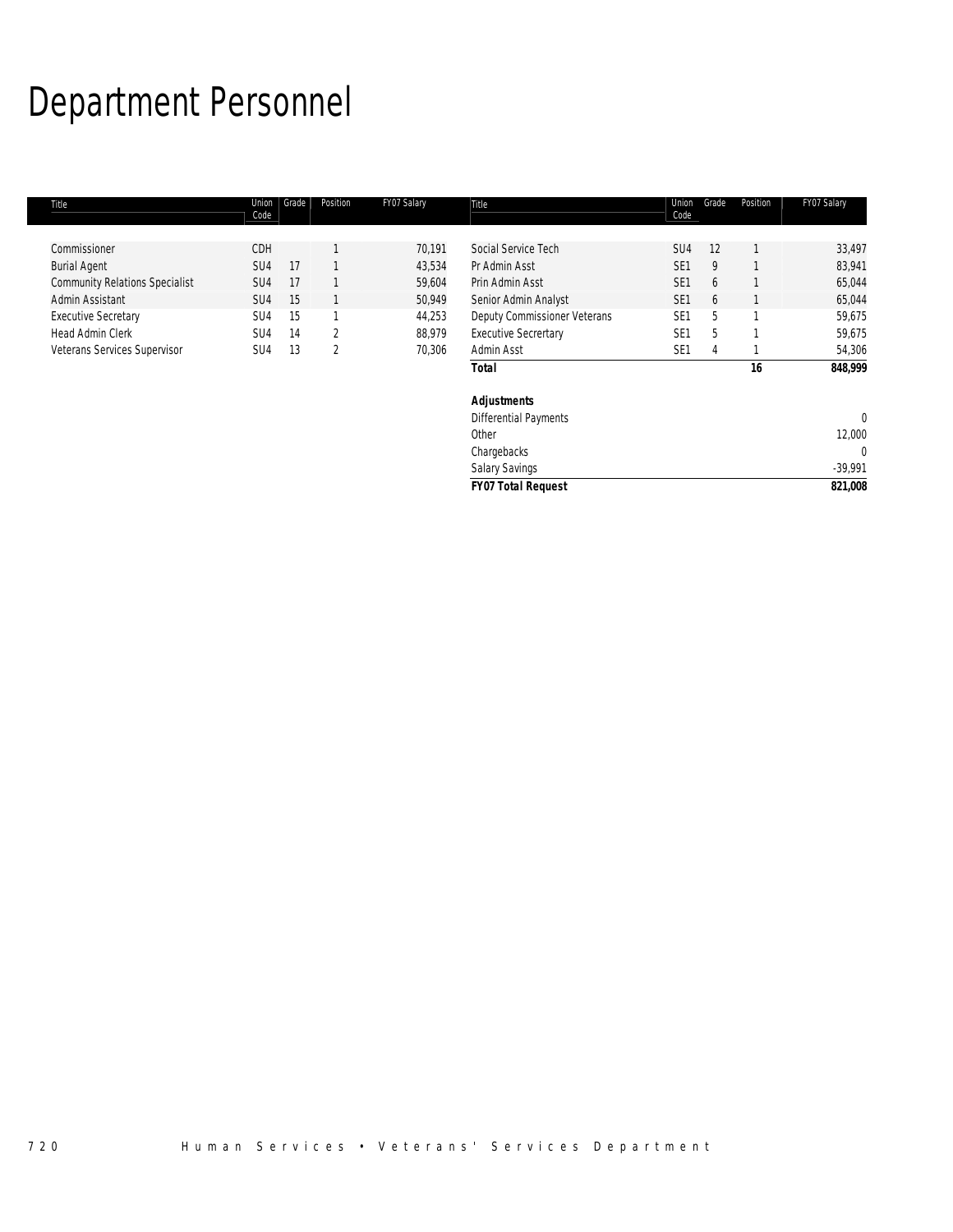# Department Personnel

| Title | Union Code | Grade | Position | FY07 Salary |
|---|---|---|---|---|
| Commissioner | CDH | | 1 | 70,191 |
| Burial Agent | SU4 | 17 | 1 | 43,534 |
| Community Relations Specialist | SU4 | 17 | 1 | 59,604 |
| Admin Assistant | SU4 | 15 | 1 | 50,949 |
| Executive Secretary | SU4 | 15 | 1 | 44,253 |
| Head Admin Clerk | SU4 | 14 | 2 | 88,979 |
| Veterans Services Supervisor | SU4 | 13 | 2 | 70,306 |
| Social Service Tech | SU4 | 12 | 1 | 33,497 |
| Pr Admin Asst | SE1 | 9 | 1 | 83,941 |
| Prin Admin Asst | SE1 | 6 | 1 | 65,044 |
| Senior Admin Analyst | SE1 | 6 | 1 | 65,044 |
| Deputy Commissioner Veterans | SE1 | 5 | 1 | 59,675 |
| Executive Secrertary | SE1 | 5 | 1 | 59,675 |
| Admin Asst | SE1 | 4 | 1 | 54,306 |
| ***Total*** | | | **16** | **848,999** |
| ***Adjustments*** | | | | |
| Differential Payments | | | | 0 |
| Other | | | | 12,000 |
| Chargebacks | | | | 0 |
| Salary Savings | | | | -39,991 |
| ***FY07 Total Request*** | | | | ***821,008*** |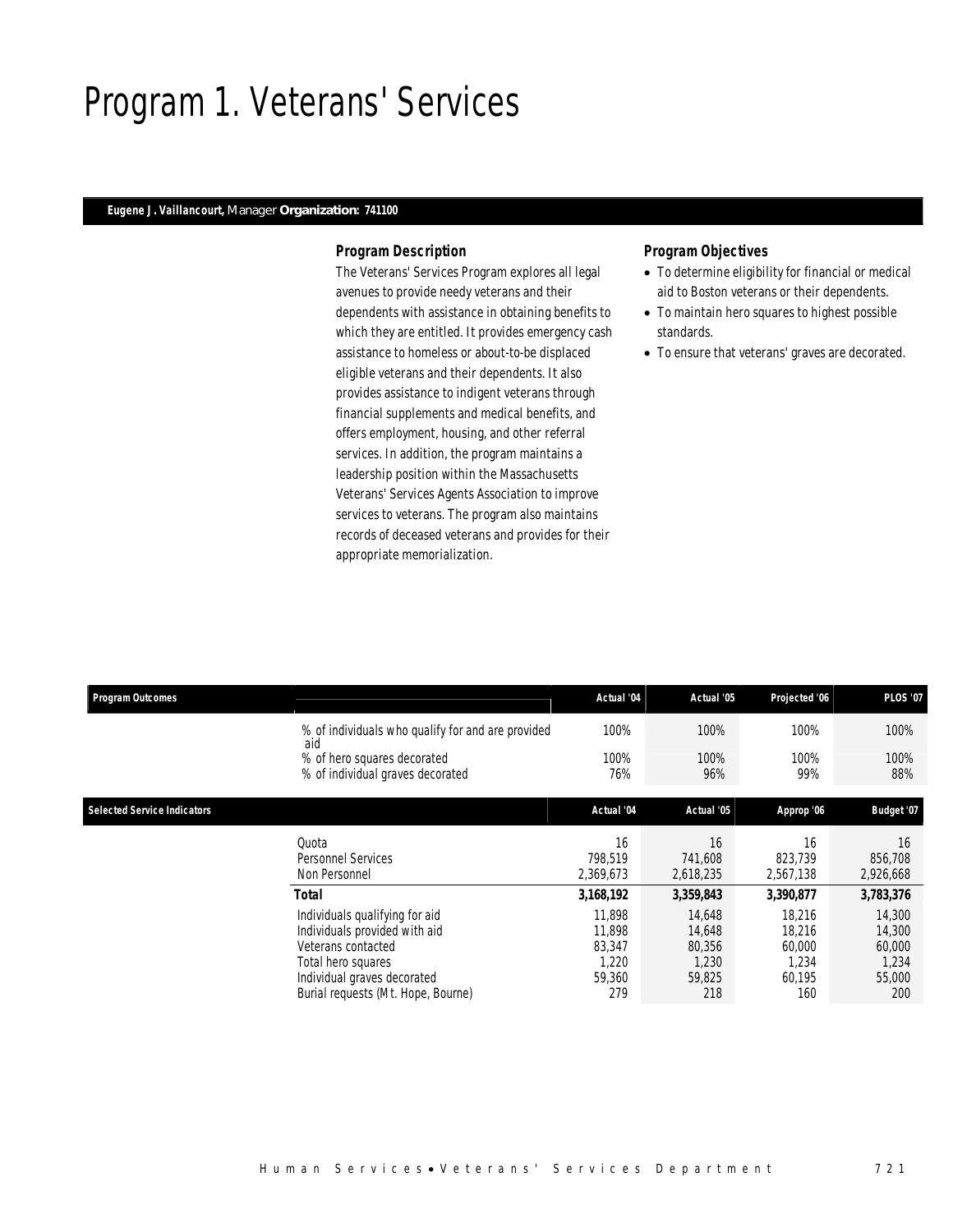# Program 1. Veterans' Services

**Eugene J. Vaillancourt,** Manager **Organization: 741100**

### Program Description

The Veterans' Services Program explores all legal avenues to provide needy veterans and their dependents with assistance in obtaining benefits to which they are entitled. It provides emergency cash assistance to homeless or about-to-be displaced eligible veterans and their dependents. It also provides assistance to indigent veterans through financial supplements and medical benefits, and offers employment, housing, and other referral services. In addition, the program maintains a leadership position within the Massachusetts Veterans' Services Agents Association to improve services to veterans. The program also maintains records of deceased veterans and provides for their appropriate memorialization.

### Program Objectives

- To determine eligibility for financial or medical aid to Boston veterans or their dependents.
- To maintain hero squares to highest possible standards.
- To ensure that veterans' graves are decorated.

| Program Outcomes | Actual '04 | Actual '05 | Projected '06 | PLOS '07 |
|---|---|---|---|---|
| % of individuals who qualify for and are provided aid | 100% | 100% | 100% | 100% |
| % of hero squares decorated | 100% | 100% | 100% | 100% |
| % of individual graves decorated | 76% | 96% | 99% | 88% |

| Selected Service Indicators | Actual '04 | Actual '05 | Approp '06 | Budget '07 |
|---|---|---|---|---|
| Quota | 16 | 16 | 16 | 16 |
| Personnel Services | 798,519 | 741,608 | 823,739 | 856,708 |
| Non Personnel | 2,369,673 | 2,618,235 | 2,567,138 | 2,926,668 |
| **Total** | **3,168,192** | **3,359,843** | **3,390,877** | **3,783,376** |
| Individuals qualifying for aid | 11,898 | 14,648 | 18,216 | 14,300 |
| Individuals provided with aid | 11,898 | 14,648 | 18,216 | 14,300 |
| Veterans contacted | 83,347 | 80,356 | 60,000 | 60,000 |
| Total hero squares | 1,220 | 1,230 | 1,234 | 1,234 |
| Individual graves decorated | 59,360 | 59,825 | 60,195 | 55,000 |
| Burial requests (Mt. Hope, Bourne) | 279 | 218 | 160 | 200 |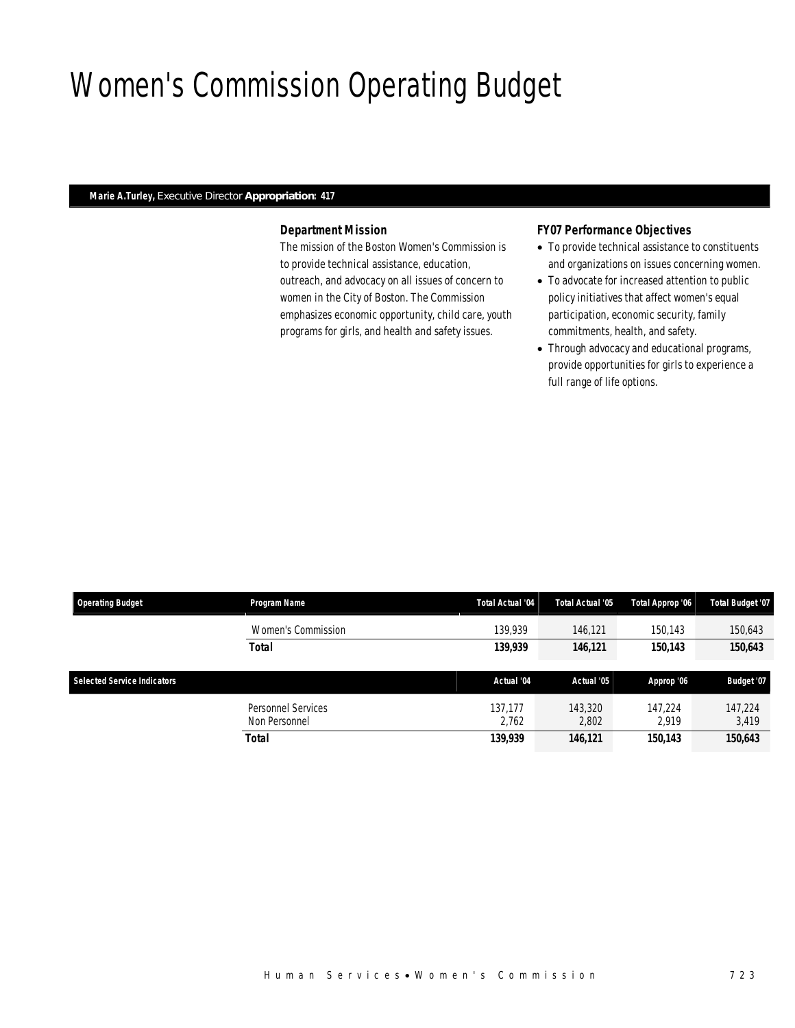# Women's Commission Operating Budget

**Marie A.Turley,** Executive Director **Appropriation: 417**

### *Department Mission*

The mission of the Boston Women's Commission is to provide technical assistance, education, outreach, and advocacy on all issues of concern to women in the City of Boston. The Commission emphasizes economic opportunity, child care, youth programs for girls, and health and safety issues.

### *FY07 Performance Objectives*

- To provide technical assistance to constituents and organizations on issues concerning women.
- To advocate for increased attention to public policy initiatives that affect women's equal participation, economic security, family commitments, health, and safety.
- Through advocacy and educational programs, provide opportunities for girls to experience a full range of life options.

| Operating Budget | Program Name | Total Actual '04 | Total Actual '05 | Total Approp '06 | Total Budget '07 |
|---|---|---|---|---|---|
| | Women's Commission | 139,939 | 146,121 | 150,143 | 150,643 |
| | **Total** | **139,939** | **146,121** | **150,143** | **150,643** |

| Selected Service Indicators | | Actual '04 | Actual '05 | Approp '06 | Budget '07 |
|---|---|---|---|---|---|
| | Personnel Services | 137,177 | 143,320 | 147,224 | 147,224 |
| | Non Personnel | 2,762 | 2,802 | 2,919 | 3,419 |
| | **Total** | **139,939** | **146,121** | **150,143** | **150,643** |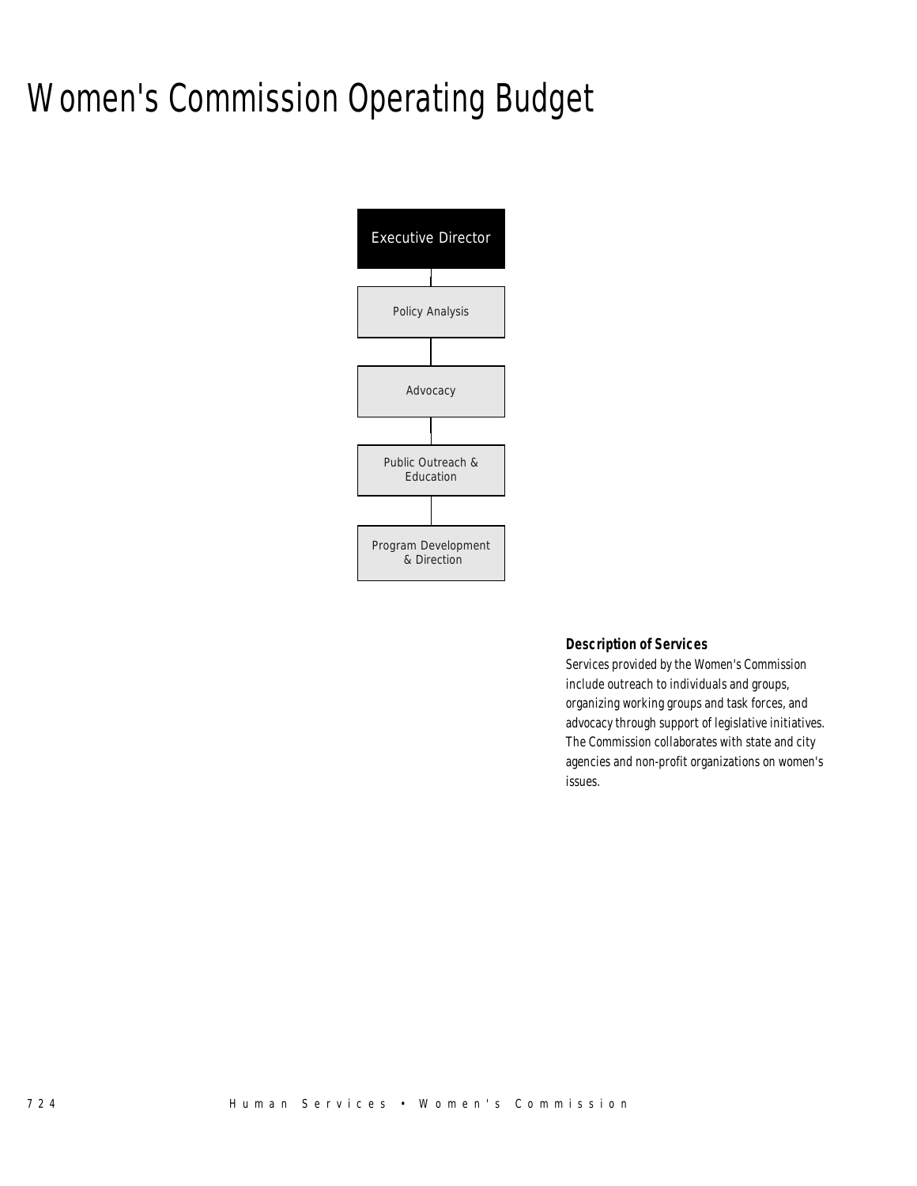# Women's Commission Operating Budget

Executive Director

Policy Analysis

Advocacy

Public Outreach & Education

Program Development & Direction

### Description of Services

Services provided by the Women's Commission include outreach to individuals and groups, organizing working groups and task forces, and advocacy through support of legislative initiatives. The Commission collaborates with state and city agencies and non-profit organizations on women's issues.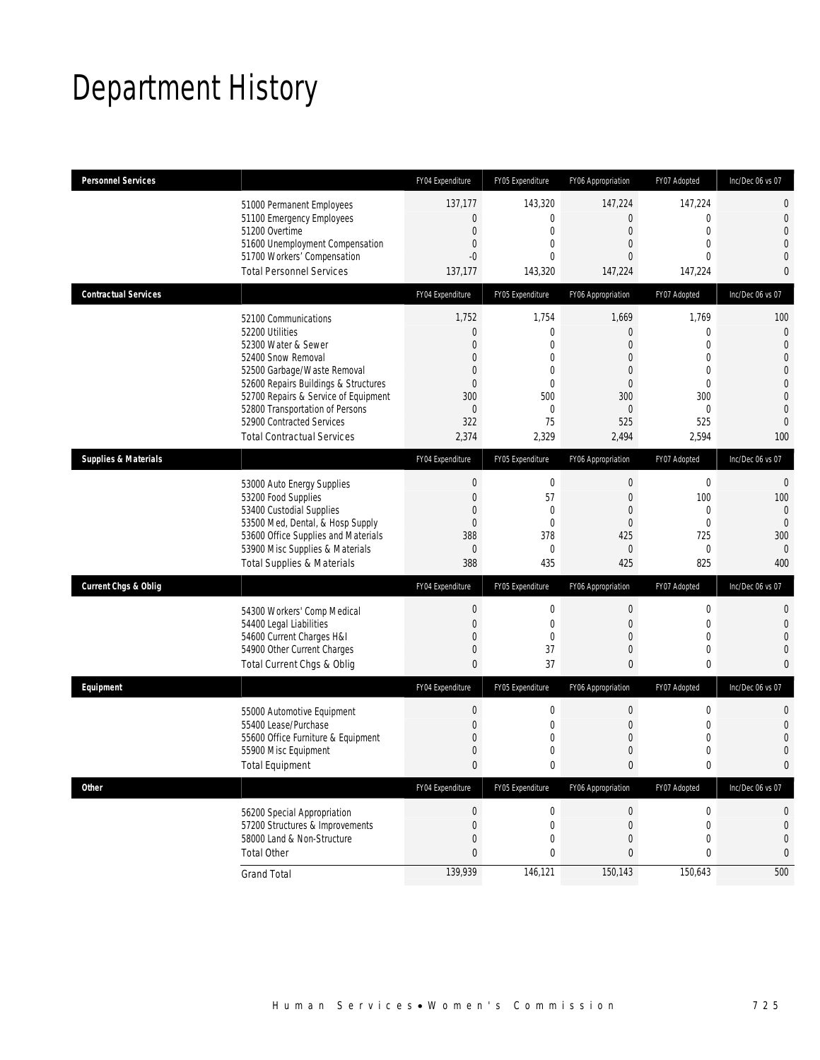# Department History

| Personnel Services | | FY04 Expenditure | FY05 Expenditure | FY06 Appropriation | FY07 Adopted | Inc/Dec 06 vs 07 |
|---|---|---|---|---|---|---|
| | 51000 Permanent Employees | 137,177 | 143,320 | 147,224 | 147,224 | 0 |
| | 51100 Emergency Employees | 0 | 0 | 0 | 0 | 0 |
| | 51200 Overtime | 0 | 0 | 0 | 0 | 0 |
| | 51600 Unemployment Compensation | 0 | 0 | 0 | 0 | 0 |
| | 51700 Workers' Compensation | -0 | 0 | 0 | 0 | 0 |
| | Total Personnel Services | 137,177 | 143,320 | 147,224 | 147,224 | 0 |
| **Contractual Services** | | FY04 Expenditure | FY05 Expenditure | FY06 Appropriation | FY07 Adopted | Inc/Dec 06 vs 07 |
| | 52100 Communications | 1,752 | 1,754 | 1,669 | 1,769 | 100 |
| | 52200 Utilities | 0 | 0 | 0 | 0 | 0 |
| | 52300 Water & Sewer | 0 | 0 | 0 | 0 | 0 |
| | 52400 Snow Removal | 0 | 0 | 0 | 0 | 0 |
| | 52500 Garbage/Waste Removal | 0 | 0 | 0 | 0 | 0 |
| | 52600 Repairs Buildings & Structures | 0 | 0 | 0 | 0 | 0 |
| | 52700 Repairs & Service of Equipment | 300 | 500 | 300 | 300 | 0 |
| | 52800 Transportation of Persons | 0 | 0 | 0 | 0 | 0 |
| | 52900 Contracted Services | 322 | 75 | 525 | 525 | 0 |
| | Total Contractual Services | 2,374 | 2,329 | 2,494 | 2,594 | 100 |
| **Supplies & Materials** | | FY04 Expenditure | FY05 Expenditure | FY06 Appropriation | FY07 Adopted | Inc/Dec 06 vs 07 |
| | 53000 Auto Energy Supplies | 0 | 0 | 0 | 0 | 0 |
| | 53200 Food Supplies | 0 | 57 | 0 | 100 | 100 |
| | 53400 Custodial Supplies | 0 | 0 | 0 | 0 | 0 |
| | 53500 Med, Dental, & Hosp Supply | 0 | 0 | 0 | 0 | 0 |
| | 53600 Office Supplies and Materials | 388 | 378 | 425 | 725 | 300 |
| | 53900 Misc Supplies & Materials | 0 | 0 | 0 | 0 | 0 |
| | Total Supplies & Materials | 388 | 435 | 425 | 825 | 400 |
| **Current Chgs & Oblig** | | FY04 Expenditure | FY05 Expenditure | FY06 Appropriation | FY07 Adopted | Inc/Dec 06 vs 07 |
| | 54300 Workers' Comp Medical | 0 | 0 | 0 | 0 | 0 |
| | 54400 Legal Liabilities | 0 | 0 | 0 | 0 | 0 |
| | 54600 Current Charges H&I | 0 | 0 | 0 | 0 | 0 |
| | 54900 Other Current Charges | 0 | 37 | 0 | 0 | 0 |
| | Total Current Chgs & Oblig | 0 | 37 | 0 | 0 | 0 |
| **Equipment** | | FY04 Expenditure | FY05 Expenditure | FY06 Appropriation | FY07 Adopted | Inc/Dec 06 vs 07 |
| | 55000 Automotive Equipment | 0 | 0 | 0 | 0 | 0 |
| | 55400 Lease/Purchase | 0 | 0 | 0 | 0 | 0 |
| | 55600 Office Furniture & Equipment | 0 | 0 | 0 | 0 | 0 |
| | 55900 Misc Equipment | 0 | 0 | 0 | 0 | 0 |
| | Total Equipment | 0 | 0 | 0 | 0 | 0 |
| **Other** | | FY04 Expenditure | FY05 Expenditure | FY06 Appropriation | FY07 Adopted | Inc/Dec 06 vs 07 |
| | 56200 Special Appropriation | 0 | 0 | 0 | 0 | 0 |
| | 57200 Structures & Improvements | 0 | 0 | 0 | 0 | 0 |
| | 58000 Land & Non-Structure | 0 | 0 | 0 | 0 | 0 |
| | Total Other | 0 | 0 | 0 | 0 | 0 |
| | Grand Total | 139,939 | 146,121 | 150,143 | 150,643 | 500 |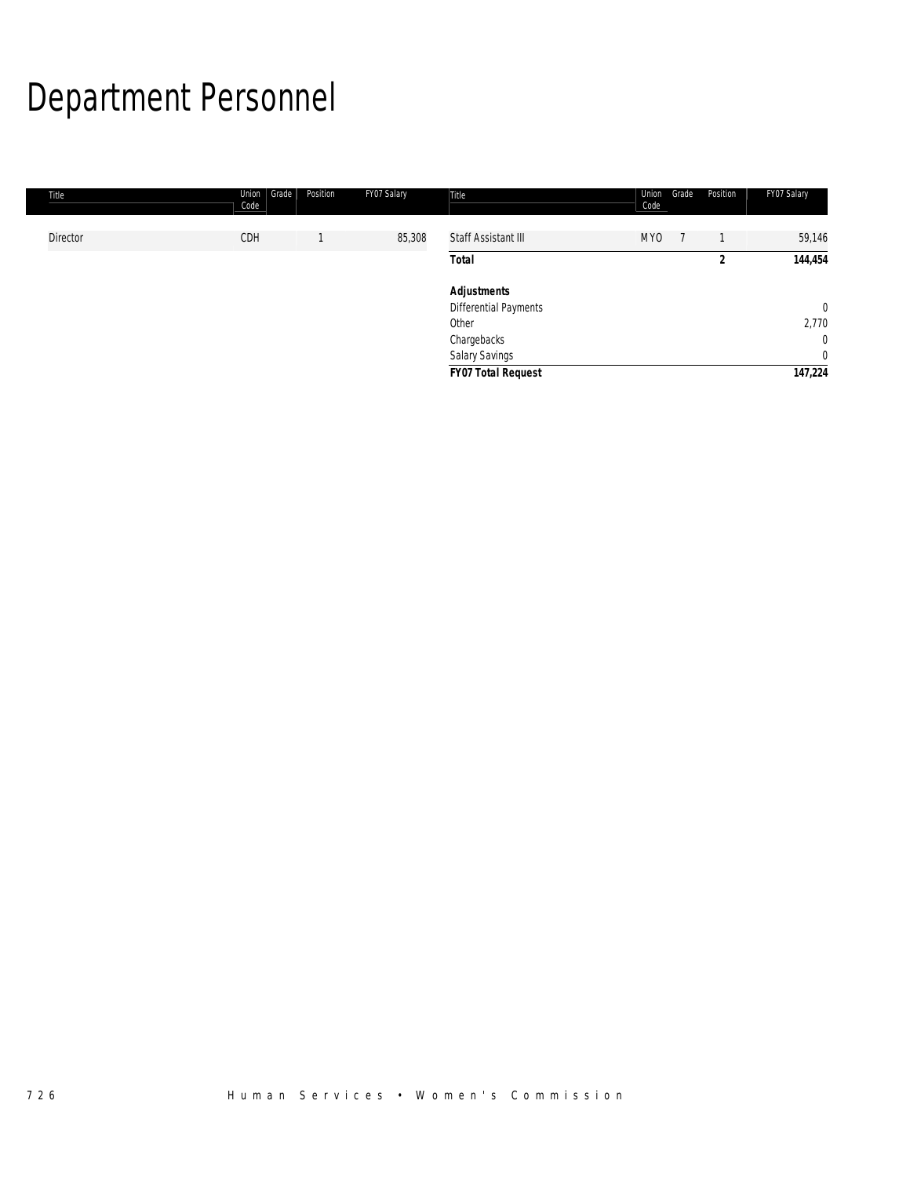# Department Personnel

| Title | Union Code | Grade | Position | FY07 Salary | Title | Union Code | Grade | Position | FY07 Salary |
|---|---|---|---|---|---|---|---|---|---|
| Director | CDH | | 1 | 85,308 | Staff Assistant III | MYO | 7 | 1 | 59,146 |
| | | | | | **Total** | | | **2** | **144,454** |
| | | | | | | | | | |
| | | | | | ***Adjustments*** | | | | |
| | | | | | Differential Payments | | | | 0 |
| | | | | | Other | | | | 2,770 |
| | | | | | Chargebacks | | | | 0 |
| | | | | | Salary Savings | | | | 0 |
| | | | | | ***FY07 Total Request*** | | | | ***147,224*** |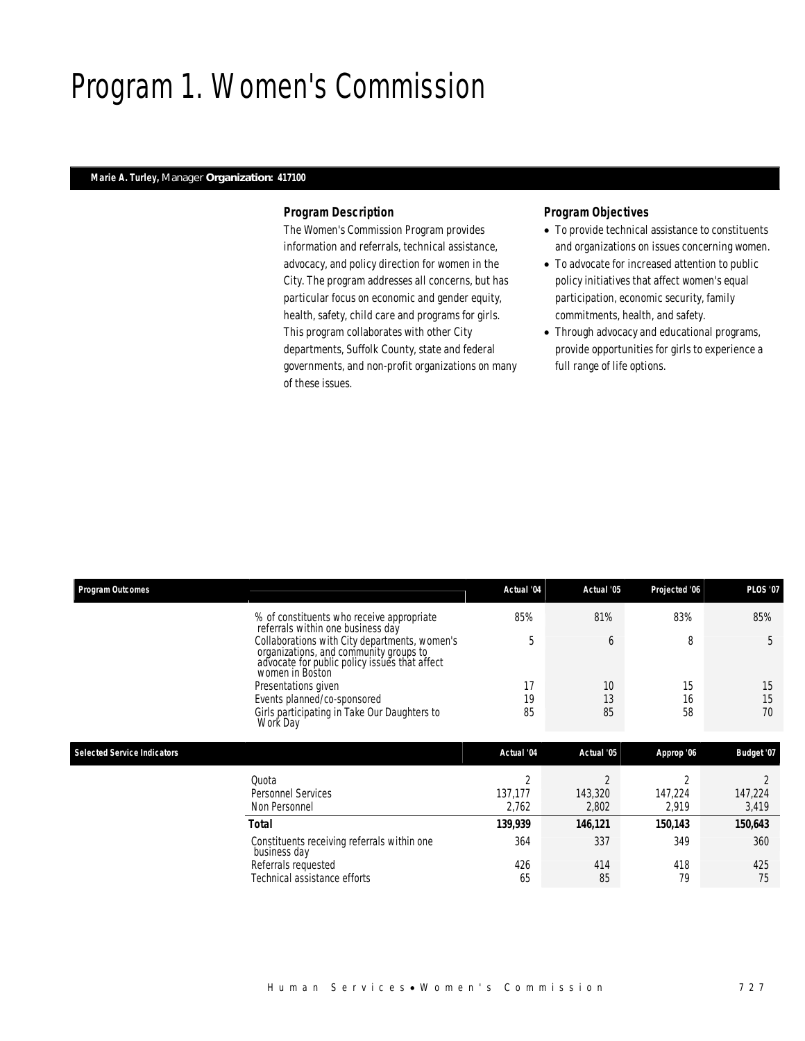# Program 1. Women's Commission

**Marie A. Turley,** Manager **Organization: 417100**

### Program Description

The Women's Commission Program provides information and referrals, technical assistance, advocacy, and policy direction for women in the City. The program addresses all concerns, but has particular focus on economic and gender equity, health, safety, child care and programs for girls. This program collaborates with other City departments, Suffolk County, state and federal governments, and non-profit organizations on many of these issues.

### Program Objectives

- To provide technical assistance to constituents and organizations on issues concerning women.
- To advocate for increased attention to public policy initiatives that affect women's equal participation, economic security, family commitments, health, and safety.
- Through advocacy and educational programs, provide opportunities for girls to experience a full range of life options.

| Program Outcomes | Actual '04 | Actual '05 | Projected '06 | PLOS '07 |
|---|---|---|---|---|
| % of constituents who receive appropriate referrals within one business day | 85% | 81% | 83% | 85% |
| Collaborations with City departments, women's organizations, and community groups to advocate for public policy issues that affect women in Boston | 5 | 6 | 8 | 5 |
| Presentations given | 17 | 10 | 15 | 15 |
| Events planned/co-sponsored | 19 | 13 | 16 | 15 |
| Girls participating in Take Our Daughters to Work Day | 85 | 85 | 58 | 70 |

| Selected Service Indicators | Actual '04 | Actual '05 | Approp '06 | Budget '07 |
|---|---|---|---|---|
| Quota | 2 | 2 | 2 | 2 |
| Personnel Services | 137,177 | 143,320 | 147,224 | 147,224 |
| Non Personnel | 2,762 | 2,802 | 2,919 | 3,419 |
| **Total** | **139,939** | **146,121** | **150,143** | **150,643** |
| Constituents receiving referrals within one business day | 364 | 337 | 349 | 360 |
| Referrals requested | 426 | 414 | 418 | 425 |
| Technical assistance efforts | 65 | 85 | 79 | 75 |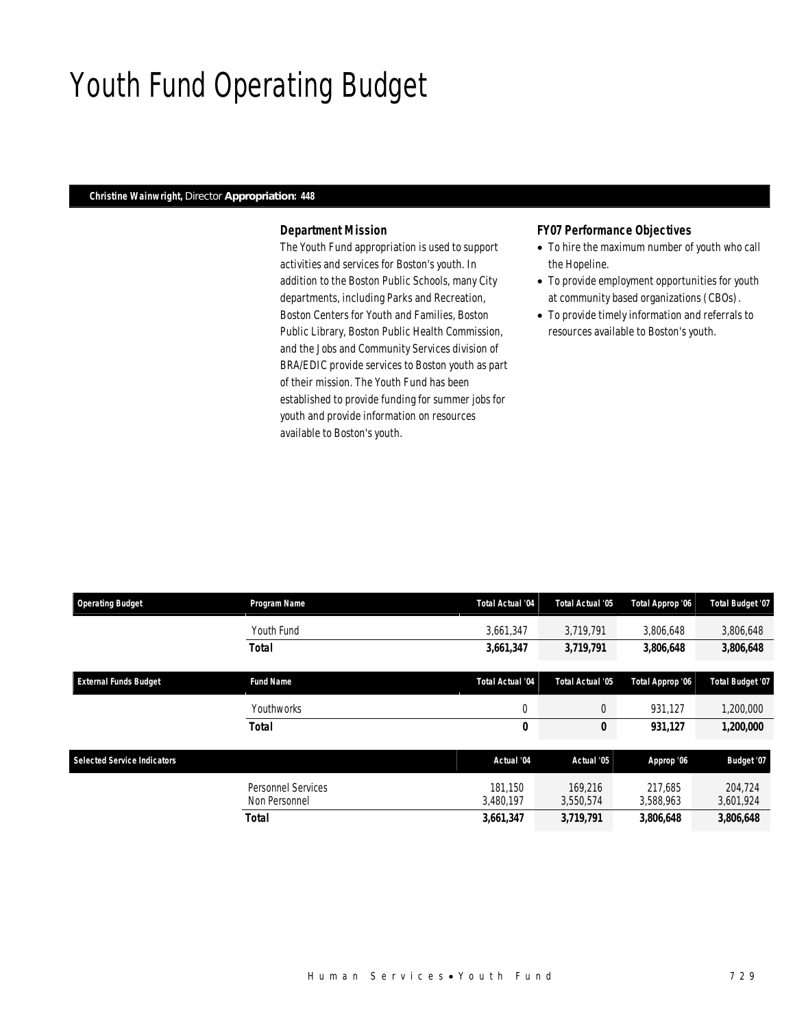# Youth Fund Operating Budget

**Christine Wainwright,** Director **Appropriation: 448**

### Department Mission

The Youth Fund appropriation is used to support activities and services for Boston's youth. In addition to the Boston Public Schools, many City departments, including Parks and Recreation, Boston Centers for Youth and Families, Boston Public Library, Boston Public Health Commission, and the Jobs and Community Services division of BRA/EDIC provide services to Boston youth as part of their mission. The Youth Fund has been established to provide funding for summer jobs for youth and provide information on resources available to Boston's youth.

### FY07 Performance Objectives

- To hire the maximum number of youth who call the Hopeline.
- To provide employment opportunities for youth at community based organizations (CBOs).
- To provide timely information and referrals to resources available to Boston's youth.

| Operating Budget | Program Name | Total Actual '04 | Total Actual '05 | Total Approp '06 | Total Budget '07 |
|---|---|---|---|---|---|
| | Youth Fund | 3,661,347 | 3,719,791 | 3,806,648 | 3,806,648 |
| | **Total** | **3,661,347** | **3,719,791** | **3,806,648** | **3,806,648** |

| External Funds Budget | Fund Name | Total Actual '04 | Total Actual '05 | Total Approp '06 | Total Budget '07 |
|---|---|---|---|---|---|
| | Youthworks | 0 | 0 | 931,127 | 1,200,000 |
| | **Total** | **0** | **0** | **931,127** | **1,200,000** |

| Selected Service Indicators | | Actual '04 | Actual '05 | Approp '06 | Budget '07 |
|---|---|---|---|---|---|
| | Personnel Services | 181,150 | 169,216 | 217,685 | 204,724 |
| | Non Personnel | 3,480,197 | 3,550,574 | 3,588,963 | 3,601,924 |
| | **Total** | **3,661,347** | **3,719,791** | **3,806,648** | **3,806,648** |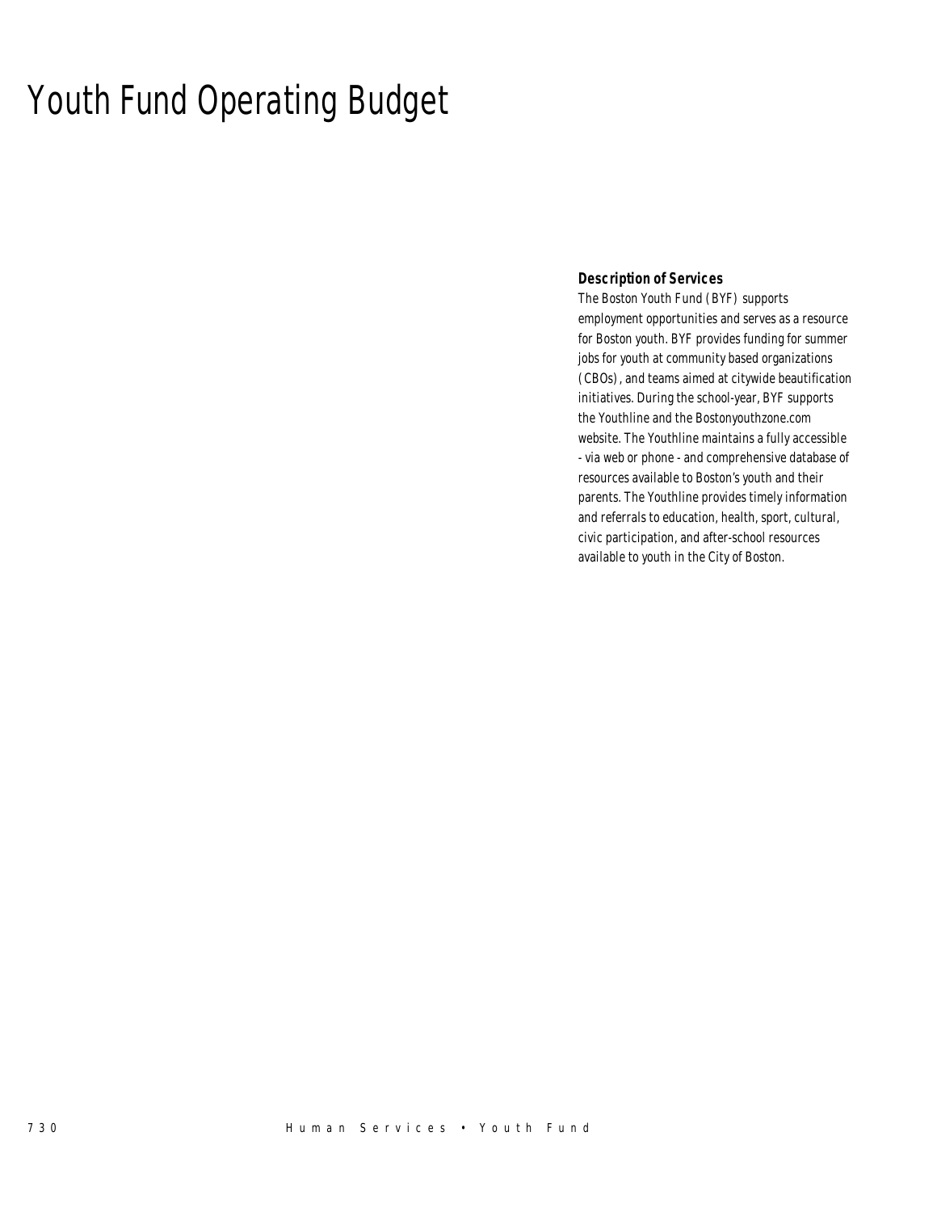# Youth Fund Operating Budget

### Description of Services

The Boston Youth Fund (BYF) supports employment opportunities and serves as a resource for Boston youth. BYF provides funding for summer jobs for youth at community based organizations (CBOs), and teams aimed at citywide beautification initiatives. During the school-year, BYF supports the Youthline and the Bostonyouthzone.com website. The Youthline maintains a fully accessible - via web or phone - and comprehensive database of resources available to Boston's youth and their parents. The Youthline provides timely information and referrals to education, health, sport, cultural, civic participation, and after-school resources available to youth in the City of Boston.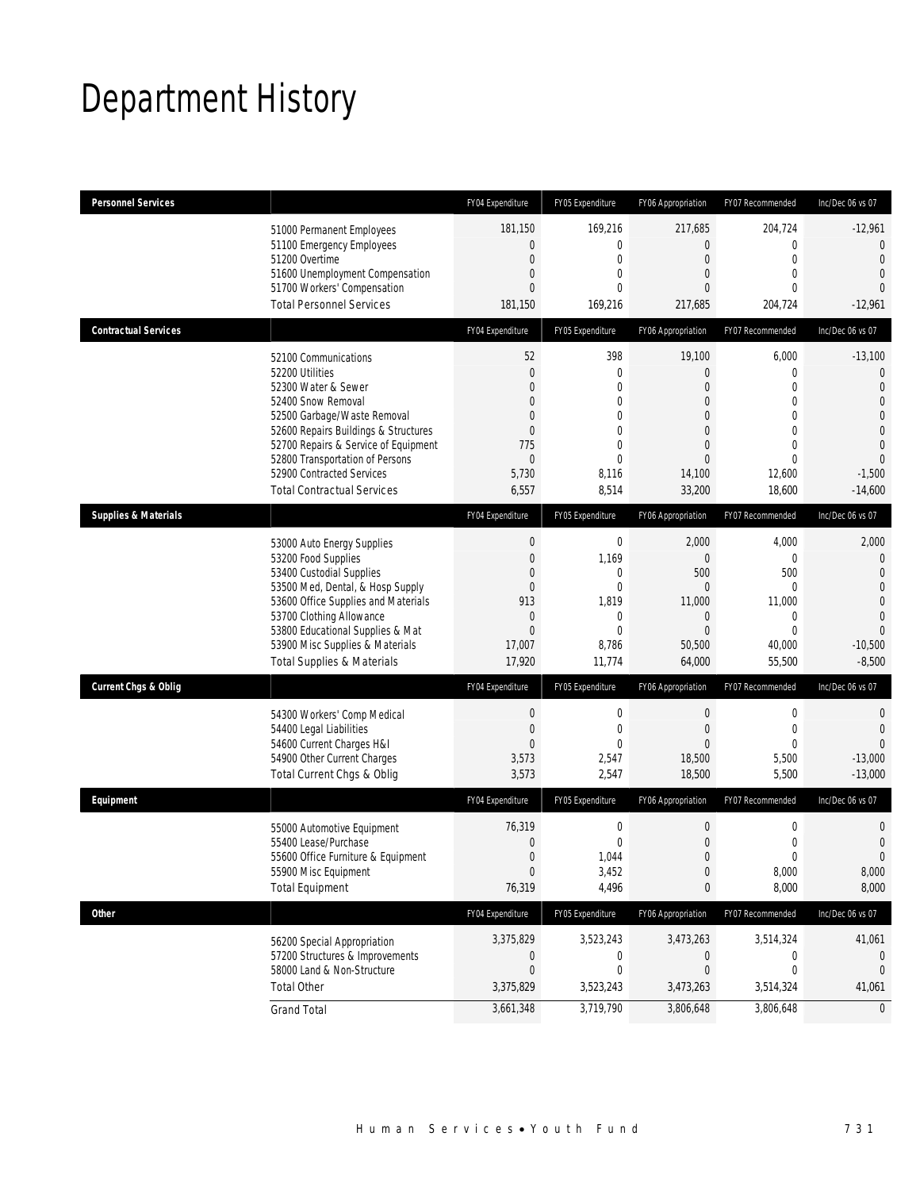# Department History

| Personnel Services | | FY04 Expenditure | FY05 Expenditure | FY06 Appropriation | FY07 Recommended | Inc/Dec 06 vs 07 |
|---|---|---|---|---|---|---|
| | 51000 Permanent Employees | 181,150 | 169,216 | 217,685 | 204,724 | -12,961 |
| | 51100 Emergency Employees | 0 | 0 | 0 | 0 | 0 |
| | 51200 Overtime | 0 | 0 | 0 | 0 | 0 |
| | 51600 Unemployment Compensation | 0 | 0 | 0 | 0 | 0 |
| | 51700 Workers' Compensation | 0 | 0 | 0 | 0 | 0 |
| | Total Personnel Services | 181,150 | 169,216 | 217,685 | 204,724 | -12,961 |
| **Contractual Services** | | FY04 Expenditure | FY05 Expenditure | FY06 Appropriation | FY07 Recommended | Inc/Dec 06 vs 07 |
| | 52100 Communications | 52 | 398 | 19,100 | 6,000 | -13,100 |
| | 52200 Utilities | 0 | 0 | 0 | 0 | 0 |
| | 52300 Water & Sewer | 0 | 0 | 0 | 0 | 0 |
| | 52400 Snow Removal | 0 | 0 | 0 | 0 | 0 |
| | 52500 Garbage/Waste Removal | 0 | 0 | 0 | 0 | 0 |
| | 52600 Repairs Buildings & Structures | 0 | 0 | 0 | 0 | 0 |
| | 52700 Repairs & Service of Equipment | 775 | 0 | 0 | 0 | 0 |
| | 52800 Transportation of Persons | 0 | 0 | 0 | 0 | 0 |
| | 52900 Contracted Services | 5,730 | 8,116 | 14,100 | 12,600 | -1,500 |
| | Total Contractual Services | 6,557 | 8,514 | 33,200 | 18,600 | -14,600 |
| **Supplies & Materials** | | FY04 Expenditure | FY05 Expenditure | FY06 Appropriation | FY07 Recommended | Inc/Dec 06 vs 07 |
| | 53000 Auto Energy Supplies | 0 | 0 | 2,000 | 4,000 | 2,000 |
| | 53200 Food Supplies | 0 | 1,169 | 0 | 0 | 0 |
| | 53400 Custodial Supplies | 0 | 0 | 500 | 500 | 0 |
| | 53500 Med, Dental, & Hosp Supply | 0 | 0 | 0 | 0 | 0 |
| | 53600 Office Supplies and Materials | 913 | 1,819 | 11,000 | 11,000 | 0 |
| | 53700 Clothing Allowance | 0 | 0 | 0 | 0 | 0 |
| | 53800 Educational Supplies & Mat | 0 | 0 | 0 | 0 | 0 |
| | 53900 Misc Supplies & Materials | 17,007 | 8,786 | 50,500 | 40,000 | -10,500 |
| | Total Supplies & Materials | 17,920 | 11,774 | 64,000 | 55,500 | -8,500 |
| **Current Chgs & Oblig** | | FY04 Expenditure | FY05 Expenditure | FY06 Appropriation | FY07 Recommended | Inc/Dec 06 vs 07 |
| | 54300 Workers' Comp Medical | 0 | 0 | 0 | 0 | 0 |
| | 54400 Legal Liabilities | 0 | 0 | 0 | 0 | 0 |
| | 54600 Current Charges H&I | 0 | 0 | 0 | 0 | 0 |
| | 54900 Other Current Charges | 3,573 | 2,547 | 18,500 | 5,500 | -13,000 |
| | Total Current Chgs & Oblig | 3,573 | 2,547 | 18,500 | 5,500 | -13,000 |
| **Equipment** | | FY04 Expenditure | FY05 Expenditure | FY06 Appropriation | FY07 Recommended | Inc/Dec 06 vs 07 |
| | 55000 Automotive Equipment | 76,319 | 0 | 0 | 0 | 0 |
| | 55400 Lease/Purchase | 0 | 0 | 0 | 0 | 0 |
| | 55600 Office Furniture & Equipment | 0 | 1,044 | 0 | 0 | 0 |
| | 55900 Misc Equipment | 0 | 3,452 | 0 | 8,000 | 8,000 |
| | Total Equipment | 76,319 | 4,496 | 0 | 8,000 | 8,000 |
| **Other** | | FY04 Expenditure | FY05 Expenditure | FY06 Appropriation | FY07 Recommended | Inc/Dec 06 vs 07 |
| | 56200 Special Appropriation | 3,375,829 | 3,523,243 | 3,473,263 | 3,514,324 | 41,061 |
| | 57200 Structures & Improvements | 0 | 0 | 0 | 0 | 0 |
| | 58000 Land & Non-Structure | 0 | 0 | 0 | 0 | 0 |
| | Total Other | 3,375,829 | 3,523,243 | 3,473,263 | 3,514,324 | 41,061 |
| | Grand Total | 3,661,348 | 3,719,790 | 3,806,648 | 3,806,648 | 0 |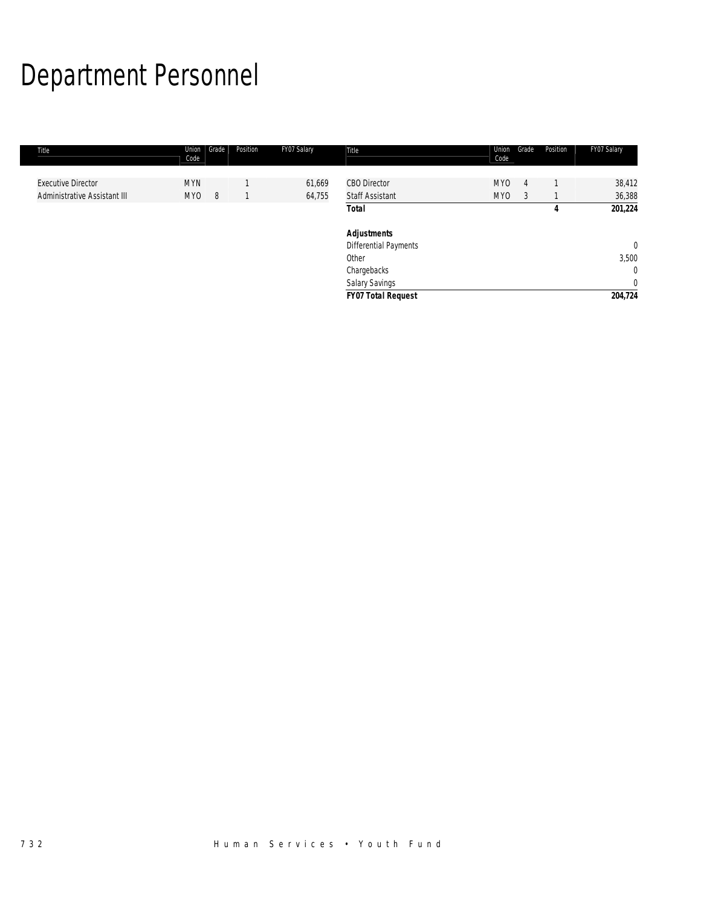# Department Personnel

| Title | Union Code | Grade | Position | FY07 Salary |
|---|---|---|---|---|
| Executive Director | MYN | | 1 | 61,669 |
| Administrative Assistant III | MYO | 8 | 1 | 64,755 |
| CBO Director | MYO | 4 | 1 | 38,412 |
| Staff Assistant | MYO | 3 | 1 | 36,388 |
| **Total** | | | **4** | **201,224** |
| | | | | |
| ***Adjustments*** | | | | |
| Differential Payments | | | | 0 |
| Other | | | | 3,500 |
| Chargebacks | | | | 0 |
| Salary Savings | | | | 0 |
| ***FY07 Total Request*** | | | | **204,724** |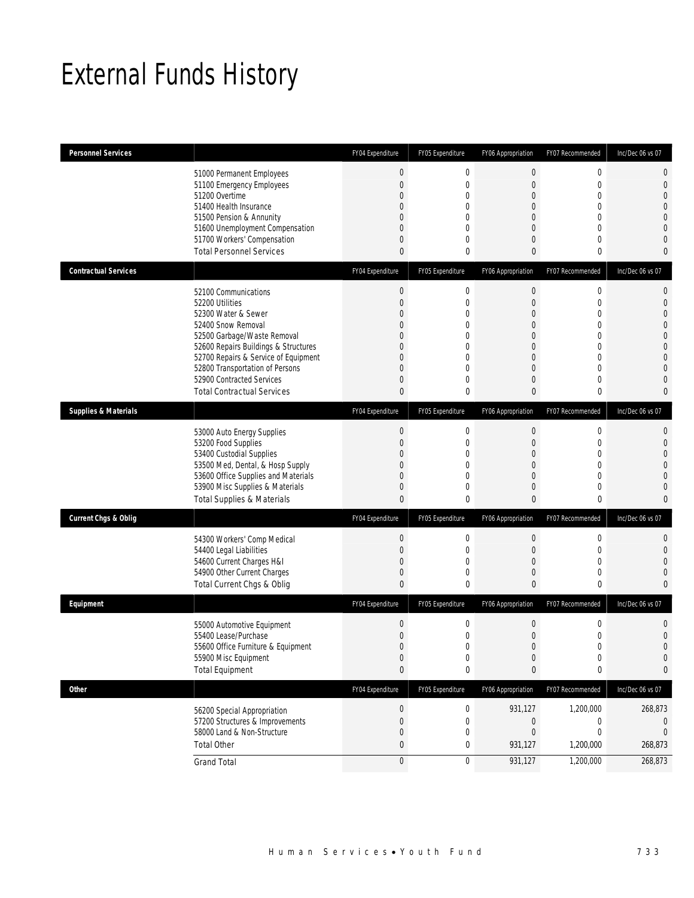# External Funds History

| Personnel Services | | FY04 Expenditure | FY05 Expenditure | FY06 Appropriation | FY07 Recommended | Inc/Dec 06 vs 07 |
|---|---|---|---|---|---|---|
| | 51000 Permanent Employees | 0 | 0 | 0 | 0 | 0 |
| | 51100 Emergency Employees | 0 | 0 | 0 | 0 | 0 |
| | 51200 Overtime | 0 | 0 | 0 | 0 | 0 |
| | 51400 Health Insurance | 0 | 0 | 0 | 0 | 0 |
| | 51500 Pension & Annunity | 0 | 0 | 0 | 0 | 0 |
| | 51600 Unemployment Compensation | 0 | 0 | 0 | 0 | 0 |
| | 51700 Workers' Compensation | 0 | 0 | 0 | 0 | 0 |
| | Total Personnel Services | 0 | 0 | 0 | 0 | 0 |
| **Contractual Services** | | FY04 Expenditure | FY05 Expenditure | FY06 Appropriation | FY07 Recommended | Inc/Dec 06 vs 07 |
| | 52100 Communications | 0 | 0 | 0 | 0 | 0 |
| | 52200 Utilities | 0 | 0 | 0 | 0 | 0 |
| | 52300 Water & Sewer | 0 | 0 | 0 | 0 | 0 |
| | 52400 Snow Removal | 0 | 0 | 0 | 0 | 0 |
| | 52500 Garbage/Waste Removal | 0 | 0 | 0 | 0 | 0 |
| | 52600 Repairs Buildings & Structures | 0 | 0 | 0 | 0 | 0 |
| | 52700 Repairs & Service of Equipment | 0 | 0 | 0 | 0 | 0 |
| | 52800 Transportation of Persons | 0 | 0 | 0 | 0 | 0 |
| | 52900 Contracted Services | 0 | 0 | 0 | 0 | 0 |
| | Total Contractual Services | 0 | 0 | 0 | 0 | 0 |
| **Supplies & Materials** | | FY04 Expenditure | FY05 Expenditure | FY06 Appropriation | FY07 Recommended | Inc/Dec 06 vs 07 |
| | 53000 Auto Energy Supplies | 0 | 0 | 0 | 0 | 0 |
| | 53200 Food Supplies | 0 | 0 | 0 | 0 | 0 |
| | 53400 Custodial Supplies | 0 | 0 | 0 | 0 | 0 |
| | 53500 Med, Dental, & Hosp Supply | 0 | 0 | 0 | 0 | 0 |
| | 53600 Office Supplies and Materials | 0 | 0 | 0 | 0 | 0 |
| | 53900 Misc Supplies & Materials | 0 | 0 | 0 | 0 | 0 |
| | Total Supplies & Materials | 0 | 0 | 0 | 0 | 0 |
| **Current Chgs & Oblig** | | FY04 Expenditure | FY05 Expenditure | FY06 Appropriation | FY07 Recommended | Inc/Dec 06 vs 07 |
| | 54300 Workers' Comp Medical | 0 | 0 | 0 | 0 | 0 |
| | 54400 Legal Liabilities | 0 | 0 | 0 | 0 | 0 |
| | 54600 Current Charges H&I | 0 | 0 | 0 | 0 | 0 |
| | 54900 Other Current Charges | 0 | 0 | 0 | 0 | 0 |
| | Total Current Chgs & Oblig | 0 | 0 | 0 | 0 | 0 |
| **Equipment** | | FY04 Expenditure | FY05 Expenditure | FY06 Appropriation | FY07 Recommended | Inc/Dec 06 vs 07 |
| | 55000 Automotive Equipment | 0 | 0 | 0 | 0 | 0 |
| | 55400 Lease/Purchase | 0 | 0 | 0 | 0 | 0 |
| | 55600 Office Furniture & Equipment | 0 | 0 | 0 | 0 | 0 |
| | 55900 Misc Equipment | 0 | 0 | 0 | 0 | 0 |
| | Total Equipment | 0 | 0 | 0 | 0 | 0 |
| **Other** | | FY04 Expenditure | FY05 Expenditure | FY06 Appropriation | FY07 Recommended | Inc/Dec 06 vs 07 |
| | 56200 Special Appropriation | 0 | 0 | 931,127 | 1,200,000 | 268,873 |
| | 57200 Structures & Improvements | 0 | 0 | 0 | 0 | 0 |
| | 58000 Land & Non-Structure | 0 | 0 | 0 | 0 | 0 |
| | Total Other | 0 | 0 | 931,127 | 1,200,000 | 268,873 |
| | Grand Total | 0 | 0 | 931,127 | 1,200,000 | 268,873 |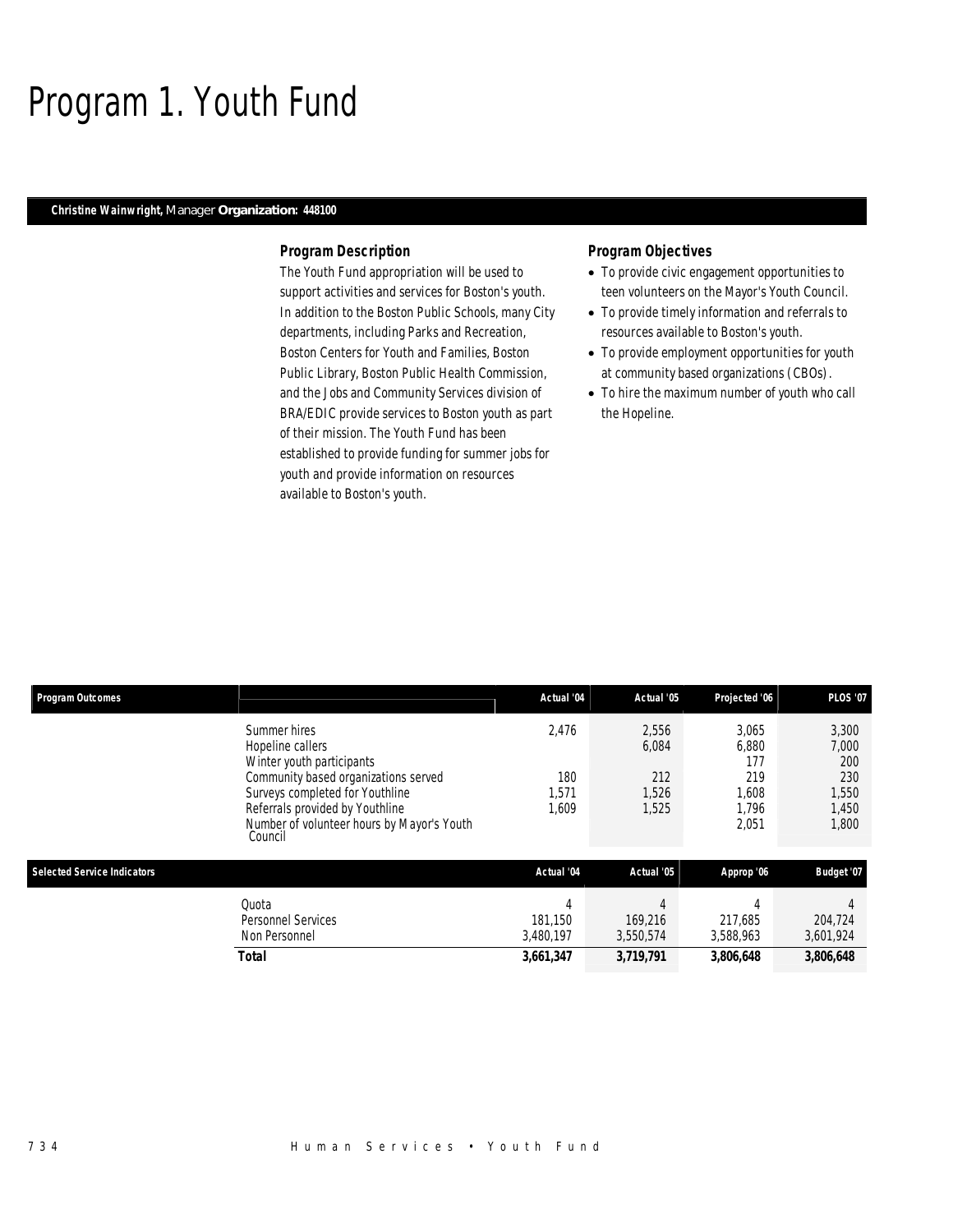# Program 1. Youth Fund

**Christine Wainwright,** Manager **Organization: 448100**

### Program Description

The Youth Fund appropriation will be used to support activities and services for Boston's youth. In addition to the Boston Public Schools, many City departments, including Parks and Recreation, Boston Centers for Youth and Families, Boston Public Library, Boston Public Health Commission, and the Jobs and Community Services division of BRA/EDIC provide services to Boston youth as part of their mission. The Youth Fund has been established to provide funding for summer jobs for youth and provide information on resources available to Boston's youth.

### Program Objectives

- To provide civic engagement opportunities to teen volunteers on the Mayor's Youth Council.
- To provide timely information and referrals to resources available to Boston's youth.
- To provide employment opportunities for youth at community based organizations (CBOs).
- To hire the maximum number of youth who call the Hopeline.

| Program Outcomes | Actual '04 | Actual '05 | Projected '06 | PLOS '07 |
|---|---|---|---|---|
| Summer hires | 2,476 | 2,556 | 3,065 | 3,300 |
| Hopeline callers | | 6,084 | 6,880 | 7,000 |
| Winter youth participants | | | 177 | 200 |
| Community based organizations served | 180 | 212 | 219 | 230 |
| Surveys completed for Youthline | 1,571 | 1,526 | 1,608 | 1,550 |
| Referrals provided by Youthline | 1,609 | 1,525 | 1,796 | 1,450 |
| Number of volunteer hours by Mayor's Youth Council | | | 2,051 | 1,800 |

| Selected Service Indicators | Actual '04 | Actual '05 | Approp '06 | Budget '07 |
|---|---|---|---|---|
| Quota | 4 | 4 | 4 | 4 |
| Personnel Services | 181,150 | 169,216 | 217,685 | 204,724 |
| Non Personnel | 3,480,197 | 3,550,574 | 3,588,963 | 3,601,924 |
| **Total** | **3,661,347** | **3,719,791** | **3,806,648** | **3,806,648** |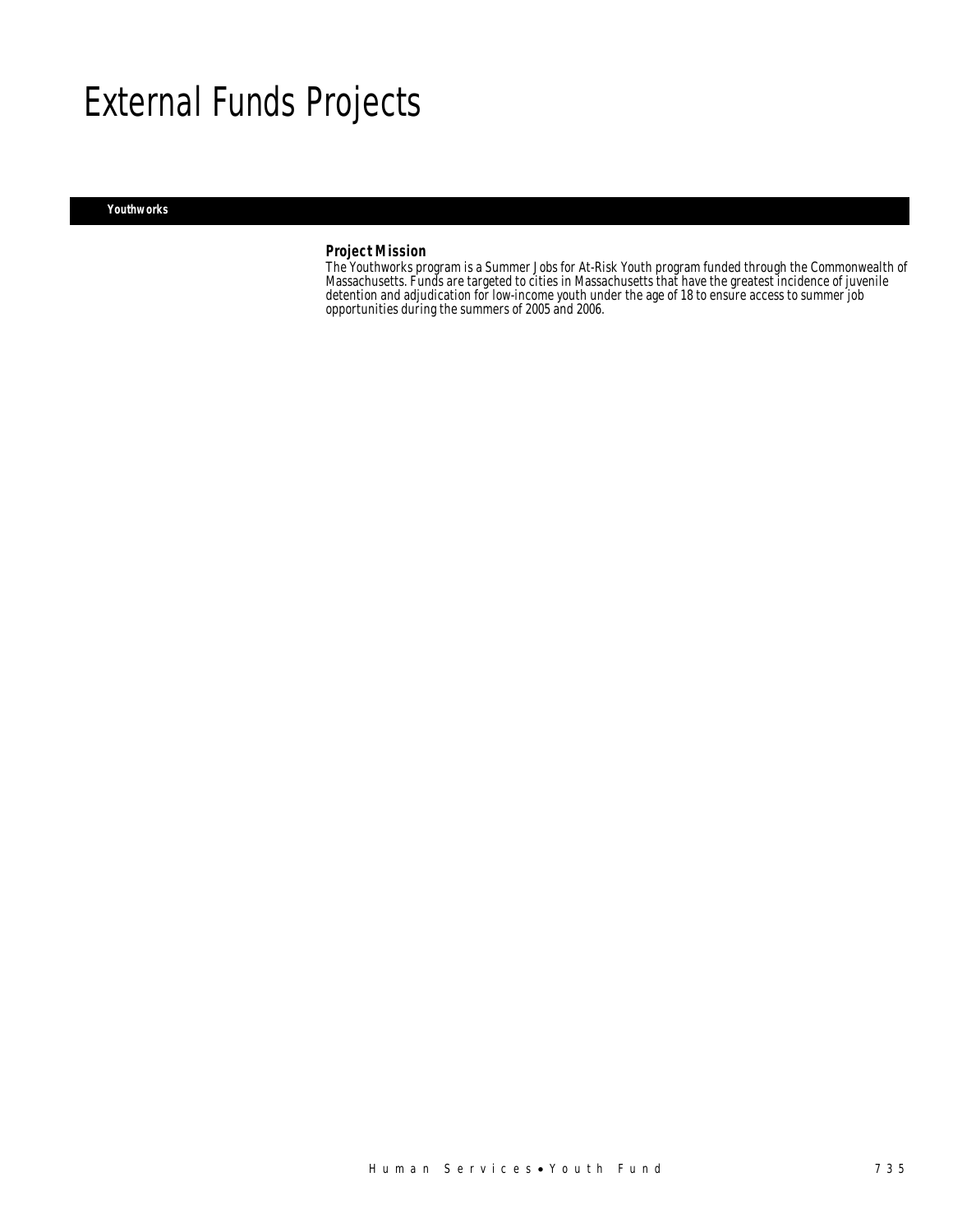# External Funds Projects

## Youthworks

### Project Mission

The Youthworks program is a Summer Jobs for At-Risk Youth program funded through the Commonwealth of Massachusetts. Funds are targeted to cities in Massachusetts that have the greatest incidence of juvenile detention and adjudication for low-income youth under the age of 18 to ensure access to summer job opportunities during the summers of 2005 and 2006.